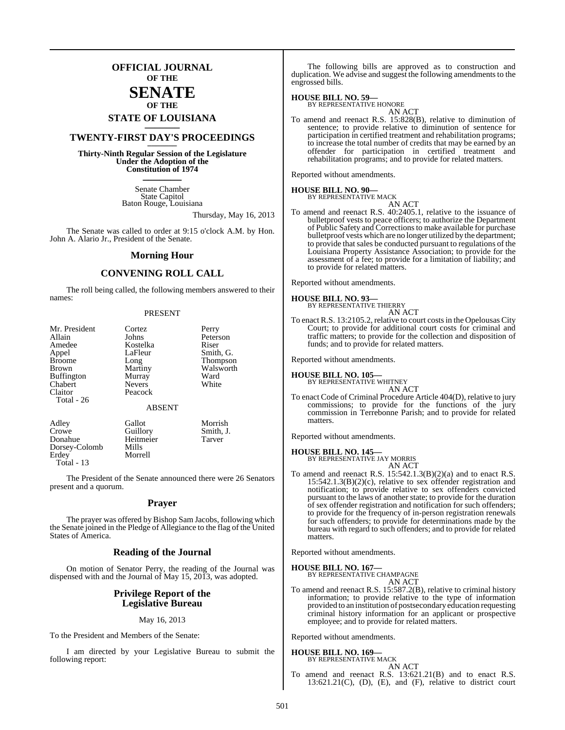# OFFICIAL JOURNAL OF THE SENATE OF THE STATE OF LOUISIANA

## TWENTY-FIRST DAY'S PROCEEDINGS

**Thirty-Ninth Regular Session of the Legislature Under the Adoption of the Constitution of 1974**

Senate Chamber
State Capitol
Baton Rouge, Louisiana

Thursday, May 16, 2013

The Senate was called to order at 9:15 o'clock A.M. by Hon. John A. Alario Jr., President of the Senate.

## Morning Hour

## CONVENING ROLL CALL

The roll being called, the following members answered to their names:

PRESENT

| | | |
|---|---|---|
| Mr. President | Cortez | Perry |
| Allain | Johns | Peterson |
| Amedee | Kostelka | Riser |
| Appel | LaFleur | Smith, G. |
| Broome | Long | Thompson |
| Brown | Martiny | Walsworth |
| Buffington | Murray | Ward |
| Chabert | Nevers | White |
| Claitor | Peacock | |

Total - 26

ABSENT

| | | |
|---|---|---|
| Adley | Gallot | Morrish |
| Crowe | Guillory | Smith, J. |
| Donahue | Heitmeier | Tarver |
| Dorsey-Colomb | Mills | |
| Erdey | Morrell | |

Total - 13

The President of the Senate announced there were 26 Senators present and a quorum.

## Prayer

The prayer was offered by Bishop Sam Jacobs, following which the Senate joined in the Pledge of Allegiance to the flag of the United States of America.

## Reading of the Journal

On motion of Senator Perry, the reading of the Journal was dispensed with and the Journal of May 15, 2013, was adopted.

## Privilege Report of the Legislative Bureau

May 16, 2013

To the President and Members of the Senate:

I am directed by your Legislative Bureau to submit the following report:

The following bills are approved as to construction and duplication. We advise and suggest the following amendments to the engrossed bills.

**HOUSE BILL NO. 59—**
BY REPRESENTATIVE HONORE
AN ACT

To amend and reenact R.S. 15:828(B), relative to diminution of sentence; to provide relative to diminution of sentence for participation in certified treatment and rehabilitation programs; to increase the total number of credits that may be earned by an offender for participation in certified treatment and rehabilitation programs; and to provide for related matters.

Reported without amendments.

**HOUSE BILL NO. 90—**
BY REPRESENTATIVE MACK
AN ACT

To amend and reenact R.S. 40:2405.1, relative to the issuance of bulletproof vests to peace officers; to authorize the Department of Public Safety and Corrections to make available for purchase bulletproof vests which are no longer utilized by the department; to provide that sales be conducted pursuant to regulations of the Louisiana Property Assistance Association; to provide for the assessment of a fee; to provide for a limitation of liability; and to provide for related matters.

Reported without amendments.

**HOUSE BILL NO. 93—**
BY REPRESENTATIVE THIERRY
AN ACT

To enact R.S. 13:2105.2, relative to court costs in the Opelousas City Court; to provide for additional court costs for criminal and traffic matters; to provide for the collection and disposition of funds; and to provide for related matters.

Reported without amendments.

**HOUSE BILL NO. 105—**
BY REPRESENTATIVE WHITNEY
AN ACT

To enact Code of Criminal Procedure Article 404(D), relative to jury commissions; to provide for the functions of the jury commission in Terrebonne Parish; and to provide for related matters.

Reported without amendments.

**HOUSE BILL NO. 145—**
BY REPRESENTATIVE JAY MORRIS
AN ACT

To amend and reenact R.S. 15:542.1.3(B)(2)(a) and to enact R.S. 15:542.1.3(B)(2)(c), relative to sex offender registration and notification; to provide relative to sex offenders convicted pursuant to the laws of another state; to provide for the duration of sex offender registration and notification for such offenders; to provide for the frequency of in-person registration renewals for such offenders; to provide for determinations made by the bureau with regard to such offenders; and to provide for related matters.

Reported without amendments.

**HOUSE BILL NO. 167—**
BY REPRESENTATIVE CHAMPAGNE
AN ACT

To amend and reenact R.S. 15:587.2(B), relative to criminal history information; to provide relative to the type of information provided to an institution of postsecondary education requesting criminal history information for an applicant or prospective employee; and to provide for related matters.

Reported without amendments.

**HOUSE BILL NO. 169—**
BY REPRESENTATIVE MACK
AN ACT

To amend and reenact R.S. 13:621.21(B) and to enact R.S. 13:621.21(C), (D), (E), and (F), relative to district court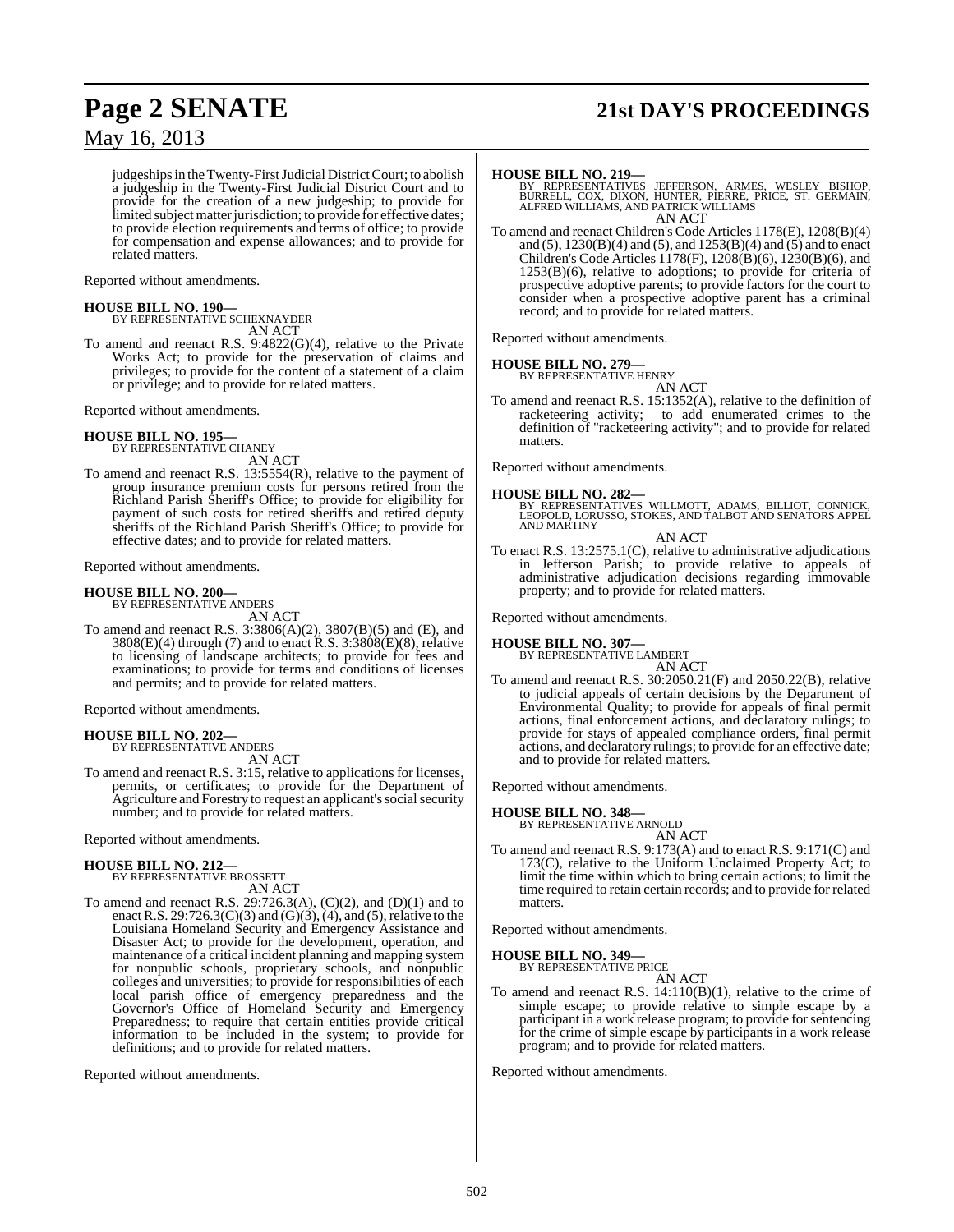judgeships in the Twenty-First Judicial District Court; to abolish a judgeship in the Twenty-First Judicial District Court and to provide for the creation of a new judgeship; to provide for limited subject matter jurisdiction; to provide for effective dates; to provide election requirements and terms of office; to provide for compensation and expense allowances; and to provide for related matters.

Reported without amendments.

**HOUSE BILL NO. 190—**
BY REPRESENTATIVE SCHEXNAYDER
AN ACT

To amend and reenact R.S. 9:4822(G)(4), relative to the Private Works Act; to provide for the preservation of claims and privileges; to provide for the content of a statement of a claim or privilege; and to provide for related matters.

Reported without amendments.

**HOUSE BILL NO. 195—**
BY REPRESENTATIVE CHANEY
AN ACT

To amend and reenact R.S. 13:5554(R), relative to the payment of group insurance premium costs for persons retired from the Richland Parish Sheriff's Office; to provide for eligibility for payment of such costs for retired sheriffs and retired deputy sheriffs of the Richland Parish Sheriff's Office; to provide for effective dates; and to provide for related matters.

Reported without amendments.

**HOUSE BILL NO. 200—**
BY REPRESENTATIVE ANDERS
AN ACT

To amend and reenact R.S. 3:3806(A)(2), 3807(B)(5) and (E), and 3808(E)(4) through (7) and to enact R.S. 3:3808(E)(8), relative to licensing of landscape architects; to provide for fees and examinations; to provide for terms and conditions of licenses and permits; and to provide for related matters.

Reported without amendments.

**HOUSE BILL NO. 202—**
BY REPRESENTATIVE ANDERS
AN ACT

To amend and reenact R.S. 3:15, relative to applications for licenses, permits, or certificates; to provide for the Department of Agriculture and Forestry to request an applicant's social security number; and to provide for related matters.

Reported without amendments.

**HOUSE BILL NO. 212—**
BY REPRESENTATIVE BROSSETT
AN ACT

To amend and reenact R.S. 29:726.3(A), (C)(2), and (D)(1) and to enact R.S. 29:726.3(C)(3) and (G)(3), (4), and (5), relative to the Louisiana Homeland Security and Emergency Assistance and Disaster Act; to provide for the development, operation, and maintenance of a critical incident planning and mapping system for nonpublic schools, proprietary schools, and nonpublic colleges and universities; to provide for responsibilities of each local parish office of emergency preparedness and the Governor's Office of Homeland Security and Emergency Preparedness; to require that certain entities provide critical information to be included in the system; to provide for definitions; and to provide for related matters.

Reported without amendments.

**HOUSE BILL NO. 219—**
BY REPRESENTATIVES JEFFERSON, ARMES, WESLEY BISHOP, BURRELL, COX, DIXON, HUNTER, PIERRE, PRICE, ST. GERMAIN, ALFRED WILLIAMS, AND PATRICK WILLIAMS
AN ACT

To amend and reenact Children's Code Articles 1178(E), 1208(B)(4) and (5), 1230(B)(4) and (5), and 1253(B)(4) and (5) and to enact Children's Code Articles 1178(F), 1208(B)(6), 1230(B)(6), and 1253(B)(6), relative to adoptions; to provide for criteria of prospective adoptive parents; to provide factors for the court to consider when a prospective adoptive parent has a criminal record; and to provide for related matters.

Reported without amendments.

**HOUSE BILL NO. 279—**
BY REPRESENTATIVE HENRY
AN ACT

To amend and reenact R.S. 15:1352(A), relative to the definition of racketeering activity; to add enumerated crimes to the definition of "racketeering activity"; and to provide for related matters.

Reported without amendments.

**HOUSE BILL NO. 282—**
BY REPRESENTATIVES WILLMOTT, ADAMS, BILLIOT, CONNICK, LEOPOLD, LORUSSO, STOKES, AND TALBOT AND SENATORS APPEL AND MARTINY
AN ACT

To enact R.S. 13:2575.1(C), relative to administrative adjudications in Jefferson Parish; to provide relative to appeals of administrative adjudication decisions regarding immovable property; and to provide for related matters.

Reported without amendments.

**HOUSE BILL NO. 307—**
BY REPRESENTATIVE LAMBERT
AN ACT

To amend and reenact R.S. 30:2050.21(F) and 2050.22(B), relative to judicial appeals of certain decisions by the Department of Environmental Quality; to provide for appeals of final permit actions, final enforcement actions, and declaratory rulings; to provide for stays of appealed compliance orders, final permit actions, and declaratory rulings; to provide for an effective date; and to provide for related matters.

Reported without amendments.

**HOUSE BILL NO. 348—**
BY REPRESENTATIVE ARNOLD
AN ACT

To amend and reenact R.S. 9:173(A) and to enact R.S. 9:171(C) and 173(C), relative to the Uniform Unclaimed Property Act; to limit the time within which to bring certain actions; to limit the time required to retain certain records; and to provide for related matters.

Reported without amendments.

**HOUSE BILL NO. 349—**
BY REPRESENTATIVE PRICE
AN ACT

To amend and reenact R.S. 14:110(B)(1), relative to the crime of simple escape; to provide relative to simple escape by a participant in a work release program; to provide for sentencing for the crime of simple escape by participants in a work release program; and to provide for related matters.

Reported without amendments.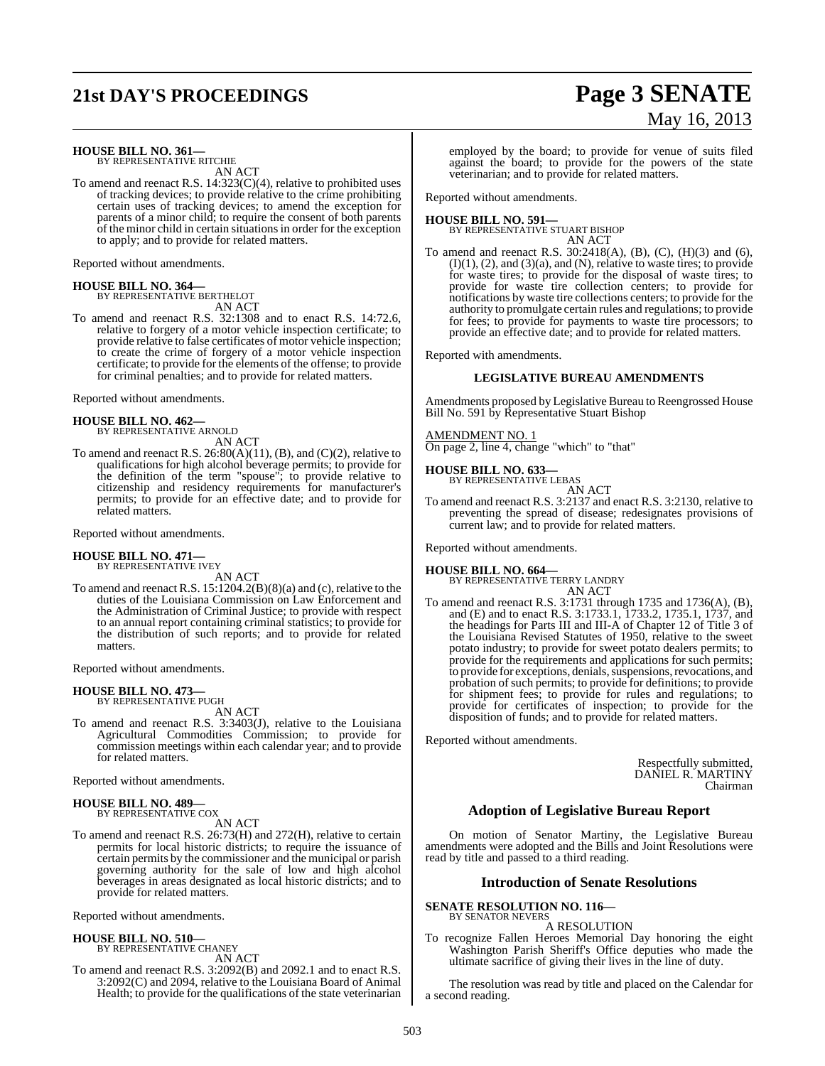**HOUSE BILL NO. 361—**
BY REPRESENTATIVE RITCHIE

AN ACT

To amend and reenact R.S. 14:323(C)(4), relative to prohibited uses of tracking devices; to provide relative to the crime prohibiting certain uses of tracking devices; to amend the exception for parents of a minor child; to require the consent of both parents of the minor child in certain situations in order for the exception to apply; and to provide for related matters.

Reported without amendments.

**HOUSE BILL NO. 364—**
BY REPRESENTATIVE BERTHELOT

AN ACT

To amend and reenact R.S. 32:1308 and to enact R.S. 14:72.6, relative to forgery of a motor vehicle inspection certificate; to provide relative to false certificates of motor vehicle inspection; to create the crime of forgery of a motor vehicle inspection certificate; to provide for the elements of the offense; to provide for criminal penalties; and to provide for related matters.

Reported without amendments.

**HOUSE BILL NO. 462—**
BY REPRESENTATIVE ARNOLD

AN ACT

To amend and reenact R.S. 26:80(A)(11), (B), and (C)(2), relative to qualifications for high alcohol beverage permits; to provide for the definition of the term "spouse"; to provide relative to citizenship and residency requirements for manufacturer's permits; to provide for an effective date; and to provide for related matters.

Reported without amendments.

**HOUSE BILL NO. 471—**
BY REPRESENTATIVE IVEY

AN ACT

To amend and reenact R.S. 15:1204.2(B)(8)(a) and (c), relative to the duties of the Louisiana Commission on Law Enforcement and the Administration of Criminal Justice; to provide with respect to an annual report containing criminal statistics; to provide for the distribution of such reports; and to provide for related matters.

Reported without amendments.

**HOUSE BILL NO. 473—**
BY REPRESENTATIVE PUGH

AN ACT

To amend and reenact R.S. 3:3403(J), relative to the Louisiana Agricultural Commodities Commission; to provide for commission meetings within each calendar year; and to provide for related matters.

Reported without amendments.

**HOUSE BILL NO. 489—**
BY REPRESENTATIVE COX

AN ACT

To amend and reenact R.S. 26:73(H) and 272(H), relative to certain permits for local historic districts; to require the issuance of certain permits by the commissioner and the municipal or parish governing authority for the sale of low and high alcohol beverages in areas designated as local historic districts; and to provide for related matters.

Reported without amendments.

**HOUSE BILL NO. 510—**
BY REPRESENTATIVE CHANEY

AN ACT

To amend and reenact R.S. 3:2092(B) and 2092.1 and to enact R.S. 3:2092(C) and 2094, relative to the Louisiana Board of Animal Health; to provide for the qualifications of the state veterinarian employed by the board; to provide for venue of suits filed against the board; to provide for the powers of the state veterinarian; and to provide for related matters.

Reported without amendments.

**HOUSE BILL NO. 591—**
BY REPRESENTATIVE STUART BISHOP

AN ACT

To amend and reenact R.S. 30:2418(A), (B), (C), (H)(3) and (6), (I)(1), (2), and (3)(a), and (N), relative to waste tires; to provide for waste tires; to provide for the disposal of waste tires; to provide for waste tire collection centers; to provide for notifications by waste tire collections centers; to provide for the authority to promulgate certain rules and regulations; to provide for fees; to provide for payments to waste tire processors; to provide an effective date; and to provide for related matters.

Reported with amendments.

## LEGISLATIVE BUREAU AMENDMENTS

Amendments proposed by Legislative Bureau to Reengrossed House Bill No. 591 by Representative Stuart Bishop

AMENDMENT NO. 1
On page 2, line 4, change "which" to "that"

**HOUSE BILL NO. 633—**
BY REPRESENTATIVE LEBAS

AN ACT

To amend and reenact R.S. 3:2137 and enact R.S. 3:2130, relative to preventing the spread of disease; redesignates provisions of current law; and to provide for related matters.

Reported without amendments.

**HOUSE BILL NO. 664—**
BY REPRESENTATIVE TERRY LANDRY

AN ACT

To amend and reenact R.S. 3:1731 through 1735 and 1736(A), (B), and (E) and to enact R.S. 3:1733.1, 1733.2, 1735.1, 1737, and the headings for Parts III and III-A of Chapter 12 of Title 3 of the Louisiana Revised Statutes of 1950, relative to the sweet potato industry; to provide for sweet potato dealers permits; to provide for the requirements and applications for such permits; to provide for exceptions, denials, suspensions, revocations, and probation of such permits; to provide for definitions; to provide for shipment fees; to provide for rules and regulations; to provide for certificates of inspection; to provide for the disposition of funds; and to provide for related matters.

Reported without amendments.

Respectfully submitted,
DANIEL R. MARTINY
Chairman

## Adoption of Legislative Bureau Report

On motion of Senator Martiny, the Legislative Bureau amendments were adopted and the Bills and Joint Resolutions were read by title and passed to a third reading.

## Introduction of Senate Resolutions

**SENATE RESOLUTION NO. 116—**
BY SENATOR NEVERS

A RESOLUTION

To recognize Fallen Heroes Memorial Day honoring the eight Washington Parish Sheriff's Office deputies who made the ultimate sacrifice of giving their lives in the line of duty.

The resolution was read by title and placed on the Calendar for a second reading.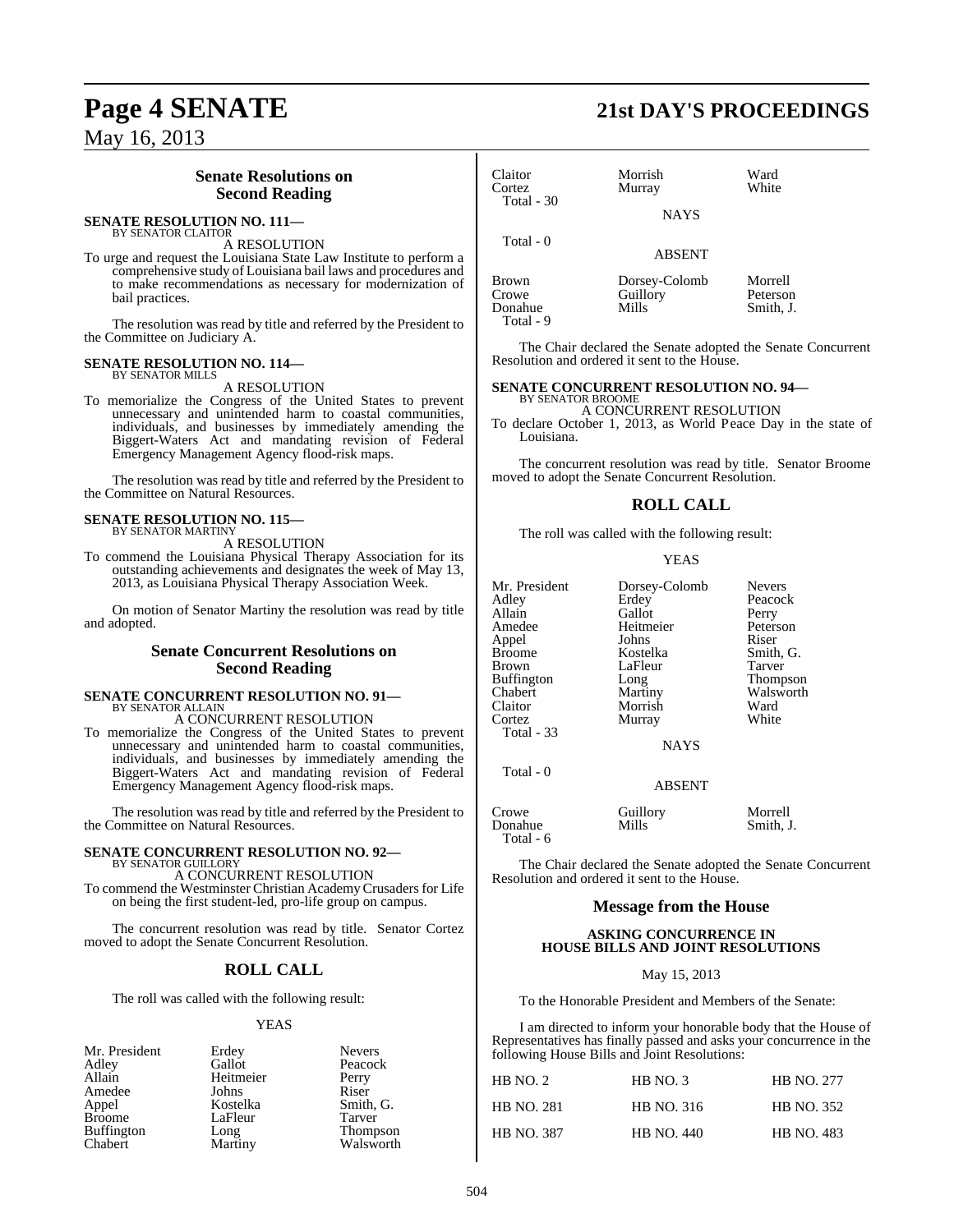## Senate Resolutions on Second Reading

**SENATE RESOLUTION NO. 111—**
BY SENATOR CLAITOR

A RESOLUTION

To urge and request the Louisiana State Law Institute to perform a comprehensive study of Louisiana bail laws and procedures and to make recommendations as necessary for modernization of bail practices.

The resolution was read by title and referred by the President to the Committee on Judiciary A.

**SENATE RESOLUTION NO. 114—**
BY SENATOR MILLS

A RESOLUTION

To memorialize the Congress of the United States to prevent unnecessary and unintended harm to coastal communities, individuals, and businesses by immediately amending the Biggert-Waters Act and mandating revision of Federal Emergency Management Agency flood-risk maps.

The resolution was read by title and referred by the President to the Committee on Natural Resources.

**SENATE RESOLUTION NO. 115—**
BY SENATOR MARTINY

A RESOLUTION

To commend the Louisiana Physical Therapy Association for its outstanding achievements and designates the week of May 13, 2013, as Louisiana Physical Therapy Association Week.

On motion of Senator Martiny the resolution was read by title and adopted.

## Senate Concurrent Resolutions on Second Reading

**SENATE CONCURRENT RESOLUTION NO. 91—**
BY SENATOR ALLAIN

A CONCURRENT RESOLUTION

To memorialize the Congress of the United States to prevent unnecessary and unintended harm to coastal communities, individuals, and businesses by immediately amending the Biggert-Waters Act and mandating revision of Federal Emergency Management Agency flood-risk maps.

The resolution was read by title and referred by the President to the Committee on Natural Resources.

**SENATE CONCURRENT RESOLUTION NO. 92—**
BY SENATOR GUILLORY

A CONCURRENT RESOLUTION

To commend the Westminster Christian Academy Crusaders for Life on being the first student-led, pro-life group on campus.

The concurrent resolution was read by title. Senator Cortez moved to adopt the Senate Concurrent Resolution.

## ROLL CALL

The roll was called with the following result:

YEAS

| | | |
|---|---|---|
| Mr. President | Erdey | Nevers |
| Adley | Gallot | Peacock |
| Allain | Heitmeier | Perry |
| Amedee | Johns | Riser |
| Appel | Kostelka | Smith, G. |
| Broome | LaFleur | Tarver |
| Buffington | Long | Thompson |
| Chabert | Martiny | Walsworth |
| Claitor | Morrish | Ward |
| Cortez | Murray | White |

Total - 30

NAYS

Total - 0

ABSENT

| | | |
|---|---|---|
| Brown | Dorsey-Colomb | Morrell |
| Crowe | Guillory | Peterson |
| Donahue | Mills | Smith, J. |

Total - 9

The Chair declared the Senate adopted the Senate Concurrent Resolution and ordered it sent to the House.

**SENATE CONCURRENT RESOLUTION NO. 94—**
BY SENATOR BROOME

A CONCURRENT RESOLUTION

To declare October 1, 2013, as World Peace Day in the state of Louisiana.

The concurrent resolution was read by title. Senator Broome moved to adopt the Senate Concurrent Resolution.

## ROLL CALL

The roll was called with the following result:

YEAS

| | | |
|---|---|---|
| Mr. President | Dorsey-Colomb | Nevers |
| Adley | Erdey | Peacock |
| Allain | Gallot | Perry |
| Amedee | Heitmeier | Peterson |
| Appel | Johns | Riser |
| Broome | Kostelka | Smith, G. |
| Brown | LaFleur | Tarver |
| Buffington | Long | Thompson |
| Chabert | Martiny | Walsworth |
| Claitor | Morrish | Ward |
| Cortez | Murray | White |

Total - 33

NAYS

Total - 0

ABSENT

| | | |
|---|---|---|
| Crowe | Guillory | Morrell |
| Donahue | Mills | Smith, J. |

Total - 6

The Chair declared the Senate adopted the Senate Concurrent Resolution and ordered it sent to the House.

## Message from the House

### ASKING CONCURRENCE IN HOUSE BILLS AND JOINT RESOLUTIONS

May 15, 2013

To the Honorable President and Members of the Senate:

I am directed to inform your honorable body that the House of Representatives has finally passed and asks your concurrence in the following House Bills and Joint Resolutions:

| | | |
|---|---|---|
| HB NO. 2 | HB NO. 3 | HB NO. 277 |
| HB NO. 281 | HB NO. 316 | HB NO. 352 |
| HB NO. 387 | HB NO. 440 | HB NO. 483 |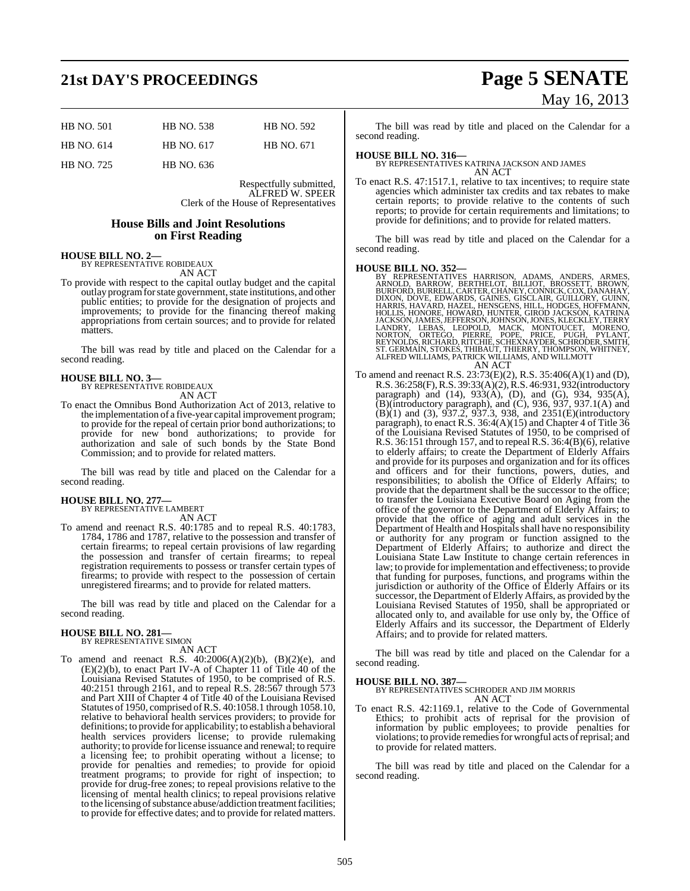| HB NO. 501 | HB NO. 538 | HB NO. 592 |
|---|---|---|
| HB NO. 614 | HB NO. 617 | HB NO. 671 |
| HB NO. 725 | HB NO. 636 | |

Respectfully submitted,
ALFRED W. SPEER
Clerk of the House of Representatives

## House Bills and Joint Resolutions on First Reading

**HOUSE BILL NO. 2—**
BY REPRESENTATIVE ROBIDEAUX
AN ACT

To provide with respect to the capital outlay budget and the capital outlay program for state government, state institutions, and other public entities; to provide for the designation of projects and improvements; to provide for the financing thereof making appropriations from certain sources; and to provide for related matters.

The bill was read by title and placed on the Calendar for a second reading.

**HOUSE BILL NO. 3—**
BY REPRESENTATIVE ROBIDEAUX
AN ACT

To enact the Omnibus Bond Authorization Act of 2013, relative to the implementation of a five-year capital improvement program; to provide for the repeal of certain prior bond authorizations; to provide for new bond authorizations; to provide for authorization and sale of such bonds by the State Bond Commission; and to provide for related matters.

The bill was read by title and placed on the Calendar for a second reading.

**HOUSE BILL NO. 277—**
BY REPRESENTATIVE LAMBERT
AN ACT

To amend and reenact R.S. 40:1785 and to repeal R.S. 40:1783, 1784, 1786 and 1787, relative to the possession and transfer of certain firearms; to repeal certain provisions of law regarding the possession and transfer of certain firearms; to repeal registration requirements to possess or transfer certain types of firearms; to provide with respect to the possession of certain unregistered firearms; and to provide for related matters.

The bill was read by title and placed on the Calendar for a second reading.

**HOUSE BILL NO. 281—**
BY REPRESENTATIVE SIMON
AN ACT

To amend and reenact R.S. 40:2006(A)(2)(b), (B)(2)(e), and (E)(2)(b), to enact Part IV-A of Chapter 11 of Title 40 of the Louisiana Revised Statutes of 1950, to be comprised of R.S. 40:2151 through 2161, and to repeal R.S. 28:567 through 573 and Part XIII of Chapter 4 of Title 40 of the Louisiana Revised Statutes of 1950, comprised of R.S. 40:1058.1 through 1058.10, relative to behavioral health services providers; to provide for definitions; to provide for applicability; to establish a behavioral health services providers license; to provide rulemaking authority; to provide for license issuance and renewal; to require a licensing fee; to prohibit operating without a license; to provide for penalties and remedies; to provide for opioid treatment programs; to provide for right of inspection; to provide for drug-free zones; to repeal provisions relative to the licensing of mental health clinics; to repeal provisions relative to the licensing of substance abuse/addiction treatment facilities; to provide for effective dates; and to provide for related matters.

The bill was read by title and placed on the Calendar for a second reading.

**HOUSE BILL NO. 316—**
BY REPRESENTATIVES KATRINA JACKSON AND JAMES
AN ACT

To enact R.S. 47:1517.1, relative to tax incentives; to require state agencies which administer tax credits and tax rebates to make certain reports; to provide relative to the contents of such reports; to provide for certain requirements and limitations; to provide for definitions; and to provide for related matters.

The bill was read by title and placed on the Calendar for a second reading.

**HOUSE BILL NO. 352—**
BY REPRESENTATIVES HARRISON, ADAMS, ANDERS, ARMES, ARNOLD, BARROW, BERTHELOT, BILLIOT, BROSSETT, BROWN, BURFORD, BURRELL, CARTER, CHANEY, CONNICK, COX, DANAHAY, DIXON, DOVE, EDWARDS, GAINES, GISCLAIR, GUILLORY, GUINN, HARRIS, HAVARD, HAZEL, HENSGENS, HILL, HODGES, HOFFMANN, HOLLIS, HONORE, HOWARD, HUNTER, GIROD JACKSON, KATRINA JACKSON, JAMES, JEFFERSON, JOHNSON, JONES, KLECKLEY, TERRY LANDRY, LEBAS, LEOPOLD, MACK, MONTOUCET, MORENO, NORTON, ORTEGO, PIERRE, POPE, PRICE, PUGH, PYLANT, REYNOLDS, RICHARD, RITCHIE, SCHEXNAYDER, SCHRODER, SMITH, ST. GERMAIN, STOKES, THIBAUT, THIERRY, THOMPSON, WHITNEY, ALFRED WILLIAMS, PATRICK WILLIAMS, AND WILLMOTT
AN ACT

To amend and reenact R.S. 23:73(E)(2), R.S. 35:406(A)(1) and (D), R.S. 36:258(F), R.S. 39:33(A)(2), R.S. 46:931, 932(introductory paragraph) and (14), 933(A), (D), and (G), 934, 935(A), (B)(introductory paragraph), and (C), 936, 937, 937.1(A) and (B)(1) and (3), 937.2, 937.3, 938, and 2351(E)(introductory paragraph), to enact R.S. 36:4(A)(15) and Chapter 4 of Title 36 of the Louisiana Revised Statutes of 1950, to be comprised of R.S. 36:151 through 157, and to repeal R.S. 36:4(B)(6), relative to elderly affairs; to create the Department of Elderly Affairs and provide for its purposes and organization and for its offices and officers and for their functions, powers, duties, and responsibilities; to abolish the Office of Elderly Affairs; to provide that the department shall be the successor to the office; to transfer the Louisiana Executive Board on Aging from the office of the governor to the Department of Elderly Affairs; to provide that the office of aging and adult services in the Department of Health and Hospitals shall have no responsibility or authority for any program or function assigned to the Department of Elderly Affairs; to authorize and direct the Louisiana State Law Institute to change certain references in law; to provide for implementation and effectiveness; to provide that funding for purposes, functions, and programs within the jurisdiction or authority of the Office of Elderly Affairs or its successor, the Department of Elderly Affairs, as provided by the Louisiana Revised Statutes of 1950, shall be appropriated or allocated only to, and available for use only by, the Office of Elderly Affairs and its successor, the Department of Elderly Affairs; and to provide for related matters.

The bill was read by title and placed on the Calendar for a second reading.

**HOUSE BILL NO. 387—**
BY REPRESENTATIVES SCHRODER AND JIM MORRIS
AN ACT

To enact R.S. 42:1169.1, relative to the Code of Governmental Ethics; to prohibit acts of reprisal for the provision of information by public employees; to provide penalties for violations; to provide remedies for wrongful acts of reprisal; and to provide for related matters.

The bill was read by title and placed on the Calendar for a second reading.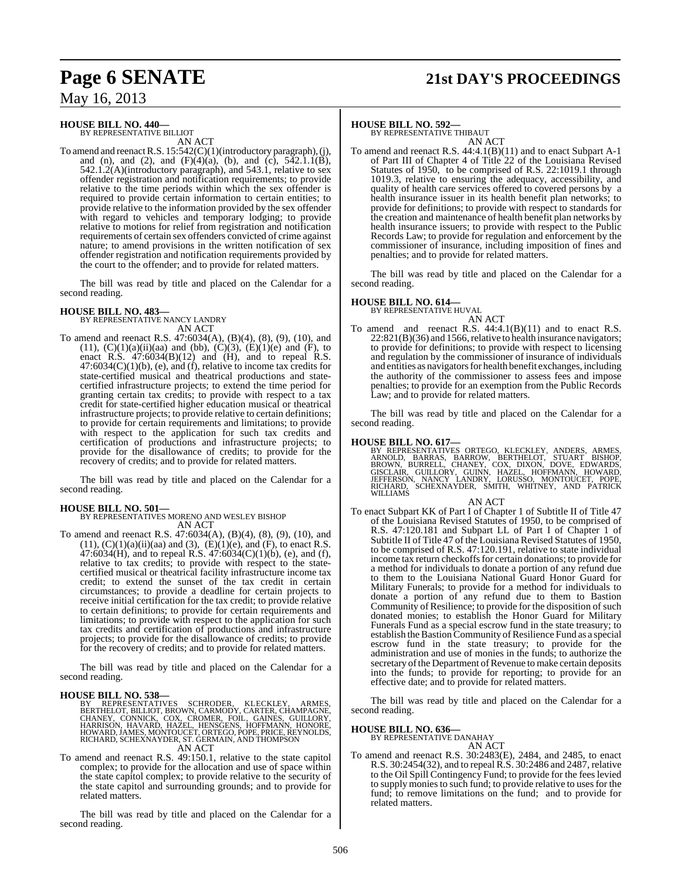**HOUSE BILL NO. 440—**
BY REPRESENTATIVE BILLIOT

AN ACT

To amend and reenact R.S. 15:542(C)(1)(introductory paragraph), (j), and (n), and (2), and (F)(4)(a), (b), and (c), 542.1.1(B), 542.1.2(A)(introductory paragraph), and 543.1, relative to sex offender registration and notification requirements; to provide relative to the time periods within which the sex offender is required to provide certain information to certain entities; to provide relative to the information provided by the sex offender with regard to vehicles and temporary lodging; to provide relative to motions for relief from registration and notification requirements of certain sex offenders convicted of crime against nature; to amend provisions in the written notification of sex offender registration and notification requirements provided by the court to the offender; and to provide for related matters.

The bill was read by title and placed on the Calendar for a second reading.

**HOUSE BILL NO. 483—**
BY REPRESENTATIVE NANCY LANDRY

AN ACT

To amend and reenact R.S. 47:6034(A), (B)(4), (8), (9), (10), and (11), (C)(1)(a)(ii)(aa) and (bb), (C)(3), (E)(1)(e) and (F), to enact R.S. 47:6034(B)(12) and (H), and to repeal R.S. 47:6034(C)(1)(b), (e), and (f), relative to income tax credits for state-certified musical and theatrical productions and state-certified infrastructure projects; to extend the time period for granting certain tax credits; to provide with respect to a tax credit for state-certified higher education musical or theatrical infrastructure projects; to provide relative to certain definitions; to provide for certain requirements and limitations; to provide with respect to the application for such tax credits and certification of productions and infrastructure projects; to provide for the disallowance of credits; to provide for the recovery of credits; and to provide for related matters.

The bill was read by title and placed on the Calendar for a second reading.

**HOUSE BILL NO. 501—**
BY REPRESENTATIVES MORENO AND WESLEY BISHOP

AN ACT

To amend and reenact R.S. 47:6034(A), (B)(4), (8), (9), (10), and (11), (C)(1)(a)(ii)(aa) and (3), (E)(1)(e), and (F), to enact R.S. 47:6034(H), and to repeal R.S. 47:6034(C)(1)(b), (e), and (f), relative to tax credits; to provide with respect to the state-certified musical or theatrical facility infrastructure income tax credit; to extend the sunset of the tax credit in certain circumstances; to provide a deadline for certain projects to receive initial certification for the tax credit; to provide relative to certain definitions; to provide for certain requirements and limitations; to provide with respect to the application for such tax credits and certification of productions and infrastructure projects; to provide for the disallowance of credits; to provide for the recovery of credits; and to provide for related matters.

The bill was read by title and placed on the Calendar for a second reading.

**HOUSE BILL NO. 538—**
BY REPRESENTATIVES SCHRODER, KLECKLEY, ARMES, BERTHELOT, BILLIOT, BROWN, CARMODY, CARTER, CHAMPAGNE, CHANEY, CONNICK, COX, CROMER, FOIL, GAINES, GUILLORY, HARRISON, HAVARD, HAZEL, HENSGENS, HOFFMANN, HONORE, HOWARD, JAMES, MONTOUCET, ORTEGO, POPE, PRICE, REYNOLDS, RICHARD, SCHEXNAYDER, ST. GERMAIN, AND THOMPSON

AN ACT

To amend and reenact R.S. 49:150.1, relative to the state capitol complex; to provide for the allocation and use of space within the state capitol complex; to provide relative to the security of the state capitol and surrounding grounds; and to provide for related matters.

The bill was read by title and placed on the Calendar for a second reading.

**HOUSE BILL NO. 592—**
BY REPRESENTATIVE THIBAUT

AN ACT

To amend and reenact R.S. 44:4.1(B)(11) and to enact Subpart A-1 of Part III of Chapter 4 of Title 22 of the Louisiana Revised Statutes of 1950, to be comprised of R.S. 22:1019.1 through 1019.3, relative to ensuring the adequacy, accessibility, and quality of health care services offered to covered persons by a health insurance issuer in its health benefit plan networks; to provide for definitions; to provide with respect to standards for the creation and maintenance of health benefit plan networks by health insurance issuers; to provide with respect to the Public Records Law; to provide for regulation and enforcement by the commissioner of insurance, including imposition of fines and penalties; and to provide for related matters.

The bill was read by title and placed on the Calendar for a second reading.

**HOUSE BILL NO. 614—**
BY REPRESENTATIVE HUVAL

AN ACT

To amend and reenact R.S. 44:4.1(B)(11) and to enact R.S. 22:821(B)(36) and 1566, relative to health insurance navigators; to provide for definitions; to provide with respect to licensing and regulation by the commissioner of insurance of individuals and entities as navigators for health benefit exchanges, including the authority of the commissioner to assess fees and impose penalties; to provide for an exemption from the Public Records Law; and to provide for related matters.

The bill was read by title and placed on the Calendar for a second reading.

**HOUSE BILL NO. 617—**
BY REPRESENTATIVES ORTEGO, KLECKLEY, ANDERS, ARMES, ARNOLD, BARRAS, BARROW, BERTHELOT, STUART BISHOP, BROWN, BURRELL, CHANEY, COX, DIXON, DOVE, EDWARDS, GISCLAIR, GUILLORY, GUINN, HAZEL, HOFFMANN, HOWARD, JEFFERSON, NANCY LANDRY, LORUSSO, MONTOUCET, POPE, RICHARD, SCHEXNAYDER, SMITH, WHITNEY, AND PATRICK WILLIAMS

AN ACT

To enact Subpart KK of Part I of Chapter 1 of Subtitle II of Title 47 of the Louisiana Revised Statutes of 1950, to be comprised of R.S. 47:120.181 and Subpart LL of Part I of Chapter 1 of Subtitle II of Title 47 of the Louisiana Revised Statutes of 1950, to be comprised of R.S. 47:120.191, relative to state individual income tax return checkoffs for certain donations; to provide for a method for individuals to donate a portion of any refund due to them to the Louisiana National Guard Honor Guard for Military Funerals; to provide for a method for individuals to donate a portion of any refund due to them to Bastion Community of Resilience; to provide for the disposition of such donated monies; to establish the Honor Guard for Military Funerals Fund as a special escrow fund in the state treasury; to establish the Bastion Community of Resilience Fund as a special escrow fund in the state treasury; to provide for the administration and use of monies in the funds; to authorize the secretary of the Department of Revenue to make certain deposits into the funds; to provide for reporting; to provide for an effective date; and to provide for related matters.

The bill was read by title and placed on the Calendar for a second reading.

**HOUSE BILL NO. 636—**
BY REPRESENTATIVE DANAHAY

AN ACT

To amend and reenact R.S. 30:2483(E), 2484, and 2485, to enact R.S. 30:2454(32), and to repeal R.S. 30:2486 and 2487, relative to the Oil Spill Contingency Fund; to provide for the fees levied to supply monies to such fund; to provide relative to uses for the fund; to remove limitations on the fund; and to provide for related matters.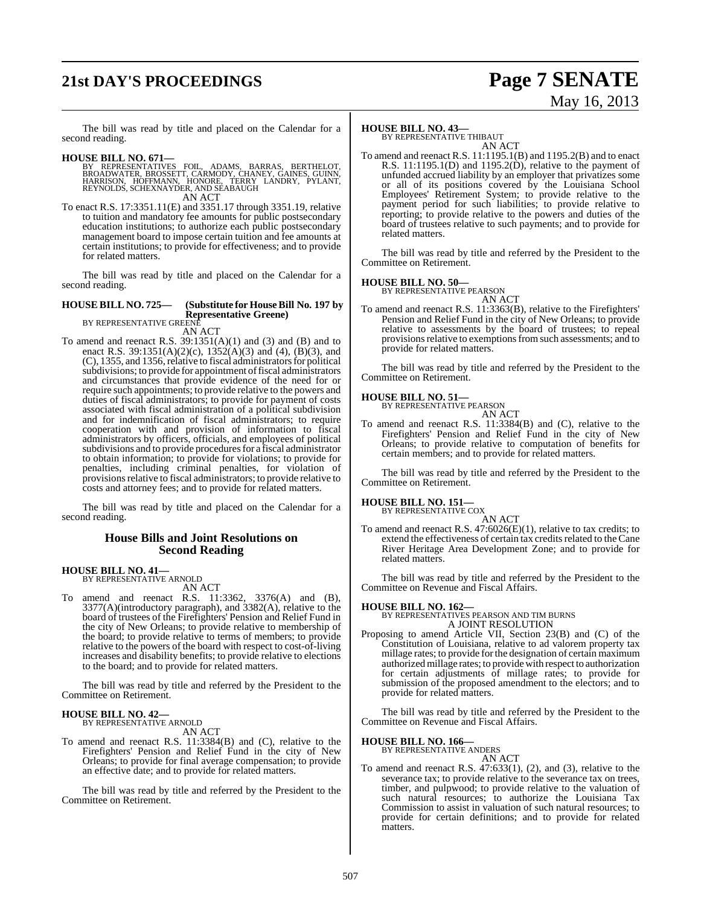The bill was read by title and placed on the Calendar for a second reading.

**HOUSE BILL NO. 671—**
BY REPRESENTATIVES FOIL, ADAMS, BARRAS, BERTHELOT, BROADWATER, BROSSETT, CARMODY, CHANEY, GAINES, GUINN, HARRISON, HOFFMANN, HONORE, TERRY LANDRY, PYLANT, REYNOLDS, SCHEXNAYDER, AND SEABAUGH
AN ACT

To enact R.S. 17:3351.11(E) and 3351.17 through 3351.19, relative to tuition and mandatory fee amounts for public postsecondary education institutions; to authorize each public postsecondary management board to impose certain tuition and fee amounts at certain institutions; to provide for effectiveness; and to provide for related matters.

The bill was read by title and placed on the Calendar for a second reading.

**HOUSE BILL NO. 725— (Substitute for House Bill No. 197 by Representative Greene)**
BY REPRESENTATIVE GREENE
AN ACT

To amend and reenact R.S. 39:1351(A)(1) and (3) and (B) and to enact R.S. 39:1351(A)(2)(c), 1352(A)(3) and (4), (B)(3), and (C), 1355, and 1356, relative to fiscal administrators for political subdivisions; to provide for appointment of fiscal administrators and circumstances that provide evidence of the need for or require such appointments; to provide relative to the powers and duties of fiscal administrators; to provide for payment of costs associated with fiscal administration of a political subdivision and for indemnification of fiscal administrators; to require cooperation with and provision of information to fiscal administrators by officers, officials, and employees of political subdivisions and to provide procedures for a fiscal administrator to obtain information; to provide for violations; to provide for penalties, including criminal penalties, for violation of provisions relative to fiscal administrators; to provide relative to costs and attorney fees; and to provide for related matters.

The bill was read by title and placed on the Calendar for a second reading.

## House Bills and Joint Resolutions on Second Reading

**HOUSE BILL NO. 41—**
BY REPRESENTATIVE ARNOLD
AN ACT

To amend and reenact R.S. 11:3362, 3376(A) and (B), 3377(A)(introductory paragraph), and 3382(A), relative to the board of trustees of the Firefighters' Pension and Relief Fund in the city of New Orleans; to provide relative to membership of the board; to provide relative to terms of members; to provide relative to the powers of the board with respect to cost-of-living increases and disability benefits; to provide relative to elections to the board; and to provide for related matters.

The bill was read by title and referred by the President to the Committee on Retirement.

**HOUSE BILL NO. 42—**
BY REPRESENTATIVE ARNOLD
AN ACT

To amend and reenact R.S. 11:3384(B) and (C), relative to the Firefighters' Pension and Relief Fund in the city of New Orleans; to provide for final average compensation; to provide an effective date; and to provide for related matters.

The bill was read by title and referred by the President to the Committee on Retirement.

**HOUSE BILL NO. 43—**
BY REPRESENTATIVE THIBAUT
AN ACT

To amend and reenact R.S. 11:1195.1(B) and 1195.2(B) and to enact R.S. 11:1195.1(D) and 1195.2(D), relative to the payment of unfunded accrued liability by an employer that privatizes some or all of its positions covered by the Louisiana School Employees' Retirement System; to provide relative to the payment period for such liabilities; to provide relative to reporting; to provide relative to the powers and duties of the board of trustees relative to such payments; and to provide for related matters.

The bill was read by title and referred by the President to the Committee on Retirement.

**HOUSE BILL NO. 50—**
BY REPRESENTATIVE PEARSON
AN ACT

To amend and reenact R.S. 11:3363(B), relative to the Firefighters' Pension and Relief Fund in the city of New Orleans; to provide relative to assessments by the board of trustees; to repeal provisions relative to exemptions from such assessments; and to provide for related matters.

The bill was read by title and referred by the President to the Committee on Retirement.

**HOUSE BILL NO. 51—**
BY REPRESENTATIVE PEARSON
AN ACT

To amend and reenact R.S. 11:3384(B) and (C), relative to the Firefighters' Pension and Relief Fund in the city of New Orleans; to provide relative to computation of benefits for certain members; and to provide for related matters.

The bill was read by title and referred by the President to the Committee on Retirement.

**HOUSE BILL NO. 151—**
BY REPRESENTATIVE COX
AN ACT

To amend and reenact R.S. 47:6026(E)(1), relative to tax credits; to extend the effectiveness of certain tax credits related to the Cane River Heritage Area Development Zone; and to provide for related matters.

The bill was read by title and referred by the President to the Committee on Revenue and Fiscal Affairs.

**HOUSE BILL NO. 162—**
BY REPRESENTATIVES PEARSON AND TIM BURNS
A JOINT RESOLUTION

Proposing to amend Article VII, Section 23(B) and (C) of the Constitution of Louisiana, relative to ad valorem property tax millage rates; to provide for the designation of certain maximum authorized millage rates; to provide with respect to authorization for certain adjustments of millage rates; to provide for submission of the proposed amendment to the electors; and to provide for related matters.

The bill was read by title and referred by the President to the Committee on Revenue and Fiscal Affairs.

**HOUSE BILL NO. 166—**
BY REPRESENTATIVE ANDERS
AN ACT

To amend and reenact R.S. 47:633(1), (2), and (3), relative to the severance tax; to provide relative to the severance tax on trees, timber, and pulpwood; to provide relative to the valuation of such natural resources; to authorize the Louisiana Tax Commission to assist in valuation of such natural resources; to provide for certain definitions; and to provide for related matters.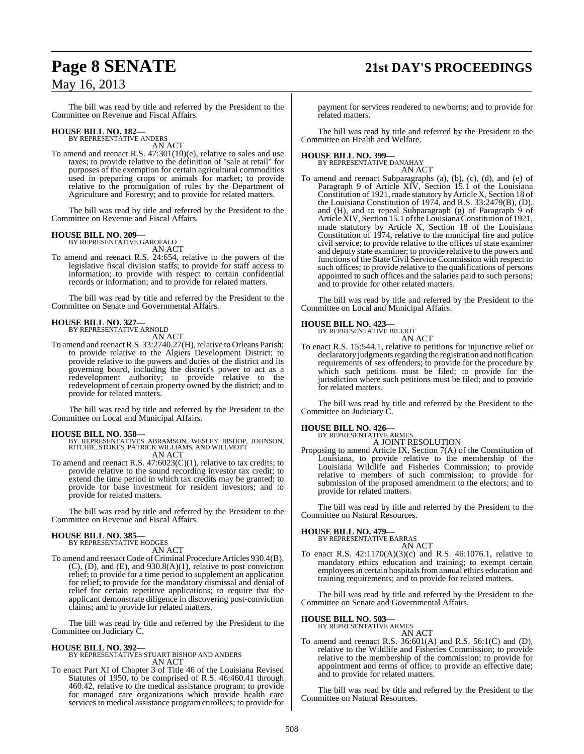The bill was read by title and referred by the President to the Committee on Revenue and Fiscal Affairs.

**HOUSE BILL NO. 182—**
BY REPRESENTATIVE ANDERS
AN ACT

To amend and reenact R.S. 47:301(10)(e), relative to sales and use taxes; to provide relative to the definition of "sale at retail" for purposes of the exemption for certain agricultural commodities used in preparing crops or animals for market; to provide relative to the promulgation of rules by the Department of Agriculture and Forestry; and to provide for related matters.

The bill was read by title and referred by the President to the Committee on Revenue and Fiscal Affairs.

**HOUSE BILL NO. 209—**
BY REPRESENTATIVE GAROFALO
AN ACT

To amend and reenact R.S. 24:654, relative to the powers of the legislative fiscal division staffs; to provide for staff access to information; to provide with respect to certain confidential records or information; and to provide for related matters.

The bill was read by title and referred by the President to the Committee on Senate and Governmental Affairs.

**HOUSE BILL NO. 327—**
BY REPRESENTATIVE ARNOLD
AN ACT

To amend and reenact R.S. 33:2740.27(H), relative to Orleans Parish; to provide relative to the Algiers Development District; to provide relative to the powers and duties of the district and its governing board, including the district's power to act as a redevelopment authority; to provide relative to the redevelopment of certain property owned by the district; and to provide for related matters.

The bill was read by title and referred by the President to the Committee on Local and Municipal Affairs.

**HOUSE BILL NO. 358—**
BY REPRESENTATIVES ABRAMSON, WESLEY BISHOP, JOHNSON, RITCHIE, STOKES, PATRICK WILLIAMS, AND WILLMOTT
AN ACT

To amend and reenact R.S. 47:6023(C)(1), relative to tax credits; to provide relative to the sound recording investor tax credit; to extend the time period in which tax credits may be granted; to provide for base investment for resident investors; and to provide for related matters.

The bill was read by title and referred by the President to the Committee on Revenue and Fiscal Affairs.

**HOUSE BILL NO. 385—**
BY REPRESENTATIVE HODGES
AN ACT

To amend and reenact Code of Criminal Procedure Articles 930.4(B), (C), (D), and (E), and 930.8(A)(1), relative to post conviction relief; to provide for a time period to supplement an application for relief; to provide for the mandatory dismissal and denial of relief for certain repetitive applications; to require that the applicant demonstrate diligence in discovering post-conviction claims; and to provide for related matters.

The bill was read by title and referred by the President to the Committee on Judiciary C.

**HOUSE BILL NO. 392—**
BY REPRESENTATIVES STUART BISHOP AND ANDERS
AN ACT

To enact Part XI of Chapter 3 of Title 46 of the Louisiana Revised Statutes of 1950, to be comprised of R.S. 46:460.41 through 460.42, relative to the medical assistance program; to provide for managed care organizations which provide health care services to medical assistance program enrollees; to provide for payment for services rendered to newborns; and to provide for related matters.

The bill was read by title and referred by the President to the Committee on Health and Welfare.

**HOUSE BILL NO. 399—**
BY REPRESENTATIVE DANAHAY
AN ACT

To amend and reenact Subparagraphs (a), (b), (c), (d), and (e) of Paragraph 9 of Article XIV, Section 15.1 of the Louisiana Constitution of 1921, made statutory by Article X, Section 18 of the Louisiana Constitution of 1974, and R.S. 33:2479(B), (D), and (H), and to repeal Subparagraph (g) of Paragraph 9 of Article XIV, Section 15.1 of the Louisiana Constitution of 1921, made statutory by Article X, Section 18 of the Louisiana Constitution of 1974, relative to the municipal fire and police civil service; to provide relative to the offices of state examiner and deputy state examiner; to provide relative to the powers and functions of the State Civil Service Commission with respect to such offices; to provide relative to the qualifications of persons appointed to such offices and the salaries paid to such persons; and to provide for other related matters.

The bill was read by title and referred by the President to the Committee on Local and Municipal Affairs.

**HOUSE BILL NO. 423—**
BY REPRESENTATIVE BILLIOT
AN ACT

To enact R.S. 15:544.1, relative to petitions for injunctive relief or declaratory judgments regarding the registration and notification requirements of sex offenders; to provide for the procedure by which such petitions must be filed; to provide for the jurisdiction where such petitions must be filed; and to provide for related matters.

The bill was read by title and referred by the President to the Committee on Judiciary C.

**HOUSE BILL NO. 426—**
BY REPRESENTATIVE ARMES
A JOINT RESOLUTION

Proposing to amend Article IX, Section 7(A) of the Constitution of Louisiana, to provide relative to the membership of the Louisiana Wildlife and Fisheries Commission; to provide relative to members of such commission; to provide for submission of the proposed amendment to the electors; and to provide for related matters.

The bill was read by title and referred by the President to the Committee on Natural Resources.

**HOUSE BILL NO. 479—**
BY REPRESENTATIVE BARRAS
AN ACT

To enact R.S. 42:1170(A)(3)(c) and R.S. 46:1076.1, relative to mandatory ethics education and training; to exempt certain employees in certain hospitals from annual ethics education and training requirements; and to provide for related matters.

The bill was read by title and referred by the President to the Committee on Senate and Governmental Affairs.

**HOUSE BILL NO. 503—**
BY REPRESENTATIVE ARMES
AN ACT

To amend and reenact R.S. 36:601(A) and R.S. 56:1(C) and (D), relative to the Wildlife and Fisheries Commission; to provide relative to the membership of the commission; to provide for appointment and terms of office; to provide an effective date; and to provide for related matters.

The bill was read by title and referred by the President to the Committee on Natural Resources.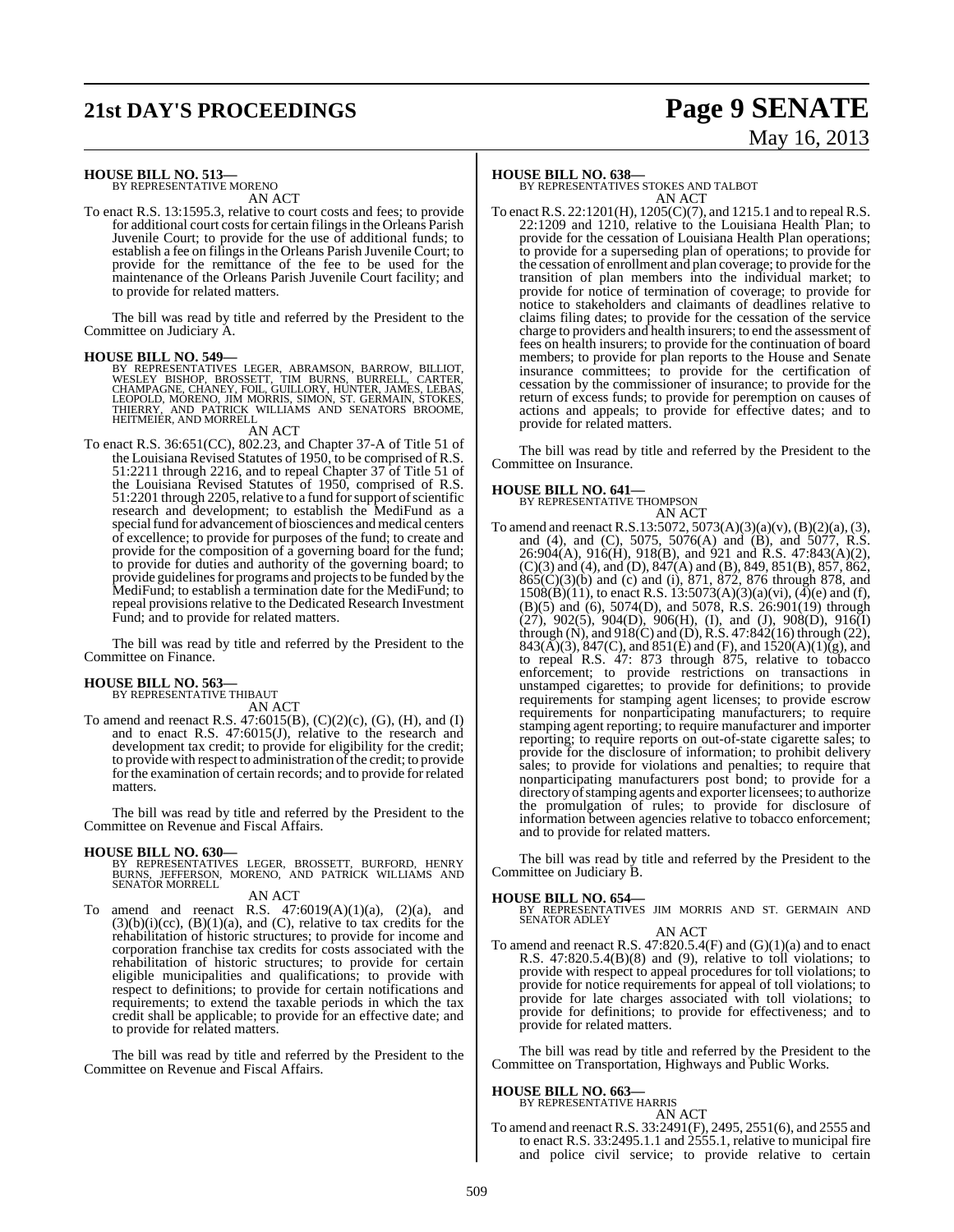**HOUSE BILL NO. 513—**
BY REPRESENTATIVE MORENO
AN ACT

To enact R.S. 13:1595.3, relative to court costs and fees; to provide for additional court costs for certain filings in the Orleans Parish Juvenile Court; to provide for the use of additional funds; to establish a fee on filings in the Orleans Parish Juvenile Court; to provide for the remittance of the fee to be used for the maintenance of the Orleans Parish Juvenile Court facility; and to provide for related matters.

The bill was read by title and referred by the President to the Committee on Judiciary A.

**HOUSE BILL NO. 549—**
BY REPRESENTATIVES LEGER, ABRAMSON, BARROW, BILLIOT, WESLEY BISHOP, BROSSETT, TIM BURNS, BURRELL, CARTER, CHAMPAGNE, CHANEY, FOIL, GUILLORY, HUNTER, JAMES, LEBAS, LEOPOLD, MORENO, JIM MORRIS, SIMON, ST. GERMAIN, STOKES, THIERRY, AND PATRICK WILLIAMS AND SENATORS BROOME, HEITMEIER, AND MORRELL
AN ACT

To enact R.S. 36:651(CC), 802.23, and Chapter 37-A of Title 51 of the Louisiana Revised Statutes of 1950, to be comprised of R.S. 51:2211 through 2216, and to repeal Chapter 37 of Title 51 of the Louisiana Revised Statutes of 1950, comprised of R.S. 51:2201 through 2205, relative to a fund for support of scientific research and development; to establish the MediFund as a special fund for advancement of biosciences and medical centers of excellence; to provide for purposes of the fund; to create and provide for the composition of a governing board for the fund; to provide for duties and authority of the governing board; to provide guidelines for programs and projects to be funded by the MediFund; to establish a termination date for the MediFund; to repeal provisions relative to the Dedicated Research Investment Fund; and to provide for related matters.

The bill was read by title and referred by the President to the Committee on Finance.

**HOUSE BILL NO. 563—**
BY REPRESENTATIVE THIBAUT
AN ACT

To amend and reenact R.S. 47:6015(B), (C)(2)(c), (G), (H), and (I) and to enact R.S. 47:6015(J), relative to the research and development tax credit; to provide for eligibility for the credit; to provide with respect to administration of the credit; to provide for the examination of certain records; and to provide for related matters.

The bill was read by title and referred by the President to the Committee on Revenue and Fiscal Affairs.

**HOUSE BILL NO. 630—**
BY REPRESENTATIVES LEGER, BROSSETT, BURFORD, HENRY BURNS, JEFFERSON, MORENO, AND PATRICK WILLIAMS AND SENATOR MORRELL
AN ACT

To amend and reenact R.S. 47:6019(A)(1)(a), (2)(a), and (3)(b)(i)(cc), (B)(1)(a), and (C), relative to tax credits for the rehabilitation of historic structures; to provide for income and corporation franchise tax credits for costs associated with the rehabilitation of historic structures; to provide for certain eligible municipalities and qualifications; to provide with respect to definitions; to provide for certain notifications and requirements; to extend the taxable periods in which the tax credit shall be applicable; to provide for an effective date; and to provide for related matters.

The bill was read by title and referred by the President to the Committee on Revenue and Fiscal Affairs.

**HOUSE BILL NO. 638—**
BY REPRESENTATIVES STOKES AND TALBOT
AN ACT

To enact R.S. 22:1201(H), 1205(C)(7), and 1215.1 and to repeal R.S. 22:1209 and 1210, relative to the Louisiana Health Plan; to provide for the cessation of Louisiana Health Plan operations; to provide for a superseding plan of operations; to provide for the cessation of enrollment and plan coverage; to provide for the transition of plan members into the individual market; to provide for notice of termination of coverage; to provide for notice to stakeholders and claimants of deadlines relative to claims filing dates; to provide for the cessation of the service charge to providers and health insurers; to end the assessment of fees on health insurers; to provide for the continuation of board members; to provide for plan reports to the House and Senate insurance committees; to provide for the certification of cessation by the commissioner of insurance; to provide for the return of excess funds; to provide for peremption on causes of actions and appeals; to provide for effective dates; and to provide for related matters.

The bill was read by title and referred by the President to the Committee on Insurance.

**HOUSE BILL NO. 641—**
BY REPRESENTATIVE THOMPSON
AN ACT

To amend and reenact R.S.13:5072, 5073(A)(3)(a)(v), (B)(2)(a), (3), and (4), and (C), 5075, 5076(A) and (B), and 5077, R.S. 26:904(A), 916(H), 918(B), and 921 and R.S. 47:843(A)(2), (C)(3) and (4), and (D), 847(A) and (B), 849, 851(B), 857, 862, 865(C)(3)(b) and (c) and (i), 871, 872, 876 through 878, and 1508(B)(11), to enact R.S. 13:5073(A)(3)(a)(vi), (4)(e) and (f), (B)(5) and (6), 5074(D), and 5078, R.S. 26:901(19) through (27), 902(5), 904(D), 906(H), (I), and (J), 908(D), 916(I) through (N), and 918(C) and (D), R.S. 47:842(16) through (22), 843(A)(3), 847(C), and 851(E) and (F), and 1520(A)(1)(g), and to repeal R.S. 47: 873 through 875, relative to tobacco enforcement; to provide restrictions on transactions in unstamped cigarettes; to provide for definitions; to provide requirements for stamping agent licenses; to provide escrow requirements for nonparticipating manufacturers; to require stamping agent reporting; to require manufacturer and importer reporting; to require reports on out-of-state cigarette sales; to provide for the disclosure of information; to prohibit delivery sales; to provide for violations and penalties; to require that nonparticipating manufacturers post bond; to provide for a directory of stamping agents and exporter licensees; to authorize the promulgation of rules; to provide for disclosure of information between agencies relative to tobacco enforcement; and to provide for related matters.

The bill was read by title and referred by the President to the Committee on Judiciary B.

**HOUSE BILL NO. 654—**
BY REPRESENTATIVES JIM MORRIS AND ST. GERMAIN AND SENATOR ADLEY
AN ACT

To amend and reenact R.S. 47:820.5.4(F) and (G)(1)(a) and to enact R.S. 47:820.5.4(B)(8) and (9), relative to toll violations; to provide with respect to appeal procedures for toll violations; to provide for notice requirements for appeal of toll violations; to provide for late charges associated with toll violations; to provide for definitions; to provide for effectiveness; and to provide for related matters.

The bill was read by title and referred by the President to the Committee on Transportation, Highways and Public Works.

**HOUSE BILL NO. 663—**
BY REPRESENTATIVE HARRIS
AN ACT

To amend and reenact R.S. 33:2491(F), 2495, 2551(6), and 2555 and to enact R.S. 33:2495.1.1 and 2555.1, relative to municipal fire and police civil service; to provide relative to certain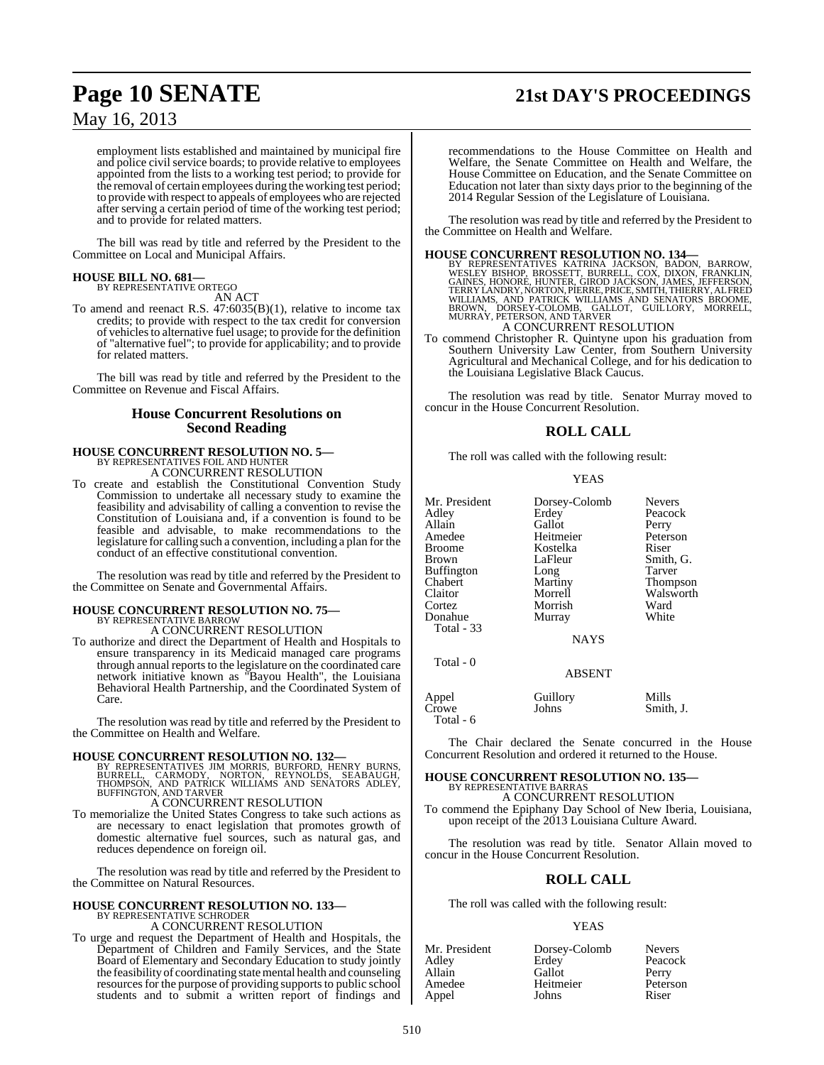employment lists established and maintained by municipal fire and police civil service boards; to provide relative to employees appointed from the lists to a working test period; to provide for the removal of certain employees during the working test period; to provide with respect to appeals of employees who are rejected after serving a certain period of time of the working test period; and to provide for related matters.

The bill was read by title and referred by the President to the Committee on Local and Municipal Affairs.

**HOUSE BILL NO. 681—**
BY REPRESENTATIVE ORTEGO
AN ACT

To amend and reenact R.S. 47:6035(B)(1), relative to income tax credits; to provide with respect to the tax credit for conversion of vehicles to alternative fuel usage; to provide for the definition of "alternative fuel"; to provide for applicability; and to provide for related matters.

The bill was read by title and referred by the President to the Committee on Revenue and Fiscal Affairs.

## House Concurrent Resolutions on Second Reading

**HOUSE CONCURRENT RESOLUTION NO. 5—**
BY REPRESENTATIVES FOIL AND HUNTER
A CONCURRENT RESOLUTION

To create and establish the Constitutional Convention Study Commission to undertake all necessary study to examine the feasibility and advisability of calling a convention to revise the Constitution of Louisiana and, if a convention is found to be feasible and advisable, to make recommendations to the legislature for calling such a convention, including a plan for the conduct of an effective constitutional convention.

The resolution was read by title and referred by the President to the Committee on Senate and Governmental Affairs.

**HOUSE CONCURRENT RESOLUTION NO. 75—**
BY REPRESENTATIVE BARROW
A CONCURRENT RESOLUTION

To authorize and direct the Department of Health and Hospitals to ensure transparency in its Medicaid managed care programs through annual reports to the legislature on the coordinated care network initiative known as "Bayou Health", the Louisiana Behavioral Health Partnership, and the Coordinated System of Care.

The resolution was read by title and referred by the President to the Committee on Health and Welfare.

**HOUSE CONCURRENT RESOLUTION NO. 132—**
BY REPRESENTATIVES JIM MORRIS, BURFORD, HENRY BURNS, BURRELL, CARMODY, NORTON, REYNOLDS, SEABAUGH, THOMPSON, AND PATRICK WILLIAMS AND SENATORS ADLEY, BUFFINGTON, AND TARVER
A CONCURRENT RESOLUTION

To memorialize the United States Congress to take such actions as are necessary to enact legislation that promotes growth of domestic alternative fuel sources, such as natural gas, and reduces dependence on foreign oil.

The resolution was read by title and referred by the President to the Committee on Natural Resources.

**HOUSE CONCURRENT RESOLUTION NO. 133—**
BY REPRESENTATIVE SCHRODER
A CONCURRENT RESOLUTION

To urge and request the Department of Health and Hospitals, the Department of Children and Family Services, and the State Board of Elementary and Secondary Education to study jointly the feasibility of coordinating state mental health and counseling resources for the purpose of providing supports to public school students and to submit a written report of findings and recommendations to the House Committee on Health and Welfare, the Senate Committee on Health and Welfare, the House Committee on Education, and the Senate Committee on Education not later than sixty days prior to the beginning of the 2014 Regular Session of the Legislature of Louisiana.

The resolution was read by title and referred by the President to the Committee on Health and Welfare.

**HOUSE CONCURRENT RESOLUTION NO. 134—**
BY REPRESENTATIVES KATRINA JACKSON, BADON, BARROW, WESLEY BISHOP, BROSSETT, BURRELL, COX, DIXON, FRANKLIN, GAINES, HONORE, HUNTER, GIROD JACKSON, JAMES, JEFFERSON, TERRY LANDRY, NORTON, PIERRE, PRICE, SMITH, THIERRY, ALFRED WILLIAMS, AND PATRICK WILLIAMS AND SENATORS BROOME, BROWN, DORSEY-COLOMB, GALLOT, GUILLORY, MORRELL, MURRAY, PETERSON, AND TARVER
A CONCURRENT RESOLUTION

To commend Christopher R. Quintyne upon his graduation from Southern University Law Center, from Southern University Agricultural and Mechanical College, and for his dedication to the Louisiana Legislative Black Caucus.

The resolution was read by title. Senator Murray moved to concur in the House Concurrent Resolution.

## ROLL CALL

The roll was called with the following result:

YEAS

| | | |
|---|---|---|
| Mr. President | Dorsey-Colomb | Nevers |
| Adley | Erdey | Peacock |
| Allain | Gallot | Perry |
| Amedee | Heitmeier | Peterson |
| Broome | Kostelka | Riser |
| Brown | LaFleur | Smith, G. |
| Buffington | Long | Tarver |
| Chabert | Martiny | Thompson |
| Claitor | Morrell | Walsworth |
| Cortez | Morrish | Ward |
| Donahue | Murray | White |

Total - 33

NAYS

Total - 0

ABSENT

| | | |
|---|---|---|
| Appel | Guillory | Mills |
| Crowe | Johns | Smith, J. |

Total - 6

The Chair declared the Senate concurred in the House Concurrent Resolution and ordered it returned to the House.

**HOUSE CONCURRENT RESOLUTION NO. 135—**
BY REPRESENTATIVE BARRAS
A CONCURRENT RESOLUTION

To commend the Epiphany Day School of New Iberia, Louisiana, upon receipt of the 2013 Louisiana Culture Award.

The resolution was read by title. Senator Allain moved to concur in the House Concurrent Resolution.

## ROLL CALL

The roll was called with the following result:

YEAS

| | | |
|---|---|---|
| Mr. President | Dorsey-Colomb | Nevers |
| Adley | Erdey | Peacock |
| Allain | Gallot | Perry |
| Amedee | Heitmeier | Peterson |
| Appel | Johns | Riser |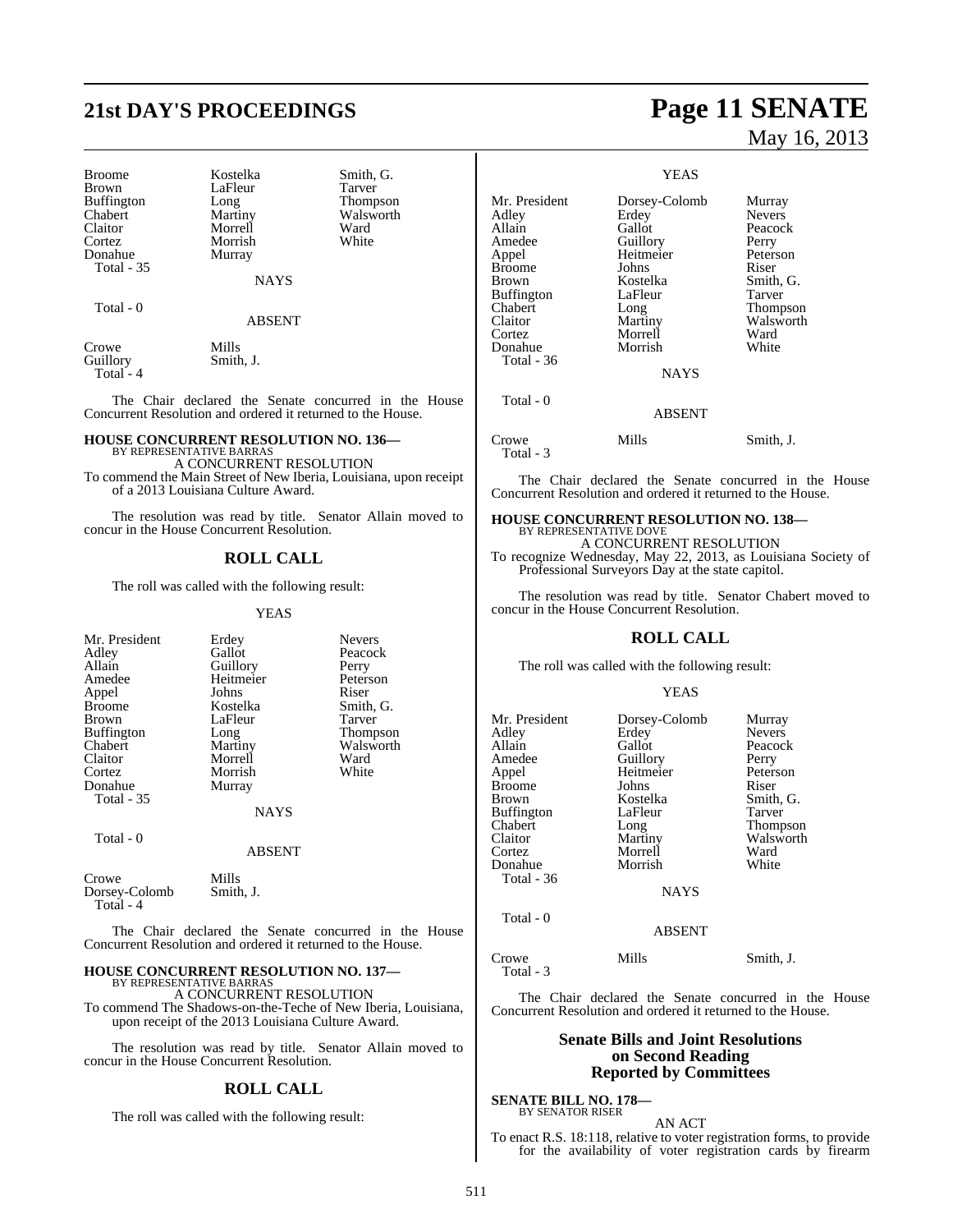| Broome | Kostelka | Smith, G. |
|---|---|---|
| Brown | LaFleur | Tarver |
| Buffington | Long | Thompson |
| Chabert | Martiny | Walsworth |
| Claitor | Morrell | Ward |
| Cortez | Morrish | White |
| Donahue | Murray | |
| Total - 35 | | |

NAYS

Total - 0

ABSENT

| Crowe | Mills |
|---|---|
| Guillory | Smith, J. |
| Total - 4 | |

The Chair declared the Senate concurred in the House Concurrent Resolution and ordered it returned to the House.

**HOUSE CONCURRENT RESOLUTION NO. 136—**
BY REPRESENTATIVE BARRAS

A CONCURRENT RESOLUTION

To commend the Main Street of New Iberia, Louisiana, upon receipt of a 2013 Louisiana Culture Award.

The resolution was read by title. Senator Allain moved to concur in the House Concurrent Resolution.

## ROLL CALL

The roll was called with the following result:

YEAS

| Mr. President | Erdey | Nevers |
|---|---|---|
| Adley | Gallot | Peacock |
| Allain | Guillory | Perry |
| Amedee | Heitmeier | Peterson |
| Appel | Johns | Riser |
| Broome | Kostelka | Smith, G. |
| Brown | LaFleur | Tarver |
| Buffington | Long | Thompson |
| Chabert | Martiny | Walsworth |
| Claitor | Morrell | Ward |
| Cortez | Morrish | White |
| Donahue | Murray | |
| Total - 35 | | |

NAYS

Total - 0

ABSENT

| Crowe | Mills |
|---|---|
| Dorsey-Colomb | Smith, J. |
| Total - 4 | |

The Chair declared the Senate concurred in the House Concurrent Resolution and ordered it returned to the House.

**HOUSE CONCURRENT RESOLUTION NO. 137—**
BY REPRESENTATIVE BARRAS

A CONCURRENT RESOLUTION

To commend The Shadows-on-the-Teche of New Iberia, Louisiana, upon receipt of the 2013 Louisiana Culture Award.

The resolution was read by title. Senator Allain moved to concur in the House Concurrent Resolution.

## ROLL CALL

The roll was called with the following result:

YEAS

| Mr. President | Dorsey-Colomb | Murray |
|---|---|---|
| Adley | Erdey | Nevers |
| Allain | Gallot | Peacock |
| Amedee | Guillory | Perry |
| Appel | Heitmeier | Peterson |
| Broome | Johns | Riser |
| Brown | Kostelka | Smith, G. |
| Buffington | LaFleur | Tarver |
| Chabert | Long | Thompson |
| Claitor | Martiny | Walsworth |
| Cortez | Morrell | Ward |
| Donahue | Morrish | White |
| Total - 36 | | |

NAYS

Total - 0

ABSENT

| Crowe | Mills | Smith, J. |
|---|---|---|
| Total - 3 | | |

The Chair declared the Senate concurred in the House Concurrent Resolution and ordered it returned to the House.

**HOUSE CONCURRENT RESOLUTION NO. 138—**
BY REPRESENTATIVE DOVE

A CONCURRENT RESOLUTION

To recognize Wednesday, May 22, 2013, as Louisiana Society of Professional Surveyors Day at the state capitol.

The resolution was read by title. Senator Chabert moved to concur in the House Concurrent Resolution.

## ROLL CALL

The roll was called with the following result:

YEAS

| Mr. President | Dorsey-Colomb | Murray |
|---|---|---|
| Adley | Erdey | Nevers |
| Allain | Gallot | Peacock |
| Amedee | Guillory | Perry |
| Appel | Heitmeier | Peterson |
| Broome | Johns | Riser |
| Brown | Kostelka | Smith, G. |
| Buffington | LaFleur | Tarver |
| Chabert | Long | Thompson |
| Claitor | Martiny | Walsworth |
| Cortez | Morrell | Ward |
| Donahue | Morrish | White |
| Total - 36 | | |

NAYS

Total - 0

ABSENT

| Crowe | Mills | Smith, J. |
|---|---|---|
| Total - 3 | | |

The Chair declared the Senate concurred in the House Concurrent Resolution and ordered it returned to the House.

## Senate Bills and Joint Resolutions on Second Reading Reported by Committees

**SENATE BILL NO. 178—**
BY SENATOR RISER

AN ACT

To enact R.S. 18:118, relative to voter registration forms, to provide for the availability of voter registration cards by firearm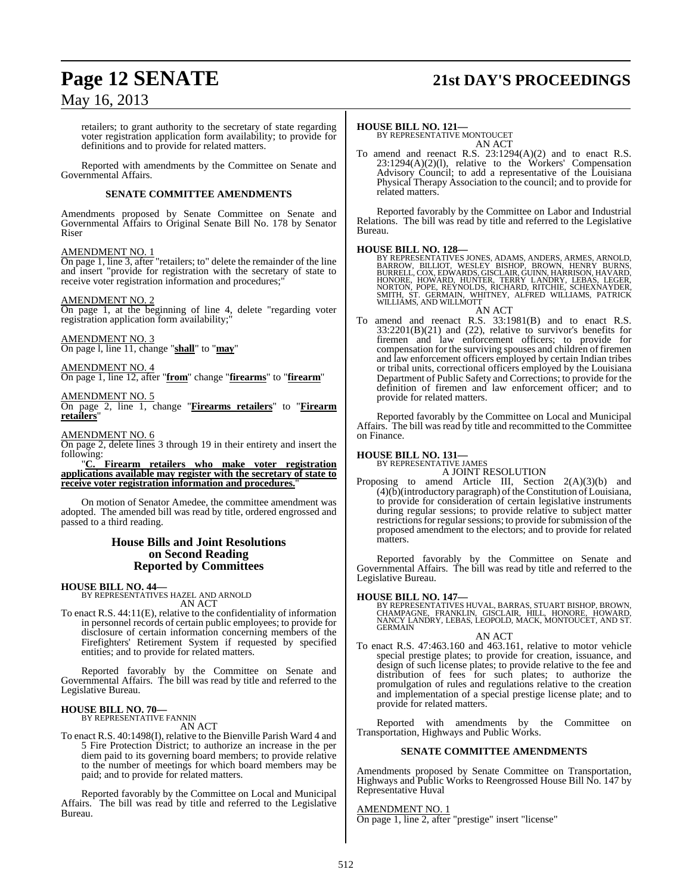retailers; to grant authority to the secretary of state regarding voter registration application form availability; to provide for definitions and to provide for related matters.

Reported with amendments by the Committee on Senate and Governmental Affairs.

## SENATE COMMITTEE AMENDMENTS

Amendments proposed by Senate Committee on Senate and Governmental Affairs to Original Senate Bill No. 178 by Senator Riser

AMENDMENT NO. 1
On page 1, line 3, after "retailers; to" delete the remainder of the line and insert "provide for registration with the secretary of state to receive voter registration information and procedures;"

AMENDMENT NO. 2
On page 1, at the beginning of line 4, delete "regarding voter registration application form availability;"

AMENDMENT NO. 3
On page l, line 11, change "**shall**" to "**may**"

AMENDMENT NO. 4
On page 1, line 12, after "**from**" change "**firearms**" to "**firearm**"

AMENDMENT NO. 5
On page 2, line 1, change "**Firearms retailers**" to "**Firearm retailers**"

AMENDMENT NO. 6
On page 2, delete lines 3 through 19 in their entirety and insert the following:

"**C. Firearm retailers who make voter registration applications available may register with the secretary of state to receive voter registration information and procedures.**"

On motion of Senator Amedee, the committee amendment was adopted. The amended bill was read by title, ordered engrossed and passed to a third reading.

## House Bills and Joint Resolutions on Second Reading Reported by Committees

**HOUSE BILL NO. 44—**
BY REPRESENTATIVES HAZEL AND ARNOLD
AN ACT

To enact R.S. 44:11(E), relative to the confidentiality of information in personnel records of certain public employees; to provide for disclosure of certain information concerning members of the Firefighters' Retirement System if requested by specified entities; and to provide for related matters.

Reported favorably by the Committee on Senate and Governmental Affairs. The bill was read by title and referred to the Legislative Bureau.

**HOUSE BILL NO. 70—**
BY REPRESENTATIVE FANNIN
AN ACT

To enact R.S. 40:1498(I), relative to the Bienville Parish Ward 4 and 5 Fire Protection District; to authorize an increase in the per diem paid to its governing board members; to provide relative to the number of meetings for which board members may be paid; and to provide for related matters.

Reported favorably by the Committee on Local and Municipal Affairs. The bill was read by title and referred to the Legislative Bureau.

**HOUSE BILL NO. 121—**
BY REPRESENTATIVE MONTOUCET
AN ACT

To amend and reenact R.S. 23:1294(A)(2) and to enact R.S. 23:1294(A)(2)(l), relative to the Workers' Compensation Advisory Council; to add a representative of the Louisiana Physical Therapy Association to the council; and to provide for related matters.

Reported favorably by the Committee on Labor and Industrial Relations. The bill was read by title and referred to the Legislative Bureau.

**HOUSE BILL NO. 128—**
BY REPRESENTATIVES JONES, ADAMS, ANDERS, ARMES, ARNOLD, BARROW, BILLIOT, WESLEY BISHOP, BROWN, HENRY BURNS, BURRELL, COX, EDWARDS, GISCLAIR, GUINN, HARRISON, HAVARD, HONORE, HOWARD, HUNTER, TERRY LANDRY, LEBAS, LEGER, NORTON, POPE, REYNOLDS, RICHARD, RITCHIE, SCHEXNAYDER, SMITH, ST. GERMAIN, WHITNEY, ALFRED WILLIAMS, PATRICK WILLIAMS, AND WILLMOTT
AN ACT

To amend and reenact R.S. 33:1981(B) and to enact R.S. 33:2201(B)(21) and (22), relative to survivor's benefits for firemen and law enforcement officers; to provide for compensation for the surviving spouses and children of firemen and law enforcement officers employed by certain Indian tribes or tribal units, correctional officers employed by the Louisiana Department of Public Safety and Corrections; to provide for the definition of firemen and law enforcement officer; and to provide for related matters.

Reported favorably by the Committee on Local and Municipal Affairs. The bill was read by title and recommitted to the Committee on Finance.

**HOUSE BILL NO. 131—**
BY REPRESENTATIVE JAMES
A JOINT RESOLUTION

Proposing to amend Article III, Section 2(A)(3)(b) and (4)(b)(introductory paragraph) of the Constitution of Louisiana, to provide for consideration of certain legislative instruments during regular sessions; to provide relative to subject matter restrictions for regular sessions; to provide for submission of the proposed amendment to the electors; and to provide for related matters.

Reported favorably by the Committee on Senate and Governmental Affairs. The bill was read by title and referred to the Legislative Bureau.

**HOUSE BILL NO. 147—**
BY REPRESENTATIVES HUVAL, BARRAS, STUART BISHOP, BROWN, CHAMPAGNE, FRANKLIN, GISCLAIR, HILL, HONORE, HOWARD, NANCY LANDRY, LEBAS, LEOPOLD, MACK, MONTOUCET, AND ST. GERMAIN
AN ACT

To enact R.S. 47:463.160 and 463.161, relative to motor vehicle special prestige plates; to provide for creation, issuance, and design of such license plates; to provide relative to the fee and distribution of fees for such plates; to authorize the promulgation of rules and regulations relative to the creation and implementation of a special prestige license plate; and to provide for related matters.

Reported with amendments by the Committee on Transportation, Highways and Public Works.

## SENATE COMMITTEE AMENDMENTS

Amendments proposed by Senate Committee on Transportation, Highways and Public Works to Reengrossed House Bill No. 147 by Representative Huval

AMENDMENT NO. 1
On page 1, line 2, after "prestige" insert "license"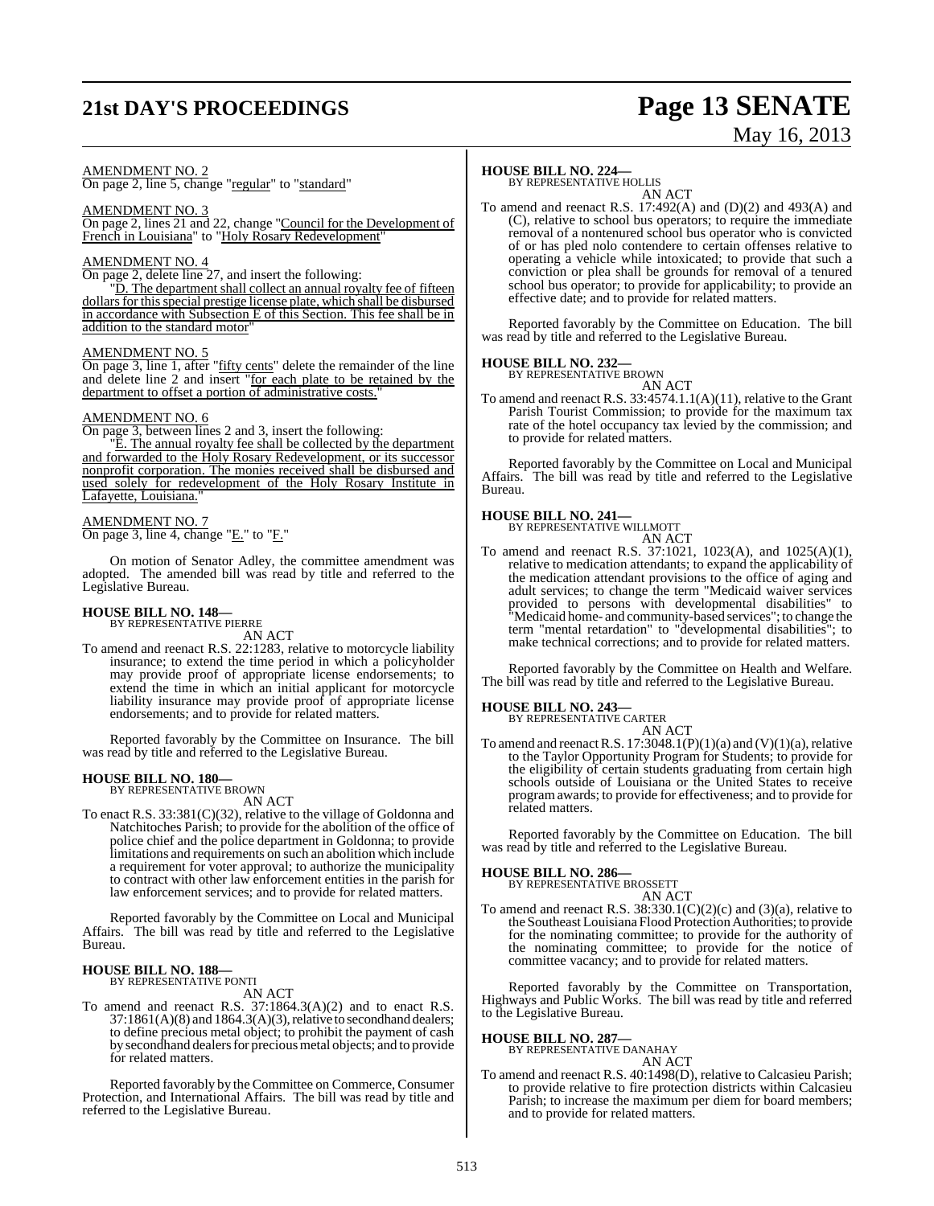AMENDMENT NO. 2

On page 2, line 5, change "regular" to "standard"

AMENDMENT NO. 3

On page 2, lines 21 and 22, change "Council for the Development of French in Louisiana" to "Holy Rosary Redevelopment"

AMENDMENT NO. 4

On page 2, delete line 27, and insert the following:

"D. The department shall collect an annual royalty fee of fifteen dollars for this special prestige license plate, which shall be disbursed in accordance with Subsection E of this Section. This fee shall be in addition to the standard motor"

AMENDMENT NO. 5

On page 3, line 1, after "fifty cents" delete the remainder of the line and delete line 2 and insert "for each plate to be retained by the department to offset a portion of administrative costs."

AMENDMENT NO. 6

On page 3, between lines 2 and 3, insert the following:

"E. The annual royalty fee shall be collected by the department and forwarded to the Holy Rosary Redevelopment, or its successor nonprofit corporation. The monies received shall be disbursed and used solely for redevelopment of the Holy Rosary Institute in Lafayette, Louisiana."

AMENDMENT NO. 7

On page 3, line 4, change "E." to "F."

On motion of Senator Adley, the committee amendment was adopted. The amended bill was read by title and referred to the Legislative Bureau.

**HOUSE BILL NO. 148—**
BY REPRESENTATIVE PIERRE

AN ACT

To amend and reenact R.S. 22:1283, relative to motorcycle liability insurance; to extend the time period in which a policyholder may provide proof of appropriate license endorsements; to extend the time in which an initial applicant for motorcycle liability insurance may provide proof of appropriate license endorsements; and to provide for related matters.

Reported favorably by the Committee on Insurance. The bill was read by title and referred to the Legislative Bureau.

**HOUSE BILL NO. 180—**
BY REPRESENTATIVE BROWN

AN ACT

To enact R.S. 33:381(C)(32), relative to the village of Goldonna and Natchitoches Parish; to provide for the abolition of the office of police chief and the police department in Goldonna; to provide limitations and requirements on such an abolition which include a requirement for voter approval; to authorize the municipality to contract with other law enforcement entities in the parish for law enforcement services; and to provide for related matters.

Reported favorably by the Committee on Local and Municipal Affairs. The bill was read by title and referred to the Legislative Bureau.

**HOUSE BILL NO. 188—**
BY REPRESENTATIVE PONTI

AN ACT

To amend and reenact R.S. 37:1864.3(A)(2) and to enact R.S. 37:1861(A)(8) and 1864.3(A)(3), relative to secondhand dealers; to define precious metal object; to prohibit the payment of cash by secondhand dealers for precious metal objects; and to provide for related matters.

Reported favorably by the Committee on Commerce, Consumer Protection, and International Affairs. The bill was read by title and referred to the Legislative Bureau.

**HOUSE BILL NO. 224—**
BY REPRESENTATIVE HOLLIS

AN ACT

To amend and reenact R.S. 17:492(A) and (D)(2) and 493(A) and (C), relative to school bus operators; to require the immediate removal of a nontenured school bus operator who is convicted of or has pled nolo contendere to certain offenses relative to operating a vehicle while intoxicated; to provide that such a conviction or plea shall be grounds for removal of a tenured school bus operator; to provide for applicability; to provide an effective date; and to provide for related matters.

Reported favorably by the Committee on Education. The bill was read by title and referred to the Legislative Bureau.

**HOUSE BILL NO. 232—**
BY REPRESENTATIVE BROWN

AN ACT

To amend and reenact R.S. 33:4574.1.1(A)(11), relative to the Grant Parish Tourist Commission; to provide for the maximum tax rate of the hotel occupancy tax levied by the commission; and to provide for related matters.

Reported favorably by the Committee on Local and Municipal Affairs. The bill was read by title and referred to the Legislative Bureau.

**HOUSE BILL NO. 241—**
BY REPRESENTATIVE WILLMOTT

AN ACT

To amend and reenact R.S. 37:1021, 1023(A), and 1025(A)(1), relative to medication attendants; to expand the applicability of the medication attendant provisions to the office of aging and adult services; to change the term "Medicaid waiver services provided to persons with developmental disabilities" to "Medicaid home- and community-based services"; to change the term "mental retardation" to "developmental disabilities"; to make technical corrections; and to provide for related matters.

Reported favorably by the Committee on Health and Welfare. The bill was read by title and referred to the Legislative Bureau.

**HOUSE BILL NO. 243—**
BY REPRESENTATIVE CARTER

AN ACT

To amend and reenact R.S. 17:3048.1(P)(1)(a) and (V)(1)(a), relative to the Taylor Opportunity Program for Students; to provide for the eligibility of certain students graduating from certain high schools outside of Louisiana or the United States to receive program awards; to provide for effectiveness; and to provide for related matters.

Reported favorably by the Committee on Education. The bill was read by title and referred to the Legislative Bureau.

**HOUSE BILL NO. 286—**
BY REPRESENTATIVE BROSSETT

AN ACT

To amend and reenact R.S. 38:330.1(C)(2)(c) and (3)(a), relative to the Southeast Louisiana Flood Protection Authorities; to provide for the nominating committee; to provide for the authority of the nominating committee; to provide for the notice of committee vacancy; and to provide for related matters.

Reported favorably by the Committee on Transportation, Highways and Public Works. The bill was read by title and referred to the Legislative Bureau.

**HOUSE BILL NO. 287—**
BY REPRESENTATIVE DANAHAY

AN ACT

To amend and reenact R.S. 40:1498(D), relative to Calcasieu Parish; to provide relative to fire protection districts within Calcasieu Parish; to increase the maximum per diem for board members; and to provide for related matters.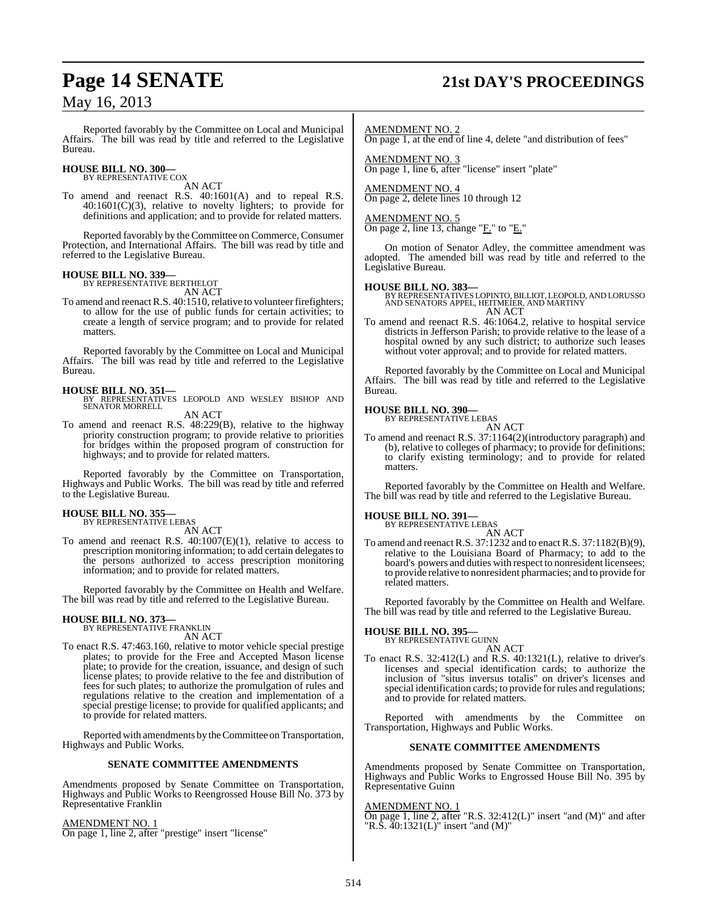Reported favorably by the Committee on Local and Municipal Affairs. The bill was read by title and referred to the Legislative Bureau.

**HOUSE BILL NO. 300—**
BY REPRESENTATIVE COX

AN ACT

To amend and reenact R.S. 40:1601(A) and to repeal R.S. 40:1601(C)(3), relative to novelty lighters; to provide for definitions and application; and to provide for related matters.

Reported favorably by the Committee on Commerce, Consumer Protection, and International Affairs. The bill was read by title and referred to the Legislative Bureau.

**HOUSE BILL NO. 339—**
BY REPRESENTATIVE BERTHELOT

AN ACT

To amend and reenact R.S. 40:1510, relative to volunteer firefighters; to allow for the use of public funds for certain activities; to create a length of service program; and to provide for related matters.

Reported favorably by the Committee on Local and Municipal Affairs. The bill was read by title and referred to the Legislative Bureau.

**HOUSE BILL NO. 351—**
BY REPRESENTATIVES LEOPOLD AND WESLEY BISHOP AND SENATOR MORRELL

AN ACT

To amend and reenact R.S. 48:229(B), relative to the highway priority construction program; to provide relative to priorities for bridges within the proposed program of construction for highways; and to provide for related matters.

Reported favorably by the Committee on Transportation, Highways and Public Works. The bill was read by title and referred to the Legislative Bureau.

**HOUSE BILL NO. 355—**
BY REPRESENTATIVE LEBAS

AN ACT

To amend and reenact R.S. 40:1007(E)(1), relative to access to prescription monitoring information; to add certain delegates to the persons authorized to access prescription monitoring information; and to provide for related matters.

Reported favorably by the Committee on Health and Welfare. The bill was read by title and referred to the Legislative Bureau.

**HOUSE BILL NO. 373—**
BY REPRESENTATIVE FRANKLIN

AN ACT

To enact R.S. 47:463.160, relative to motor vehicle special prestige plates; to provide for the Free and Accepted Mason license plate; to provide for the creation, issuance, and design of such license plates; to provide relative to the fee and distribution of fees for such plates; to authorize the promulgation of rules and regulations relative to the creation and implementation of a special prestige license; to provide for qualified applicants; and to provide for related matters.

Reported with amendments by the Committee on Transportation, Highways and Public Works.

**SENATE COMMITTEE AMENDMENTS**

Amendments proposed by Senate Committee on Transportation, Highways and Public Works to Reengrossed House Bill No. 373 by Representative Franklin

AMENDMENT NO. 1
On page 1, line 2, after "prestige" insert "license"

AMENDMENT NO. 2
On page 1, at the end of line 4, delete "and distribution of fees"

AMENDMENT NO. 3
On page 1, line 6, after "license" insert "plate"

AMENDMENT NO. 4
On page 2, delete lines 10 through 12

AMENDMENT NO. 5
On page 2, line 13, change "F." to "E."

On motion of Senator Adley, the committee amendment was adopted. The amended bill was read by title and referred to the Legislative Bureau.

**HOUSE BILL NO. 383—**
BY REPRESENTATIVES LOPINTO, BILLIOT, LEOPOLD, AND LORUSSO AND SENATORS APPEL, HEITMEIER, AND MARTINY

AN ACT

To amend and reenact R.S. 46:1064.2, relative to hospital service districts in Jefferson Parish; to provide relative to the lease of a hospital owned by any such district; to authorize such leases without voter approval; and to provide for related matters.

Reported favorably by the Committee on Local and Municipal Affairs. The bill was read by title and referred to the Legislative Bureau.

**HOUSE BILL NO. 390—**
BY REPRESENTATIVE LEBAS

AN ACT

To amend and reenact R.S. 37:1164(2)(introductory paragraph) and (b), relative to colleges of pharmacy; to provide for definitions; to clarify existing terminology; and to provide for related matters.

Reported favorably by the Committee on Health and Welfare. The bill was read by title and referred to the Legislative Bureau.

**HOUSE BILL NO. 391—**
BY REPRESENTATIVE LEBAS

AN ACT

To amend and reenact R.S. 37:1232 and to enact R.S. 37:1182(B)(9), relative to the Louisiana Board of Pharmacy; to add to the board's powers and duties with respect to nonresident licensees; to provide relative to nonresident pharmacies; and to provide for related matters.

Reported favorably by the Committee on Health and Welfare. The bill was read by title and referred to the Legislative Bureau.

**HOUSE BILL NO. 395—**
BY REPRESENTATIVE GUINN

AN ACT

To enact R.S. 32:412(L) and R.S. 40:1321(L), relative to driver's licenses and special identification cards; to authorize the inclusion of "situs inversus totalis" on driver's licenses and special identification cards; to provide for rules and regulations; and to provide for related matters.

Reported with amendments by the Committee on Transportation, Highways and Public Works.

**SENATE COMMITTEE AMENDMENTS**

Amendments proposed by Senate Committee on Transportation, Highways and Public Works to Engrossed House Bill No. 395 by Representative Guinn

AMENDMENT NO. 1
On page 1, line 2, after "R.S. 32:412(L)" insert "and (M)" and after "R.S. 40:1321(L)" insert "and (M)"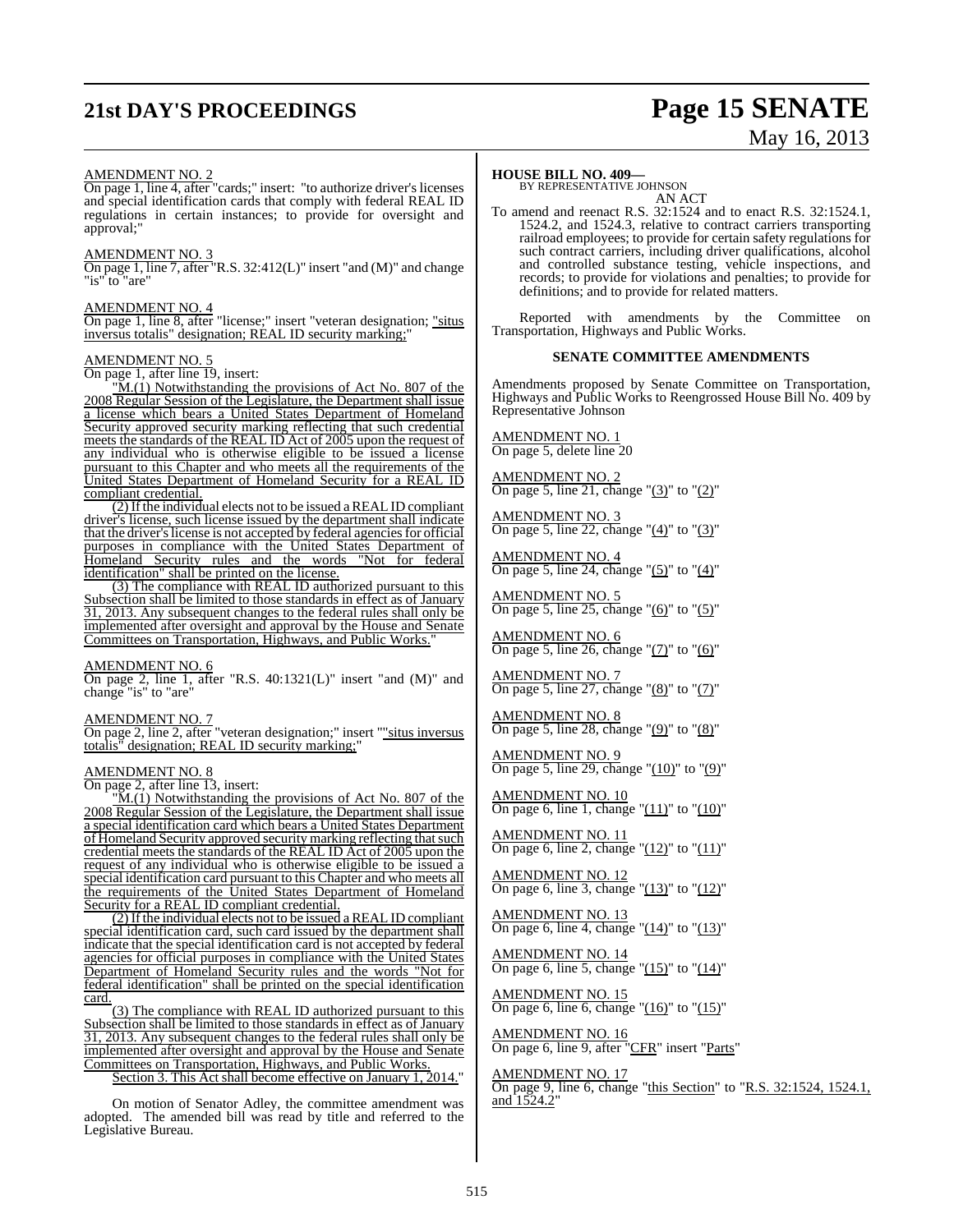AMENDMENT NO. 2

On page 1, line 4, after "cards;" insert: "to authorize driver's licenses and special identification cards that comply with federal REAL ID regulations in certain instances; to provide for oversight and approval;"

AMENDMENT NO. 3

On page 1, line 7, after "R.S. 32:412(L)" insert "and (M)" and change "is" to "are"

AMENDMENT NO. 4

On page 1, line 8, after "license;" insert "veteran designation; "situs inversus totalis" designation; REAL ID security marking;"

AMENDMENT NO. 5

On page 1, after line 19, insert:

"M.(1) Notwithstanding the provisions of Act No. 807 of the 2008 Regular Session of the Legislature, the Department shall issue a license which bears a United States Department of Homeland Security approved security marking reflecting that such credential meets the standards of the REAL ID Act of 2005 upon the request of any individual who is otherwise eligible to be issued a license pursuant to this Chapter and who meets all the requirements of the United States Department of Homeland Security for a REAL ID compliant credential.

(2) If the individual elects not to be issued a REAL ID compliant driver's license, such license issued by the department shall indicate that the driver's license is not accepted by federal agencies for official purposes in compliance with the United States Department of Homeland Security rules and the words "Not for federal identification" shall be printed on the license.

(3) The compliance with REAL ID authorized pursuant to this Subsection shall be limited to those standards in effect as of January 31, 2013. Any subsequent changes to the federal rules shall only be implemented after oversight and approval by the House and Senate Committees on Transportation, Highways, and Public Works."

AMENDMENT NO. 6

On page 2, line 1, after "R.S. 40:1321(L)" insert "and (M)" and change "is" to "are"

AMENDMENT NO. 7

On page 2, line 2, after "veteran designation;" insert ""situs inversus totalis" designation; REAL ID security marking;"

AMENDMENT NO. 8

On page 2, after line 13, insert:

"M.(1) Notwithstanding the provisions of Act No. 807 of the 2008 Regular Session of the Legislature, the Department shall issue a special identification card which bears a United States Department of Homeland Security approved security marking reflecting that such credential meets the standards of the REAL ID Act of 2005 upon the request of any individual who is otherwise eligible to be issued a special identification card pursuant to this Chapter and who meets all the requirements of the United States Department of Homeland Security for a REAL ID compliant credential.

(2) If the individual elects not to be issued a REAL ID compliant special identification card, such card issued by the department shall indicate that the special identification card is not accepted by federal agencies for official purposes in compliance with the United States Department of Homeland Security rules and the words "Not for federal identification" shall be printed on the special identification card.

(3) The compliance with REAL ID authorized pursuant to this Subsection shall be limited to those standards in effect as of January 31, 2013. Any subsequent changes to the federal rules shall only be implemented after oversight and approval by the House and Senate Committees on Transportation, Highways, and Public Works.

Section 3. This Act shall become effective on January 1, 2014."

On motion of Senator Adley, the committee amendment was adopted. The amended bill was read by title and referred to the Legislative Bureau.

**HOUSE BILL NO. 409—**
BY REPRESENTATIVE JOHNSON

AN ACT

To amend and reenact R.S. 32:1524 and to enact R.S. 32:1524.1, 1524.2, and 1524.3, relative to contract carriers transporting railroad employees; to provide for certain safety regulations for such contract carriers, including driver qualifications, alcohol and controlled substance testing, vehicle inspections, and records; to provide for violations and penalties; to provide for definitions; and to provide for related matters.

Reported with amendments by the Committee on Transportation, Highways and Public Works.

### SENATE COMMITTEE AMENDMENTS

Amendments proposed by Senate Committee on Transportation, Highways and Public Works to Reengrossed House Bill No. 409 by Representative Johnson

AMENDMENT NO. 1

On page 5, delete line 20

AMENDMENT NO. 2

On page 5, line 21, change "(3)" to "(2)"

AMENDMENT NO. 3

On page 5, line 22, change "(4)" to "(3)"

AMENDMENT NO. 4

On page 5, line 24, change "(5)" to "(4)"

AMENDMENT NO. 5

On page 5, line 25, change "(6)" to "(5)"

AMENDMENT NO. 6

On page 5, line 26, change "(7)" to "(6)"

AMENDMENT NO. 7

On page 5, line 27, change "(8)" to "(7)"

AMENDMENT NO. 8

On page 5, line 28, change "(9)" to "(8)"

AMENDMENT NO. 9

On page 5, line 29, change "(10)" to "(9)"

AMENDMENT NO. 10

On page 6, line 1, change "(11)" to "(10)"

AMENDMENT NO. 11

On page 6, line 2, change "(12)" to "(11)"

AMENDMENT NO. 12

On page 6, line 3, change "(13)" to "(12)"

AMENDMENT NO. 13

On page 6, line 4, change "(14)" to "(13)"

AMENDMENT NO. 14

On page 6, line 5, change "(15)" to "(14)"

AMENDMENT NO. 15

On page 6, line 6, change "(16)" to "(15)"

AMENDMENT NO. 16

On page 6, line 9, after "CFR" insert "Parts"

AMENDMENT NO. 17

On page 9, line 6, change "this Section" to "R.S. 32:1524, 1524.1, and 1524.2"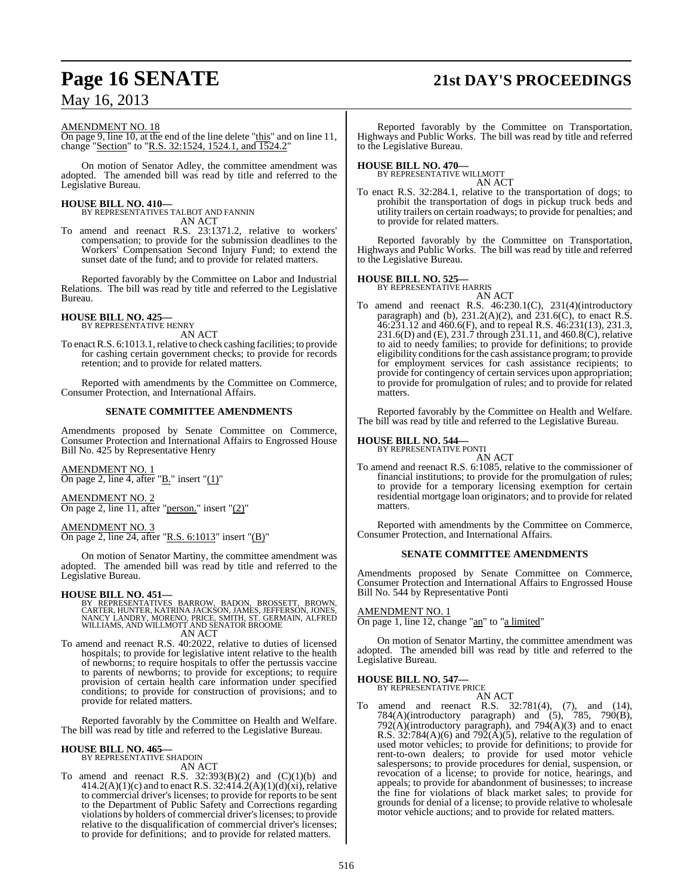AMENDMENT NO. 18

On page 9, line 10, at the end of the line delete "this" and on line 11, change "Section" to "R.S. 32:1524, 1524.1, and 1524.2"

On motion of Senator Adley, the committee amendment was adopted. The amended bill was read by title and referred to the Legislative Bureau.

**HOUSE BILL NO. 410—**
BY REPRESENTATIVES TALBOT AND FANNIN
AN ACT

To amend and reenact R.S. 23:1371.2, relative to workers' compensation; to provide for the submission deadlines to the Workers' Compensation Second Injury Fund; to extend the sunset date of the fund; and to provide for related matters.

Reported favorably by the Committee on Labor and Industrial Relations. The bill was read by title and referred to the Legislative Bureau.

**HOUSE BILL NO. 425—**
BY REPRESENTATIVE HENRY
AN ACT

To enact R.S. 6:1013.1, relative to check cashing facilities; to provide for cashing certain government checks; to provide for records retention; and to provide for related matters.

Reported with amendments by the Committee on Commerce, Consumer Protection, and International Affairs.

**SENATE COMMITTEE AMENDMENTS**

Amendments proposed by Senate Committee on Commerce, Consumer Protection and International Affairs to Engrossed House Bill No. 425 by Representative Henry

AMENDMENT NO. 1

On page 2, line 4, after "B." insert "(1)"

AMENDMENT NO. 2

On page 2, line 11, after "person." insert "(2)"

AMENDMENT NO. 3

On page 2, line 24, after "R.S. 6:1013" insert "(B)"

On motion of Senator Martiny, the committee amendment was adopted. The amended bill was read by title and referred to the Legislative Bureau.

**HOUSE BILL NO. 451—**
BY REPRESENTATIVES BARROW, BADON, BROSSETT, BROWN, CARTER, HUNTER, KATRINA JACKSON, JAMES, JEFFERSON, JONES, NANCY LANDRY, MORENO, PRICE, SMITH, ST. GERMAIN, ALFRED WILLIAMS, AND WILLMOTT AND SENATOR BROOME
AN ACT

To amend and reenact R.S. 40:2022, relative to duties of licensed hospitals; to provide for legislative intent relative to the health of newborns; to require hospitals to offer the pertussis vaccine to parents of newborns; to provide for exceptions; to require provision of certain health care information under specified conditions; to provide for construction of provisions; and to provide for related matters.

Reported favorably by the Committee on Health and Welfare. The bill was read by title and referred to the Legislative Bureau.

**HOUSE BILL NO. 465—**
BY REPRESENTATIVE SHADOIN
AN ACT

To amend and reenact R.S. 32:393(B)(2) and (C)(1)(b) and 414.2(A)(1)(c) and to enact R.S. 32:414.2(A)(1)(d)(xi), relative to commercial driver's licenses; to provide for reports to be sent to the Department of Public Safety and Corrections regarding violations by holders of commercial driver's licenses; to provide relative to the disqualification of commercial driver's licenses; to provide for definitions; and to provide for related matters.

Reported favorably by the Committee on Transportation, Highways and Public Works. The bill was read by title and referred to the Legislative Bureau.

**HOUSE BILL NO. 470—**
BY REPRESENTATIVE WILLMOTT
AN ACT

To enact R.S. 32:284.1, relative to the transportation of dogs; to prohibit the transportation of dogs in pickup truck beds and utility trailers on certain roadways; to provide for penalties; and to provide for related matters.

Reported favorably by the Committee on Transportation, Highways and Public Works. The bill was read by title and referred to the Legislative Bureau.

**HOUSE BILL NO. 525—**
BY REPRESENTATIVE HARRIS
AN ACT

To amend and reenact R.S. 46:230.1(C), 231(4)(introductory paragraph) and (b), 231.2(A)(2), and 231.6(C), to enact R.S. 46:231.12 and 460.6(F), and to repeal R.S. 46:231(13), 231.3, 231.6(D) and (E), 231.7 through 231.11, and 460.8(C), relative to aid to needy families; to provide for definitions; to provide eligibility conditions for the cash assistance program; to provide for employment services for cash assistance recipients; to provide for contingency of certain services upon appropriation; to provide for promulgation of rules; and to provide for related matters.

Reported favorably by the Committee on Health and Welfare. The bill was read by title and referred to the Legislative Bureau.

**HOUSE BILL NO. 544—**
BY REPRESENTATIVE PONTI
AN ACT

To amend and reenact R.S. 6:1085, relative to the commissioner of financial institutions; to provide for the promulgation of rules; to provide for a temporary licensing exemption for certain residential mortgage loan originators; and to provide for related matters.

Reported with amendments by the Committee on Commerce, Consumer Protection, and International Affairs.

**SENATE COMMITTEE AMENDMENTS**

Amendments proposed by Senate Committee on Commerce, Consumer Protection and International Affairs to Engrossed House Bill No. 544 by Representative Ponti

AMENDMENT NO. 1

On page 1, line 12, change "an" to "a limited"

On motion of Senator Martiny, the committee amendment was adopted. The amended bill was read by title and referred to the Legislative Bureau.

**HOUSE BILL NO. 547—**
BY REPRESENTATIVE PRICE
AN ACT

To amend and reenact R.S. 32:781(4), (7), and (14), 784(A)(introductory paragraph) and (5), 785, 790(B), 792(A)(introductory paragraph), and 794(A)(3) and to enact R.S. 32:784(A)(6) and 792(A)(5), relative to the regulation of used motor vehicles; to provide for definitions; to provide for rent-to-own dealers; to provide for used motor vehicle salespersons; to provide procedures for denial, suspension, or revocation of a license; to provide for notice, hearings, and appeals; to provide for abandonment of businesses; to increase the fine for violations of black market sales; to provide for grounds for denial of a license; to provide relative to wholesale motor vehicle auctions; and to provide for related matters.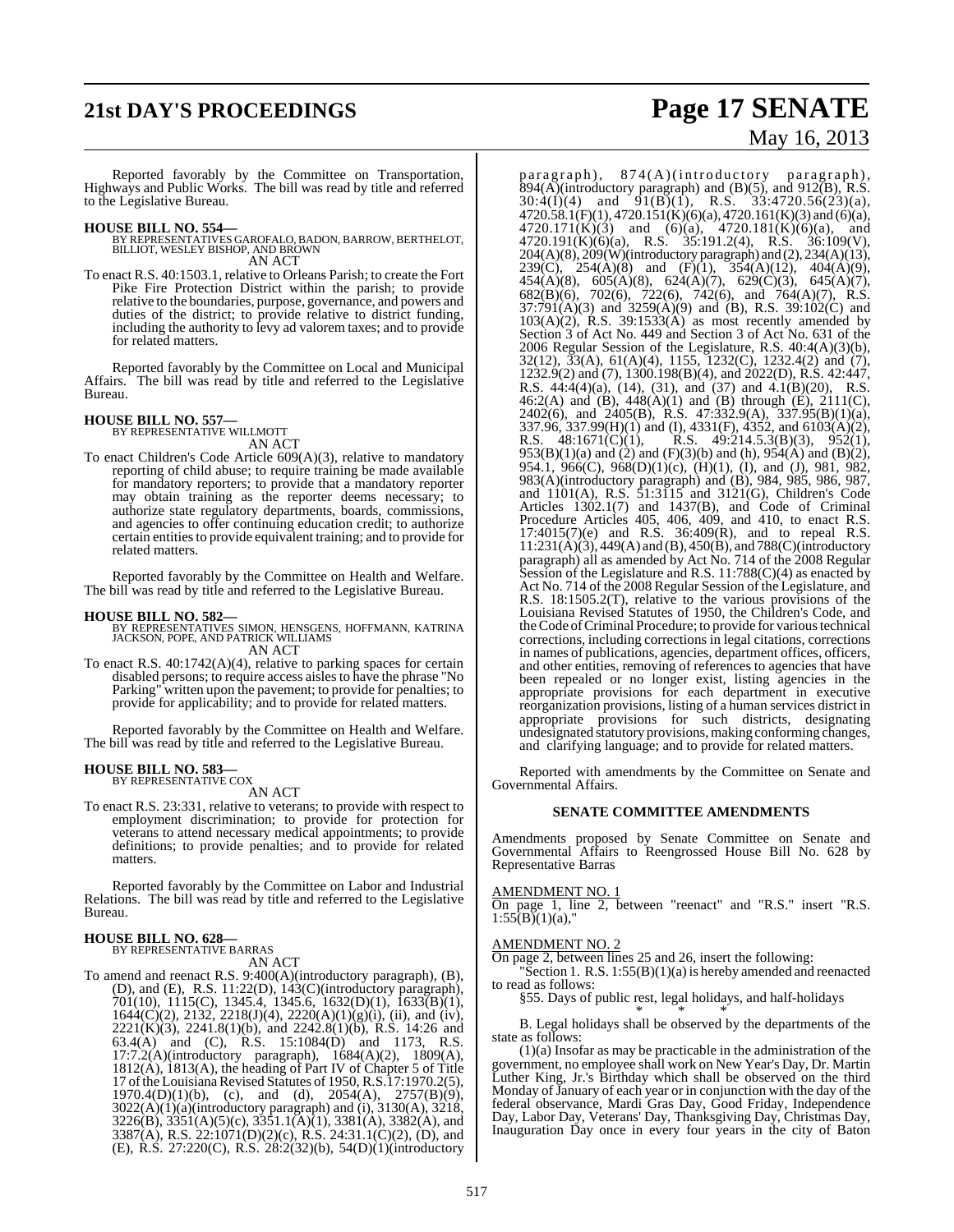Reported favorably by the Committee on Transportation, Highways and Public Works. The bill was read by title and referred to the Legislative Bureau.

**HOUSE BILL NO. 554—**
BY REPRESENTATIVES GAROFALO, BADON, BARROW, BERTHELOT, BILLIOT, WESLEY BISHOP, AND BROWN
AN ACT

To enact R.S. 40:1503.1, relative to Orleans Parish; to create the Fort Pike Fire Protection District within the parish; to provide relative to the boundaries, purpose, governance, and powers and duties of the district; to provide relative to district funding, including the authority to levy ad valorem taxes; and to provide for related matters.

Reported favorably by the Committee on Local and Municipal Affairs. The bill was read by title and referred to the Legislative Bureau.

**HOUSE BILL NO. 557—**
BY REPRESENTATIVE WILLMOTT
AN ACT

To enact Children's Code Article 609(A)(3), relative to mandatory reporting of child abuse; to require training be made available for mandatory reporters; to provide that a mandatory reporter may obtain training as the reporter deems necessary; to authorize state regulatory departments, boards, commissions, and agencies to offer continuing education credit; to authorize certain entities to provide equivalent training; and to provide for related matters.

Reported favorably by the Committee on Health and Welfare. The bill was read by title and referred to the Legislative Bureau.

**HOUSE BILL NO. 582—**
BY REPRESENTATIVES SIMON, HENSGENS, HOFFMANN, KATRINA JACKSON, POPE, AND PATRICK WILLIAMS
AN ACT

To enact R.S. 40:1742(A)(4), relative to parking spaces for certain disabled persons; to require access aisles to have the phrase "No Parking" written upon the pavement; to provide for penalties; to provide for applicability; and to provide for related matters.

Reported favorably by the Committee on Health and Welfare. The bill was read by title and referred to the Legislative Bureau.

**HOUSE BILL NO. 583—**
BY REPRESENTATIVE COX
AN ACT

To enact R.S. 23:331, relative to veterans; to provide with respect to employment discrimination; to provide for protection for veterans to attend necessary medical appointments; to provide definitions; to provide penalties; and to provide for related matters.

Reported favorably by the Committee on Labor and Industrial Relations. The bill was read by title and referred to the Legislative Bureau.

**HOUSE BILL NO. 628—**
BY REPRESENTATIVE BARRAS
AN ACT

To amend and reenact R.S. 9:400(A)(introductory paragraph), (B), (D), and (E), R.S. 11:22(D), 143(C)(introductory paragraph), 701(10), 1115(C), 1345.4, 1345.6, 1632(D)(1), 1633(B)(1), 1644(C)(2), 2132, 2218(J)(4), 2220(A)(1)(g)(i), (ii), and (iv), 2221(K)(3), 2241.8(1)(b), and 2242.8(1)(b), R.S. 14:26 and 63.4(A) and (C), R.S. 15:1084(D) and 1173, R.S. 17:7.2(A)(introductory paragraph), 1684(A)(2), 1809(A), 1812(A), 1813(A), the heading of Part IV of Chapter 5 of Title 17 of the Louisiana Revised Statutes of 1950, R.S.17:1970.2(5), 1970.4(D)(1)(b), (c), and (d), 2054(A), 2757(B)(9), 3022(A)(1)(a)(introductory paragraph) and (i), 3130(A), 3218, 3226(B), 3351(A)(5)(c), 3351.1(A)(1), 3381(A), 3382(A), and 3387(A), R.S. 22:1071(D)(2)(c), R.S. 24:31.1(C)(2), (D), and (E), R.S. 27:220(C), R.S. 28:2(32)(b), 54(D)(1)(introductory paragraph), 874(A)(introductory paragraph), 894(A)(introductory paragraph) and (B)(5), and 912(B), R.S. 30:4(I)(4) and 91(B)(1), R.S. 33:4720.56(23)(a), 4720.58.1(F)(1), 4720.151(K)(6)(a), 4720.161(K)(3) and (6)(a), 4720.171(K)(3) and (6)(a), 4720.181(K)(6)(a), and 4720.191(K)(6)(a), R.S. 35:191.2(4), R.S. 36:109(V), 204(A)(8), 209(W)(introductory paragraph) and (2), 234(A)(13), 239(C), 254(A)(8) and (F)(1), 354(A)(12), 404(A)(9), 454(A)(8), 605(A)(8), 624(A)(7), 629(C)(3), 645(A)(7), 682(B)(6), 702(6), 722(6), 742(6), and 764(A)(7), R.S. 37:791(A)(3) and 3259(A)(9) and (B), R.S. 39:102(C) and 103(A)(2), R.S. 39:1533(A) as most recently amended by Section 3 of Act No. 449 and Section 3 of Act No. 631 of the 2006 Regular Session of the Legislature, R.S. 40:4(A)(3)(b), 32(12), 33(A), 61(A)(4), 1155, 1232(C), 1232.4(2) and (7), 1232.9(2) and (7), 1300.198(B)(4), and 2022(D), R.S. 42:447, R.S. 44:4(4)(a), (14), (31), and (37) and 4.1(B)(20), R.S. 46:2(A) and (B), 448(A)(1) and (B) through (E), 2111(C), 2402(6), and 2405(B), R.S. 47:332.9(A), 337.95(B)(1)(a), 337.96, 337.99(H)(1) and (I), 4331(F), 4352, and 6103(A)(2), R.S. 48:1671(C)(1), R.S. 49:214.5.3(B)(3), 952(1), 953(B)(1)(a) and (2) and (F)(3)(b) and (h), 954(A) and (B)(2), 954.1, 966(C), 968(D)(1)(c), (H)(1), (I), and (J), 981, 982, 983(A)(introductory paragraph) and (B), 984, 985, 986, 987, and 1101(A), R.S. 51:3115 and 3121(G), Children's Code Articles 1302.1(7) and 1437(B), and Code of Criminal Procedure Articles 405, 406, 409, and 410, to enact R.S. 17:4015(7)(e) and R.S. 36:409(R), and to repeal R.S. 11:231(A)(3), 449(A) and (B), 450(B), and 788(C)(introductory paragraph) all as amended by Act No. 714 of the 2008 Regular Session of the Legislature and R.S. 11:788(C)(4) as enacted by Act No. 714 of the 2008 Regular Session of the Legislature, and R.S. 18:1505.2(T), relative to the various provisions of the Louisiana Revised Statutes of 1950, the Children's Code, and the Code of Criminal Procedure; to provide for various technical corrections, including corrections in legal citations, corrections in names of publications, agencies, department offices, officers, and other entities, removing of references to agencies that have been repealed or no longer exist, listing agencies in the appropriate provisions for each department in executive reorganization provisions, listing of a human services district in appropriate provisions for such districts, designating undesignated statutory provisions, making conforming changes, and clarifying language; and to provide for related matters.

Reported with amendments by the Committee on Senate and Governmental Affairs.

**SENATE COMMITTEE AMENDMENTS**

Amendments proposed by Senate Committee on Senate and Governmental Affairs to Reengrossed House Bill No. 628 by Representative Barras

AMENDMENT NO. 1
On page 1, line 2, between "reenact" and "R.S." insert "R.S. 1:55(B)(1)(a),"

AMENDMENT NO. 2
On page 2, between lines 25 and 26, insert the following:

"Section 1. R.S. 1:55(B)(1)(a) is hereby amended and reenacted to read as follows:

§55. Days of public rest, legal holidays, and half-holidays

\* \* \*

B. Legal holidays shall be observed by the departments of the state as follows:

(1)(a) Insofar as may be practicable in the administration of the government, no employee shall work on New Year's Day, Dr. Martin Luther King, Jr.'s Birthday which shall be observed on the third Monday of January of each year or in conjunction with the day of the federal observance, Mardi Gras Day, Good Friday, Independence Day, Labor Day, Veterans' Day, Thanksgiving Day, Christmas Day, Inauguration Day once in every four years in the city of Baton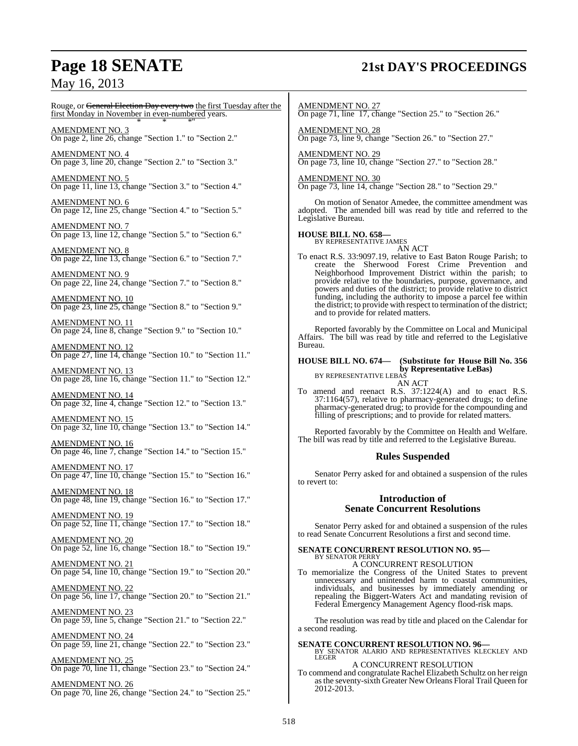Rouge, or ~~General Election Day every two~~ the first Tuesday after the first Monday in November in even-numbered years.

\* \* \*"

AMENDMENT NO. 3
On page 2, line 26, change "Section 1." to "Section 2."

AMENDMENT NO. 4
On page 3, line 20, change "Section 2." to "Section 3."

AMENDMENT NO. 5
On page 11, line 13, change "Section 3." to "Section 4."

AMENDMENT NO. 6
On page 12, line 25, change "Section 4." to "Section 5."

AMENDMENT NO. 7
On page 13, line 12, change "Section 5." to "Section 6."

AMENDMENT NO. 8
On page 22, line 13, change "Section 6." to "Section 7."

AMENDMENT NO. 9
On page 22, line 24, change "Section 7." to "Section 8."

AMENDMENT NO. 10
On page 23, line 25, change "Section 8." to "Section 9."

AMENDMENT NO. 11
On page 24, line 8, change "Section 9." to "Section 10."

AMENDMENT NO. 12
On page 27, line 14, change "Section 10." to "Section 11."

AMENDMENT NO. 13
On page 28, line 16, change "Section 11." to "Section 12."

AMENDMENT NO. 14
On page 32, line 4, change "Section 12." to "Section 13."

AMENDMENT NO. 15
On page 32, line 10, change "Section 13." to "Section 14."

AMENDMENT NO. 16
On page 46, line 7, change "Section 14." to "Section 15."

AMENDMENT NO. 17
On page 47, line 10, change "Section 15." to "Section 16."

AMENDMENT NO. 18
On page 48, line 19, change "Section 16." to "Section 17."

AMENDMENT NO. 19
On page 52, line 11, change "Section 17." to "Section 18."

AMENDMENT NO. 20
On page 52, line 16, change "Section 18." to "Section 19."

AMENDMENT NO. 21
On page 54, line 10, change "Section 19." to "Section 20."

AMENDMENT NO. 22
On page 56, line 17, change "Section 20." to "Section 21."

AMENDMENT NO. 23
On page 59, line 5, change "Section 21." to "Section 22."

AMENDMENT NO. 24
On page 59, line 21, change "Section 22." to "Section 23."

AMENDMENT NO. 25
On page 70, line 11, change "Section 23." to "Section 24."

AMENDMENT NO. 26
On page 70, line 26, change "Section 24." to "Section 25."

AMENDMENT NO. 27
On page 71, line 17, change "Section 25." to "Section 26."

AMENDMENT NO. 28
On page 73, line 9, change "Section 26." to "Section 27."

AMENDMENT NO. 29
On page 73, line 10, change "Section 27." to "Section 28."

AMENDMENT NO. 30
On page 73, line 14, change "Section 28." to "Section 29."

On motion of Senator Amedee, the committee amendment was adopted. The amended bill was read by title and referred to the Legislative Bureau.

**HOUSE BILL NO. 658—**
BY REPRESENTATIVE JAMES

AN ACT

To enact R.S. 33:9097.19, relative to East Baton Rouge Parish; to create the Sherwood Forest Crime Prevention and Neighborhood Improvement District within the parish; to provide relative to the boundaries, purpose, governance, and powers and duties of the district; to provide relative to district funding, including the authority to impose a parcel fee within the district; to provide with respect to termination of the district; and to provide for related matters.

Reported favorably by the Committee on Local and Municipal Affairs. The bill was read by title and referred to the Legislative Bureau.

**HOUSE BILL NO. 674— (Substitute for House Bill No. 356 by Representative LeBas)**
BY REPRESENTATIVE LEBAS

AN ACT

To amend and reenact R.S. 37:1224(A) and to enact R.S. 37:1164(57), relative to pharmacy-generated drugs; to define pharmacy-generated drug; to provide for the compounding and filling of prescriptions; and to provide for related matters.

Reported favorably by the Committee on Health and Welfare. The bill was read by title and referred to the Legislative Bureau.

## Rules Suspended

Senator Perry asked for and obtained a suspension of the rules to revert to:

## Introduction of Senate Concurrent Resolutions

Senator Perry asked for and obtained a suspension of the rules to read Senate Concurrent Resolutions a first and second time.

**SENATE CONCURRENT RESOLUTION NO. 95—**
BY SENATOR PERRY

A CONCURRENT RESOLUTION

To memorialize the Congress of the United States to prevent unnecessary and unintended harm to coastal communities, individuals, and businesses by immediately amending or repealing the Biggert-Waters Act and mandating revision of Federal Emergency Management Agency flood-risk maps.

The resolution was read by title and placed on the Calendar for a second reading.

**SENATE CONCURRENT RESOLUTION NO. 96—**
BY SENATOR ALARIO AND REPRESENTATIVES KLECKLEY AND LEGER

A CONCURRENT RESOLUTION

To commend and congratulate Rachel Elizabeth Schultz on her reign as the seventy-sixth Greater New Orleans Floral Trail Queen for 2012-2013.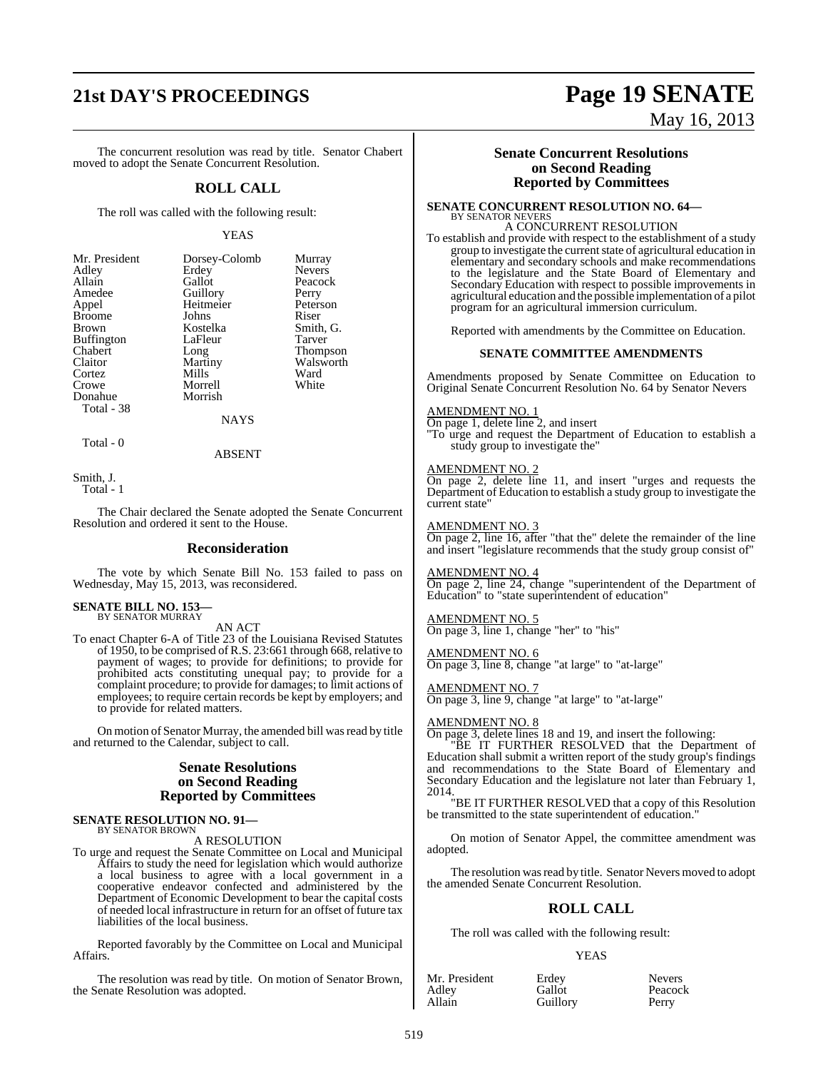The concurrent resolution was read by title. Senator Chabert moved to adopt the Senate Concurrent Resolution.

## ROLL CALL

The roll was called with the following result:

YEAS

| | | |
|---|---|---|
| Mr. President | Dorsey-Colomb | Murray |
| Adley | Erdey | Nevers |
| Allain | Gallot | Peacock |
| Amedee | Guillory | Perry |
| Appel | Heitmeier | Peterson |
| Broome | Johns | Riser |
| Brown | Kostelka | Smith, G. |
| Buffington | LaFleur | Tarver |
| Chabert | Long | Thompson |
| Claitor | Martiny | Walsworth |
| Cortez | Mills | Ward |
| Crowe | Morrell | White |
| Donahue | Morrish | |
| Total - 38 | | |

NAYS

Total - 0

ABSENT

Smith, J.
Total - 1

The Chair declared the Senate adopted the Senate Concurrent Resolution and ordered it sent to the House.

## Reconsideration

The vote by which Senate Bill No. 153 failed to pass on Wednesday, May 15, 2013, was reconsidered.

**SENATE BILL NO. 153—**
BY SENATOR MURRAY

AN ACT

To enact Chapter 6-A of Title 23 of the Louisiana Revised Statutes of 1950, to be comprised of R.S. 23:661 through 668, relative to payment of wages; to provide for definitions; to provide for prohibited acts constituting unequal pay; to provide for a complaint procedure; to provide for damages; to limit actions of employees; to require certain records be kept by employers; and to provide for related matters.

On motion of Senator Murray, the amended bill was read by title and returned to the Calendar, subject to call.

## Senate Resolutions on Second Reading Reported by Committees

**SENATE RESOLUTION NO. 91—**
BY SENATOR BROWN

A RESOLUTION

To urge and request the Senate Committee on Local and Municipal Affairs to study the need for legislation which would authorize a local business to agree with a local government in a cooperative endeavor confected and administered by the Department of Economic Development to bear the capital costs of needed local infrastructure in return for an offset of future tax liabilities of the local business.

Reported favorably by the Committee on Local and Municipal Affairs.

The resolution was read by title. On motion of Senator Brown, the Senate Resolution was adopted.

## Senate Concurrent Resolutions on Second Reading Reported by Committees

**SENATE CONCURRENT RESOLUTION NO. 64—**
BY SENATOR NEVERS

A CONCURRENT RESOLUTION

To establish and provide with respect to the establishment of a study group to investigate the current state of agricultural education in elementary and secondary schools and make recommendations to the legislature and the State Board of Elementary and Secondary Education with respect to possible improvements in agricultural education and the possible implementation of a pilot program for an agricultural immersion curriculum.

Reported with amendments by the Committee on Education.

### SENATE COMMITTEE AMENDMENTS

Amendments proposed by Senate Committee on Education to Original Senate Concurrent Resolution No. 64 by Senator Nevers

AMENDMENT NO. 1

On page 1, delete line 2, and insert
"To urge and request the Department of Education to establish a study group to investigate the"

AMENDMENT NO. 2

On page 2, delete line 11, and insert "urges and requests the Department of Education to establish a study group to investigate the current state"

AMENDMENT NO. 3

On page 2, line 16, after "that the" delete the remainder of the line and insert "legislature recommends that the study group consist of"

AMENDMENT NO. 4

On page 2, line 24, change "superintendent of the Department of Education" to "state superintendent of education"

AMENDMENT NO. 5

On page 3, line 1, change "her" to "his"

AMENDMENT NO. 6

On page 3, line 8, change "at large" to "at-large"

AMENDMENT NO. 7

On page 3, line 9, change "at large" to "at-large"

AMENDMENT NO. 8

On page 3, delete lines 18 and 19, and insert the following:

"BE IT FURTHER RESOLVED that the Department of Education shall submit a written report of the study group's findings and recommendations to the State Board of Elementary and Secondary Education and the legislature not later than February 1, 2014.

"BE IT FURTHER RESOLVED that a copy of this Resolution be transmitted to the state superintendent of education."

On motion of Senator Appel, the committee amendment was adopted.

The resolution was read by title. Senator Nevers moved to adopt the amended Senate Concurrent Resolution.

## ROLL CALL

The roll was called with the following result:

YEAS

| | | |
|---|---|---|
| Mr. President | Erdey | Nevers |
| Adley | Gallot | Peacock |
| Allain | Guillory | Perry |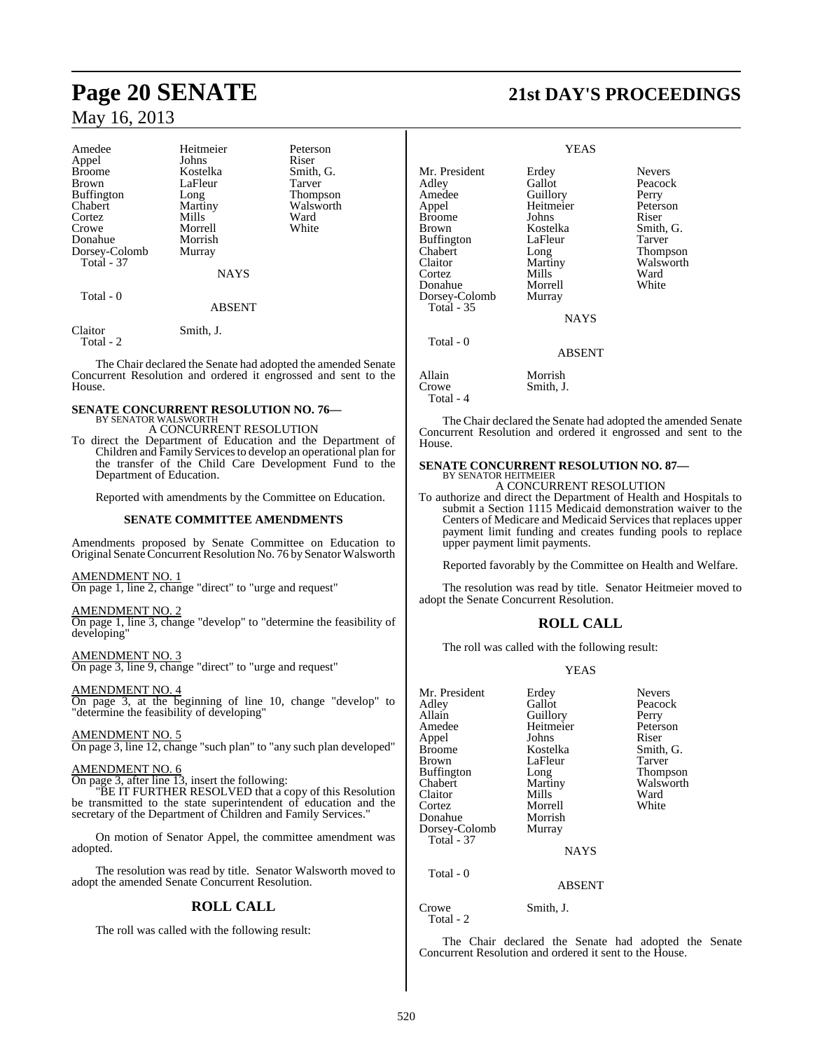| | | |
|---|---|---|
| Amedee | Heitmeier | Peterson |
| Appel | Johns | Riser |
| Broome | Kostelka | Smith, G. |
| Brown | LaFleur | Tarver |
| Buffington | Long | Thompson |
| Chabert | Martiny | Walsworth |
| Cortez | Mills | Ward |
| Crowe | Morrell | White |
| Donahue | Morrish | |
| Dorsey-Colomb | Murray | |
| Total - 37 | | |

NAYS

Total - 0

ABSENT

| | |
|---|---|
| Claitor | Smith, J. |
| Total - 2 | |

The Chair declared the Senate had adopted the amended Senate Concurrent Resolution and ordered it engrossed and sent to the House.

## SENATE CONCURRENT RESOLUTION NO. 76—

BY SENATOR WALSWORTH

A CONCURRENT RESOLUTION

To direct the Department of Education and the Department of Children and Family Services to develop an operational plan for the transfer of the Child Care Development Fund to the Department of Education.

Reported with amendments by the Committee on Education.

### SENATE COMMITTEE AMENDMENTS

Amendments proposed by Senate Committee on Education to Original Senate Concurrent Resolution No. 76 by Senator Walsworth

AMENDMENT NO. 1
On page 1, line 2, change "direct" to "urge and request"

AMENDMENT NO. 2
On page 1, line 3, change "develop" to "determine the feasibility of developing"

AMENDMENT NO. 3
On page 3, line 9, change "direct" to "urge and request"

AMENDMENT NO. 4
On page 3, at the beginning of line 10, change "develop" to "determine the feasibility of developing"

AMENDMENT NO. 5
On page 3, line 12, change "such plan" to "any such plan developed"

AMENDMENT NO. 6
On page 3, after line 13, insert the following:

"BE IT FURTHER RESOLVED that a copy of this Resolution be transmitted to the state superintendent of education and the secretary of the Department of Children and Family Services."

On motion of Senator Appel, the committee amendment was adopted.

The resolution was read by title. Senator Walsworth moved to adopt the amended Senate Concurrent Resolution.

## ROLL CALL

The roll was called with the following result:

YEAS

| | | |
|---|---|---|
| Mr. President | Erdey | Nevers |
| Adley | Gallot | Peacock |
| Amedee | Guillory | Perry |
| Appel | Heitmeier | Peterson |
| Broome | Johns | Riser |
| Brown | Kostelka | Smith, G. |
| Buffington | LaFleur | Tarver |
| Chabert | Long | Thompson |
| Claitor | Martiny | Walsworth |
| Cortez | Mills | Ward |
| Donahue | Morrell | White |
| Dorsey-Colomb | Murray | |
| Total - 35 | | |

NAYS

Total - 0

ABSENT

| | |
|---|---|
| Allain | Morrish |
| Crowe | Smith, J. |
| Total - 4 | |

The Chair declared the Senate had adopted the amended Senate Concurrent Resolution and ordered it engrossed and sent to the House.

## SENATE CONCURRENT RESOLUTION NO. 87—

BY SENATOR HEITMEIER

A CONCURRENT RESOLUTION

To authorize and direct the Department of Health and Hospitals to submit a Section 1115 Medicaid demonstration waiver to the Centers of Medicare and Medicaid Services that replaces upper payment limit funding and creates funding pools to replace upper payment limit payments.

Reported favorably by the Committee on Health and Welfare.

The resolution was read by title. Senator Heitmeier moved to adopt the Senate Concurrent Resolution.

## ROLL CALL

The roll was called with the following result:

YEAS

| | | |
|---|---|---|
| Mr. President | Erdey | Nevers |
| Adley | Gallot | Peacock |
| Allain | Guillory | Perry |
| Amedee | Heitmeier | Peterson |
| Appel | Johns | Riser |
| Broome | Kostelka | Smith, G. |
| Brown | LaFleur | Tarver |
| Buffington | Long | Thompson |
| Chabert | Martiny | Walsworth |
| Claitor | Mills | Ward |
| Cortez | Morrell | White |
| Donahue | Morrish | |
| Dorsey-Colomb | Murray | |
| Total - 37 | | |

NAYS

Total - 0

ABSENT

| | |
|---|---|
| Crowe | Smith, J. |
| Total - 2 | |

The Chair declared the Senate had adopted the Senate Concurrent Resolution and ordered it sent to the House.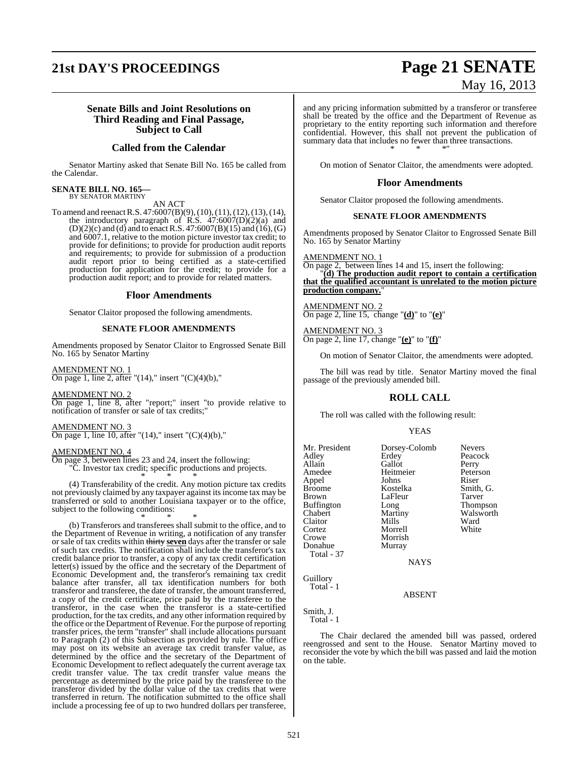### Senate Bills and Joint Resolutions on Third Reading and Final Passage, Subject to Call

### Called from the Calendar

Senator Martiny asked that Senate Bill No. 165 be called from the Calendar.

**SENATE BILL NO. 165—**
BY SENATOR MARTINY

AN ACT

To amend and reenact R.S. 47:6007(B)(9), (10), (11), (12), (13), (14), the introductory paragraph of R.S. 47:6007(D)(2)(a) and (D)(2)(c) and (d) and to enact R.S. 47:6007(B)(15) and (16), (G) and 6007.1, relative to the motion picture investor tax credit; to provide for definitions; to provide for production audit reports and requirements; to provide for submission of a production audit report prior to being certified as a state-certified production for application for the credit; to provide for a production audit report; and to provide for related matters.

### Floor Amendments

Senator Claitor proposed the following amendments.

**SENATE FLOOR AMENDMENTS**

Amendments proposed by Senator Claitor to Engrossed Senate Bill No. 165 by Senator Martiny

AMENDMENT NO. 1
On page 1, line 2, after "(14)," insert "(C)(4)(b),"

AMENDMENT NO. 2
On page 1, line 8, after "report;" insert "to provide relative to notification of transfer or sale of tax credits;"

AMENDMENT NO. 3
On page 1, line 10, after "(14)," insert "(C)(4)(b),"

AMENDMENT NO. 4
On page 3, between lines 23 and 24, insert the following:
"C. Investor tax credit; specific productions and projects.

\* \* \*

(4) Transferability of the credit. Any motion picture tax credits not previously claimed by any taxpayer against its income tax may be transferred or sold to another Louisiana taxpayer or to the office, subject to the following conditions:

\* \* \*

(b) Transferors and transferees shall submit to the office, and to the Department of Revenue in writing, a notification of any transfer or sale of tax credits within ~~thirty~~ **seven** days after the transfer or sale of such tax credits. The notification shall include the transferor's tax credit balance prior to transfer, a copy of any tax credit certification letter(s) issued by the office and the secretary of the Department of Economic Development and, the transferor's remaining tax credit balance after transfer, all tax identification numbers for both transferor and transferee, the date of transfer, the amount transferred, a copy of the credit certificate, price paid by the transferee to the transferor, in the case when the transferor is a state-certified production, for the tax credits, and any other information required by the office or the Department of Revenue. For the purpose of reporting transfer prices, the term "transfer" shall include allocations pursuant to Paragraph (2) of this Subsection as provided by rule. The office may post on its website an average tax credit transfer value, as determined by the office and the secretary of the Department of Economic Development to reflect adequately the current average tax credit transfer value. The tax credit transfer value means the percentage as determined by the price paid by the transferee to the transferor divided by the dollar value of the tax credits that were transferred in return. The notification submitted to the office shall include a processing fee of up to two hundred dollars per transferee, and any pricing information submitted by a transferor or transferee shall be treated by the office and the Department of Revenue as proprietary to the entity reporting such information and therefore confidential. However, this shall not prevent the publication of summary data that includes no fewer than three transactions.

\* \* \*"

On motion of Senator Claitor, the amendments were adopted.

### Floor Amendments

Senator Claitor proposed the following amendments.

**SENATE FLOOR AMENDMENTS**

Amendments proposed by Senator Claitor to Engrossed Senate Bill No. 165 by Senator Martiny

AMENDMENT NO. 1
On page 2, between lines 14 and 15, insert the following:
"**(d) The production audit report to contain a certification that the qualified accountant is unrelated to the motion picture production company.**"

AMENDMENT NO. 2
On page 2, line 15, change "**(d)**" to "**(e)**"

AMENDMENT NO. 3
On page 2, line 17, change "**(e)**" to "**(f)**"

On motion of Senator Claitor, the amendments were adopted.

The bill was read by title. Senator Martiny moved the final passage of the previously amended bill.

### ROLL CALL

The roll was called with the following result:

YEAS

| | | |
|---|---|---|
| Mr. President | Dorsey-Colomb | Nevers |
| Adley | Erdey | Peacock |
| Allain | Gallot | Perry |
| Amedee | Heitmeier | Peterson |
| Appel | Johns | Riser |
| Broome | Kostelka | Smith, G. |
| Brown | LaFleur | Tarver |
| Buffington | Long | Thompson |
| Chabert | Martiny | Walsworth |
| Claitor | Mills | Ward |
| Cortez | Morrell | White |
| Crowe | Morrish | |
| Donahue | Murray | |

Total - 37

NAYS

Guillory
Total - 1

ABSENT

Smith, J.
Total - 1

The Chair declared the amended bill was passed, ordered reengrossed and sent to the House. Senator Martiny moved to reconsider the vote by which the bill was passed and laid the motion on the table.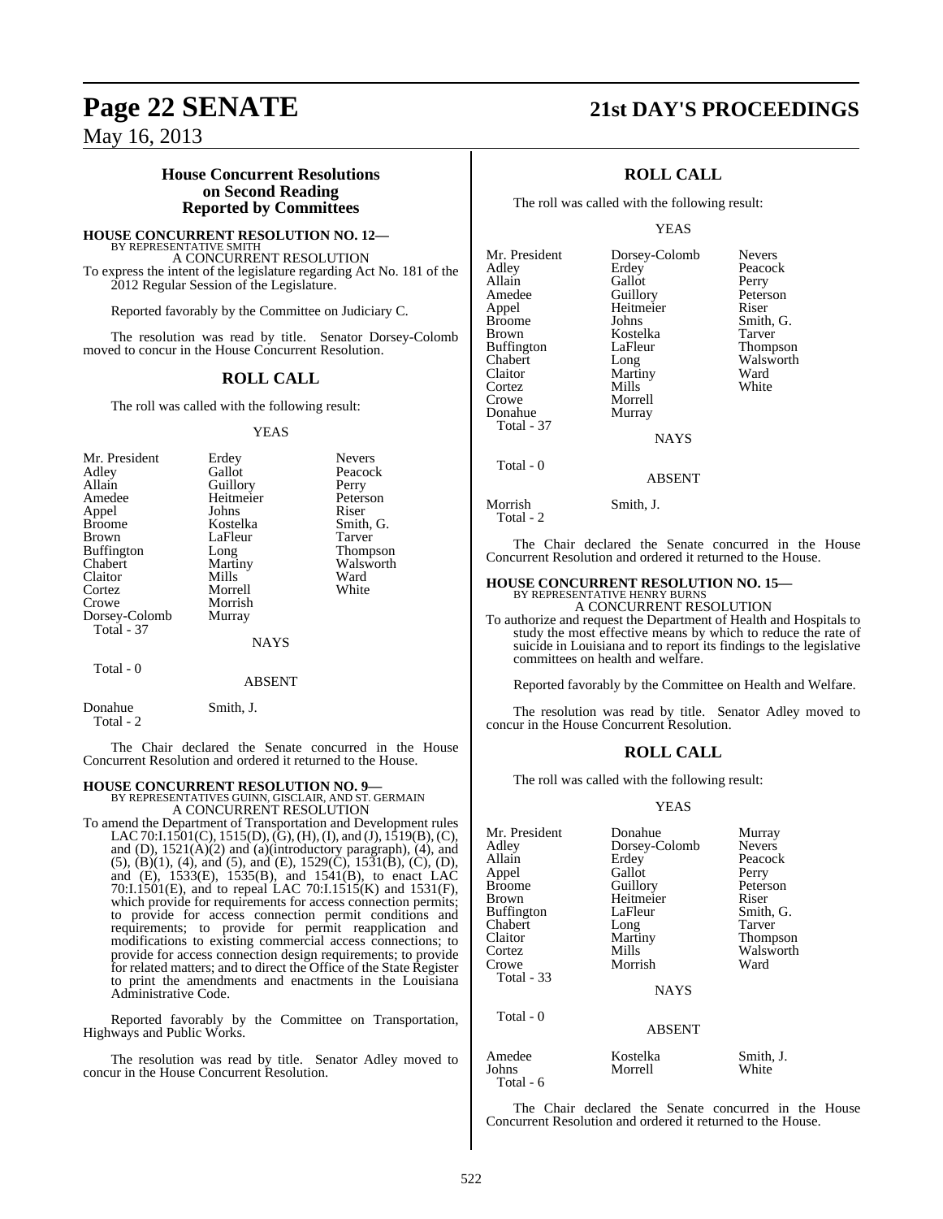### House Concurrent Resolutions on Second Reading Reported by Committees

**HOUSE CONCURRENT RESOLUTION NO. 12—**
BY REPRESENTATIVE SMITH
A CONCURRENT RESOLUTION
To express the intent of the legislature regarding Act No. 181 of the 2012 Regular Session of the Legislature.

Reported favorably by the Committee on Judiciary C.

The resolution was read by title. Senator Dorsey-Colomb moved to concur in the House Concurrent Resolution.

## ROLL CALL

The roll was called with the following result:

YEAS

| | | |
|---|---|---|
| Mr. President | Erdey | Nevers |
| Adley | Gallot | Peacock |
| Allain | Guillory | Perry |
| Amedee | Heitmeier | Peterson |
| Appel | Johns | Riser |
| Broome | Kostelka | Smith, G. |
| Brown | LaFleur | Tarver |
| Buffington | Long | Thompson |
| Chabert | Martiny | Walsworth |
| Claitor | Mills | Ward |
| Cortez | Morrell | White |
| Crowe | Morrish | |
| Dorsey-Colomb | Murray | |

Total - 37

NAYS

Total - 0

ABSENT

| | |
|---|---|
| Donahue | Smith, J. |

Total - 2

The Chair declared the Senate concurred in the House Concurrent Resolution and ordered it returned to the House.

**HOUSE CONCURRENT RESOLUTION NO. 9—**
BY REPRESENTATIVES GUINN, GISCLAIR, AND ST. GERMAIN
A CONCURRENT RESOLUTION
To amend the Department of Transportation and Development rules LAC 70:I.1501(C), 1515(D), (G), (H), (I), and (J), 1519(B), (C), and (D), 1521(A)(2) and (a)(introductory paragraph), (4), and (5), (B)(1), (4), and (5), and (E), 1529(C), 1531(B), (C), (D), and (E), 1533(E), 1535(B), and 1541(B), to enact LAC 70:I.1501(E), and to repeal LAC 70:I.1515(K) and 1531(F), which provide for requirements for access connection permits; to provide for access connection permit conditions and requirements; to provide for permit reapplication and modifications to existing commercial access connections; to provide for access connection design requirements; to provide for related matters; and to direct the Office of the State Register to print the amendments and enactments in the Louisiana Administrative Code.

Reported favorably by the Committee on Transportation, Highways and Public Works.

The resolution was read by title. Senator Adley moved to concur in the House Concurrent Resolution.

## ROLL CALL

The roll was called with the following result:

YEAS

| | | |
|---|---|---|
| Mr. President | Dorsey-Colomb | Nevers |
| Adley | Erdey | Peacock |
| Allain | Gallot | Perry |
| Amedee | Guillory | Peterson |
| Appel | Heitmeier | Riser |
| Broome | Johns | Smith, G. |
| Brown | Kostelka | Tarver |
| Buffington | LaFleur | Thompson |
| Chabert | Long | Walsworth |
| Claitor | Martiny | Ward |
| Cortez | Mills | White |
| Crowe | Morrell | |
| Donahue | Murray | |

Total - 37

NAYS

Total - 0

ABSENT

| | |
|---|---|
| Morrish | Smith, J. |

Total - 2

The Chair declared the Senate concurred in the House Concurrent Resolution and ordered it returned to the House.

**HOUSE CONCURRENT RESOLUTION NO. 15—**
BY REPRESENTATIVE HENRY BURNS
A CONCURRENT RESOLUTION
To authorize and request the Department of Health and Hospitals to study the most effective means by which to reduce the rate of suicide in Louisiana and to report its findings to the legislative committees on health and welfare.

Reported favorably by the Committee on Health and Welfare.

The resolution was read by title. Senator Adley moved to concur in the House Concurrent Resolution.

## ROLL CALL

The roll was called with the following result:

YEAS

| | | |
|---|---|---|
| Mr. President | Donahue | Murray |
| Adley | Dorsey-Colomb | Nevers |
| Allain | Erdey | Peacock |
| Appel | Gallot | Perry |
| Broome | Guillory | Peterson |
| Brown | Heitmeier | Riser |
| Buffington | LaFleur | Smith, G. |
| Chabert | Long | Tarver |
| Claitor | Martiny | Thompson |
| Cortez | Mills | Walsworth |
| Crowe | Morrish | Ward |

Total - 33

NAYS

Total - 0

ABSENT

| | | |
|---|---|---|
| Amedee | Kostelka | Smith, J. |
| Johns | Morrell | White |

Total - 6

The Chair declared the Senate concurred in the House Concurrent Resolution and ordered it returned to the House.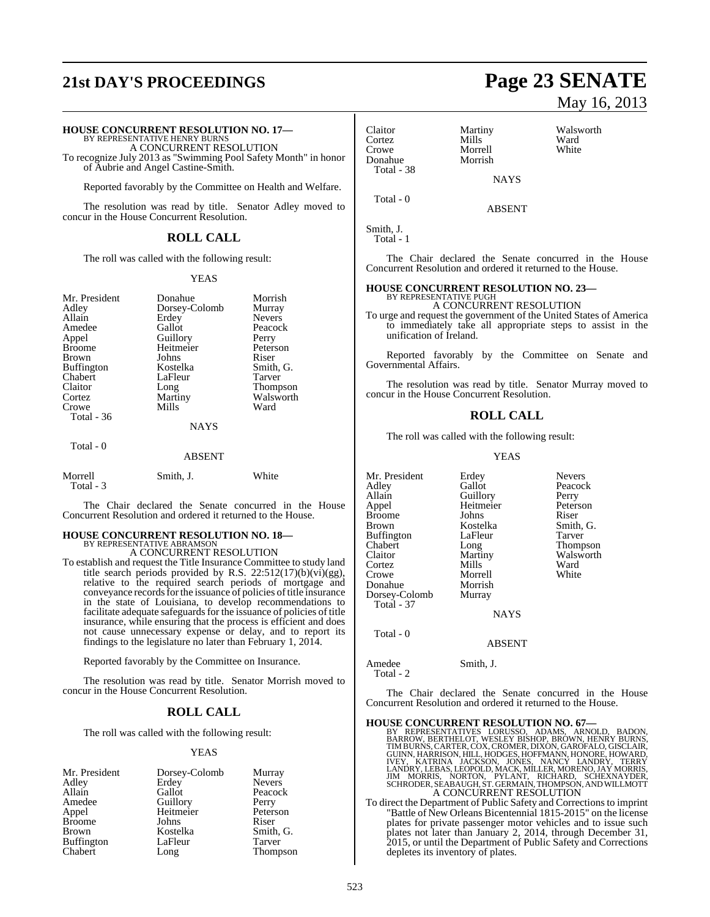**HOUSE CONCURRENT RESOLUTION NO. 17—**
BY REPRESENTATIVE HENRY BURNS
A CONCURRENT RESOLUTION
To recognize July 2013 as "Swimming Pool Safety Month" in honor of Aubrie and Angel Castine-Smith.

Reported favorably by the Committee on Health and Welfare.

The resolution was read by title. Senator Adley moved to concur in the House Concurrent Resolution.

## ROLL CALL

The roll was called with the following result:

YEAS

| | | |
|---|---|---|
| Mr. President | Donahue | Morrish |
| Adley | Dorsey-Colomb | Murray |
| Allain | Erdey | Nevers |
| Amedee | Gallot | Peacock |
| Appel | Guillory | Perry |
| Broome | Heitmeier | Peterson |
| Brown | Johns | Riser |
| Buffington | Kostelka | Smith, G. |
| Chabert | LaFleur | Tarver |
| Claitor | Long | Thompson |
| Cortez | Martiny | Walsworth |
| Crowe | Mills | Ward |

Total - 36

NAYS

Total - 0

ABSENT

| | | |
|---|---|---|
| Morrell | Smith, J. | White |

Total - 3

The Chair declared the Senate concurred in the House Concurrent Resolution and ordered it returned to the House.

**HOUSE CONCURRENT RESOLUTION NO. 18—**
BY REPRESENTATIVE ABRAMSON
A CONCURRENT RESOLUTION
To establish and request the Title Insurance Committee to study land title search periods provided by R.S. 22:512(17)(b)(vi)(gg), relative to the required search periods of mortgage and conveyance records for the issuance of policies of title insurance in the state of Louisiana, to develop recommendations to facilitate adequate safeguards for the issuance of policies of title insurance, while ensuring that the process is efficient and does not cause unnecessary expense or delay, and to report its findings to the legislature no later than February 1, 2014.

Reported favorably by the Committee on Insurance.

The resolution was read by title. Senator Morrish moved to concur in the House Concurrent Resolution.

## ROLL CALL

The roll was called with the following result:

YEAS

| | | |
|---|---|---|
| Mr. President | Dorsey-Colomb | Murray |
| Adley | Erdey | Nevers |
| Allain | Gallot | Peacock |
| Amedee | Guillory | Perry |
| Appel | Heitmeier | Peterson |
| Broome | Johns | Riser |
| Brown | Kostelka | Smith, G. |
| Buffington | LaFleur | Tarver |
| Chabert | Long | Thompson |
| Claitor | Martiny | Walsworth |
| Cortez | Mills | Ward |
| Crowe | Morrell | White |
| Donahue | Morrish | |

Total - 38

NAYS

Total - 0

ABSENT

Smith, J.

Total - 1

The Chair declared the Senate concurred in the House Concurrent Resolution and ordered it returned to the House.

**HOUSE CONCURRENT RESOLUTION NO. 23—**
BY REPRESENTATIVE PUGH
A CONCURRENT RESOLUTION
To urge and request the government of the United States of America to immediately take all appropriate steps to assist in the unification of Ireland.

Reported favorably by the Committee on Senate and Governmental Affairs.

The resolution was read by title. Senator Murray moved to concur in the House Concurrent Resolution.

## ROLL CALL

The roll was called with the following result:

YEAS

| | | |
|---|---|---|
| Mr. President | Erdey | Nevers |
| Adley | Gallot | Peacock |
| Allain | Guillory | Perry |
| Appel | Heitmeier | Peterson |
| Broome | Johns | Riser |
| Brown | Kostelka | Smith, G. |
| Buffington | LaFleur | Tarver |
| Chabert | Long | Thompson |
| Claitor | Martiny | Walsworth |
| Cortez | Mills | Ward |
| Crowe | Morrell | White |
| Donahue | Morrish | |
| Dorsey-Colomb | Murray | |

Total - 37

NAYS

Total - 0

ABSENT

| | |
|---|---|
| Amedee | Smith, J. |

Total - 2

The Chair declared the Senate concurred in the House Concurrent Resolution and ordered it returned to the House.

**HOUSE CONCURRENT RESOLUTION NO. 67—**
BY REPRESENTATIVES LORUSSO, ADAMS, ARNOLD, BADON, BARROW, BERTHELOT, WESLEY BISHOP, BROWN, HENRY BURNS, TIM BURNS, CARTER, COX, CROMER, DIXON, GAROFALO, GISCLAIR, GUINN, HARRISON, HILL, HODGES, HOFFMANN, HONORE, HOWARD, IVEY, KATRINA JACKSON, JONES, NANCY LANDRY, TERRY LANDRY, LEBAS, LEOPOLD, MACK, MILLER, MORENO, JAY MORRIS, JIM MORRIS, NORTON, PYLANT, RICHARD, SCHEXNAYDER, SCHRODER, SEABAUGH, ST. GERMAIN, THOMPSON, AND WILLMOTT
A CONCURRENT RESOLUTION
To direct the Department of Public Safety and Corrections to imprint "Battle of New Orleans Bicentennial 1815-2015" on the license plates for private passenger motor vehicles and to issue such plates not later than January 2, 2014, through December 31, 2015, or until the Department of Public Safety and Corrections depletes its inventory of plates.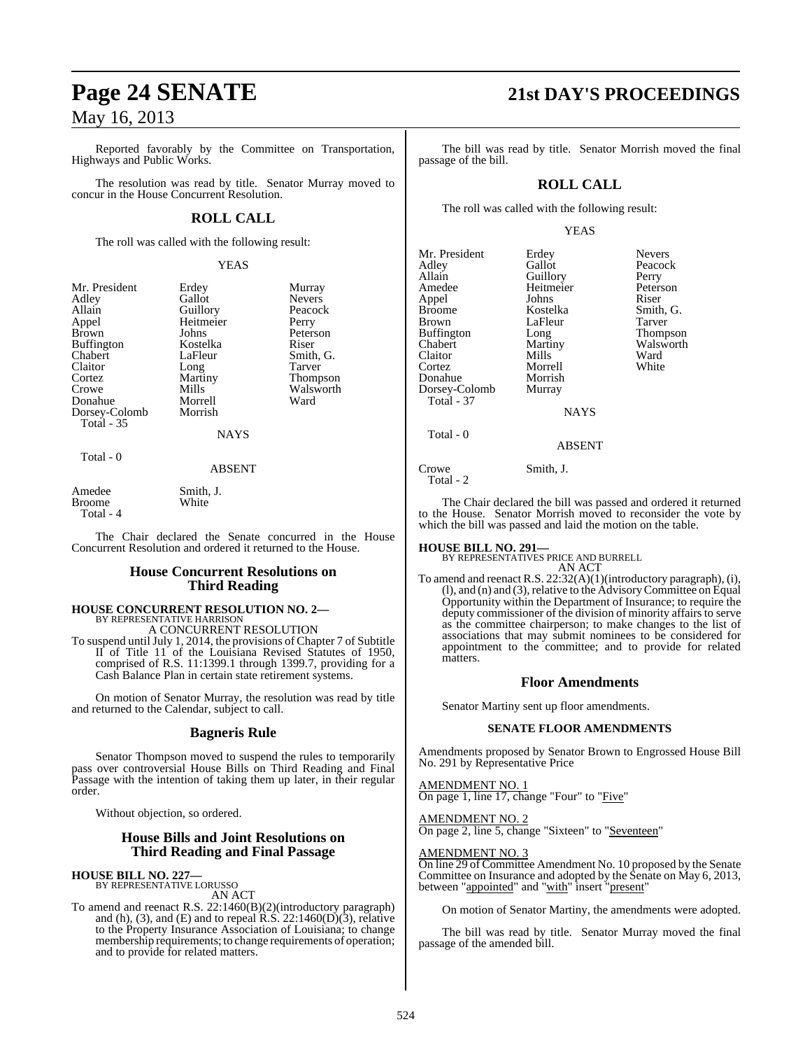Reported favorably by the Committee on Transportation, Highways and Public Works.

The resolution was read by title. Senator Murray moved to concur in the House Concurrent Resolution.

## ROLL CALL

The roll was called with the following result:

YEAS

| | | |
|---|---|---|
| Mr. President | Erdey | Murray |
| Adley | Gallot | Nevers |
| Allain | Guillory | Peacock |
| Appel | Heitmeier | Perry |
| Brown | Johns | Peterson |
| Buffington | Kostelka | Riser |
| Chabert | LaFleur | Smith, G. |
| Claitor | Long | Tarver |
| Cortez | Martiny | Thompson |
| Crowe | Mills | Walsworth |
| Donahue | Morrell | Ward |
| Dorsey-Colomb | Morrish | |

Total - 35

NAYS

Total - 0

ABSENT

| | |
|---|---|
| Amedee | Smith, J. |
| Broome | White |

Total - 4

The Chair declared the Senate concurred in the House Concurrent Resolution and ordered it returned to the House.

## House Concurrent Resolutions on Third Reading

**HOUSE CONCURRENT RESOLUTION NO. 2—**
BY REPRESENTATIVE HARRISON
A CONCURRENT RESOLUTION

To suspend until July 1, 2014, the provisions of Chapter 7 of Subtitle II of Title 11 of the Louisiana Revised Statutes of 1950, comprised of R.S. 11:1399.1 through 1399.7, providing for a Cash Balance Plan in certain state retirement systems.

On motion of Senator Murray, the resolution was read by title and returned to the Calendar, subject to call.

## Bagneris Rule

Senator Thompson moved to suspend the rules to temporarily pass over controversial House Bills on Third Reading and Final Passage with the intention of taking them up later, in their regular order.

Without objection, so ordered.

## House Bills and Joint Resolutions on Third Reading and Final Passage

**HOUSE BILL NO. 227—**
BY REPRESENTATIVE LORUSSO
AN ACT

To amend and reenact R.S. 22:1460(B)(2)(introductory paragraph) and (h), (3), and (E) and to repeal R.S. 22:1460(D)(3), relative to the Property Insurance Association of Louisiana; to change membership requirements; to change requirements of operation; and to provide for related matters.

The bill was read by title. Senator Morrish moved the final passage of the bill.

## ROLL CALL

The roll was called with the following result:

YEAS

| | | |
|---|---|---|
| Mr. President | Erdey | Nevers |
| Adley | Gallot | Peacock |
| Allain | Guillory | Perry |
| Amedee | Heitmeier | Peterson |
| Appel | Johns | Riser |
| Broome | Kostelka | Smith, G. |
| Brown | LaFleur | Tarver |
| Buffington | Long | Thompson |
| Chabert | Martiny | Walsworth |
| Claitor | Mills | Ward |
| Cortez | Morrell | White |
| Donahue | Morrish | |
| Dorsey-Colomb | Murray | |

Total - 37

NAYS

Total - 0

ABSENT

| | |
|---|---|
| Crowe | Smith, J. |

Total - 2

The Chair declared the bill was passed and ordered it returned to the House. Senator Morrish moved to reconsider the vote by which the bill was passed and laid the motion on the table.

**HOUSE BILL NO. 291—**
BY REPRESENTATIVES PRICE AND BURRELL
AN ACT

To amend and reenact R.S. 22:32(A)(1)(introductory paragraph), (i), (l), and (n) and (3), relative to the Advisory Committee on Equal Opportunity within the Department of Insurance; to require the deputy commissioner of the division of minority affairs to serve as the committee chairperson; to make changes to the list of associations that may submit nominees to be considered for appointment to the committee; and to provide for related matters.

## Floor Amendments

Senator Martiny sent up floor amendments.

### SENATE FLOOR AMENDMENTS

Amendments proposed by Senator Brown to Engrossed House Bill No. 291 by Representative Price

AMENDMENT NO. 1
On page 1, line 17, change "Four" to "Five"

AMENDMENT NO. 2
On page 2, line 5, change "Sixteen" to "Seventeen"

AMENDMENT NO. 3
On line 29 of Committee Amendment No. 10 proposed by the Senate Committee on Insurance and adopted by the Senate on May 6, 2013, between "appointed" and "with" insert "present"

On motion of Senator Martiny, the amendments were adopted.

The bill was read by title. Senator Murray moved the final passage of the amended bill.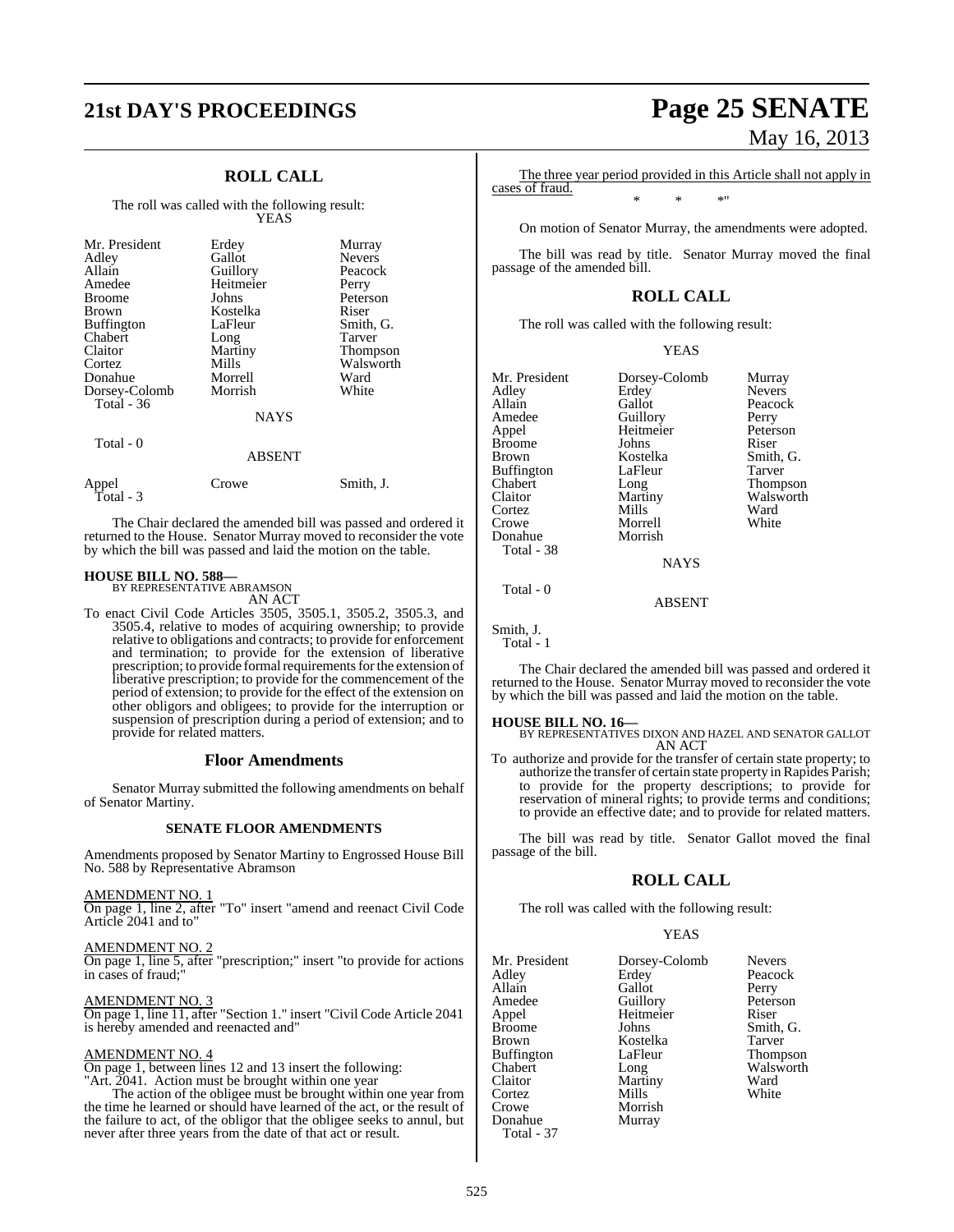## ROLL CALL

The roll was called with the following result:

YEAS

| | | |
|---|---|---|
| Mr. President | Erdey | Murray |
| Adley | Gallot | Nevers |
| Allain | Guillory | Peacock |
| Amedee | Heitmeier | Perry |
| Broome | Johns | Peterson |
| Brown | Kostelka | Riser |
| Buffington | LaFleur | Smith, G. |
| Chabert | Long | Tarver |
| Claitor | Martiny | Thompson |
| Cortez | Mills | Walsworth |
| Donahue | Morrell | Ward |
| Dorsey-Colomb | Morrish | White |

Total - 36

NAYS

Total - 0

ABSENT

| | | |
|---|---|---|
| Appel | Crowe | Smith, J. |

Total - 3

The Chair declared the amended bill was passed and ordered it returned to the House. Senator Murray moved to reconsider the vote by which the bill was passed and laid the motion on the table.

**HOUSE BILL NO. 588—**
BY REPRESENTATIVE ABRAMSON
AN ACT

To enact Civil Code Articles 3505, 3505.1, 3505.2, 3505.3, and 3505.4, relative to modes of acquiring ownership; to provide relative to obligations and contracts; to provide for enforcement and termination; to provide for the extension of liberative prescription; to provide formal requirements for the extension of liberative prescription; to provide for the commencement of the period of extension; to provide for the effect of the extension on other obligors and obligees; to provide for the interruption or suspension of prescription during a period of extension; and to provide for related matters.

## Floor Amendments

Senator Murray submitted the following amendments on behalf of Senator Martiny.

### SENATE FLOOR AMENDMENTS

Amendments proposed by Senator Martiny to Engrossed House Bill No. 588 by Representative Abramson

AMENDMENT NO. 1
On page 1, line 2, after "To" insert "amend and reenact Civil Code Article 2041 and to"

AMENDMENT NO. 2
On page 1, line 5, after "prescription;" insert "to provide for actions in cases of fraud;"

AMENDMENT NO. 3
On page 1, line 11, after "Section 1." insert "Civil Code Article 2041 is hereby amended and reenacted and"

AMENDMENT NO. 4
On page 1, between lines 12 and 13 insert the following:
"Art. 2041. Action must be brought within one year

The action of the obligee must be brought within one year from the time he learned or should have learned of the act, or the result of the failure to act, of the obligor that the obligee seeks to annul, but never after three years from the date of that act or result.

The three year period provided in this Article shall not apply in cases of fraud.

\* \* \*"

On motion of Senator Murray, the amendments were adopted.

The bill was read by title. Senator Murray moved the final passage of the amended bill.

## ROLL CALL

The roll was called with the following result:

YEAS

| | | |
|---|---|---|
| Mr. President | Dorsey-Colomb | Murray |
| Adley | Erdey | Nevers |
| Allain | Gallot | Peacock |
| Amedee | Guillory | Perry |
| Appel | Heitmeier | Peterson |
| Broome | Johns | Riser |
| Brown | Kostelka | Smith, G. |
| Buffington | LaFleur | Tarver |
| Chabert | Long | Thompson |
| Claitor | Martiny | Walsworth |
| Cortez | Mills | Ward |
| Crowe | Morrell | White |
| Donahue | Morrish | |

Total - 38

NAYS

Total - 0

ABSENT

Smith, J.

Total - 1

The Chair declared the amended bill was passed and ordered it returned to the House. Senator Murray moved to reconsider the vote by which the bill was passed and laid the motion on the table.

**HOUSE BILL NO. 16—**
BY REPRESENTATIVES DIXON AND HAZEL AND SENATOR GALLOT
AN ACT

To authorize and provide for the transfer of certain state property; to authorize the transfer of certain state property in Rapides Parish; to provide for the property descriptions; to provide for reservation of mineral rights; to provide terms and conditions; to provide an effective date; and to provide for related matters.

The bill was read by title. Senator Gallot moved the final passage of the bill.

## ROLL CALL

The roll was called with the following result:

YEAS

| | | |
|---|---|---|
| Mr. President | Dorsey-Colomb | Nevers |
| Adley | Erdey | Peacock |
| Allain | Gallot | Perry |
| Amedee | Guillory | Peterson |
| Appel | Heitmeier | Riser |
| Broome | Johns | Smith, G. |
| Brown | Kostelka | Tarver |
| Buffington | LaFleur | Thompson |
| Chabert | Long | Walsworth |
| Claitor | Martiny | Ward |
| Cortez | Mills | White |
| Crowe | Morrish | |
| Donahue | Murray | |

Total - 37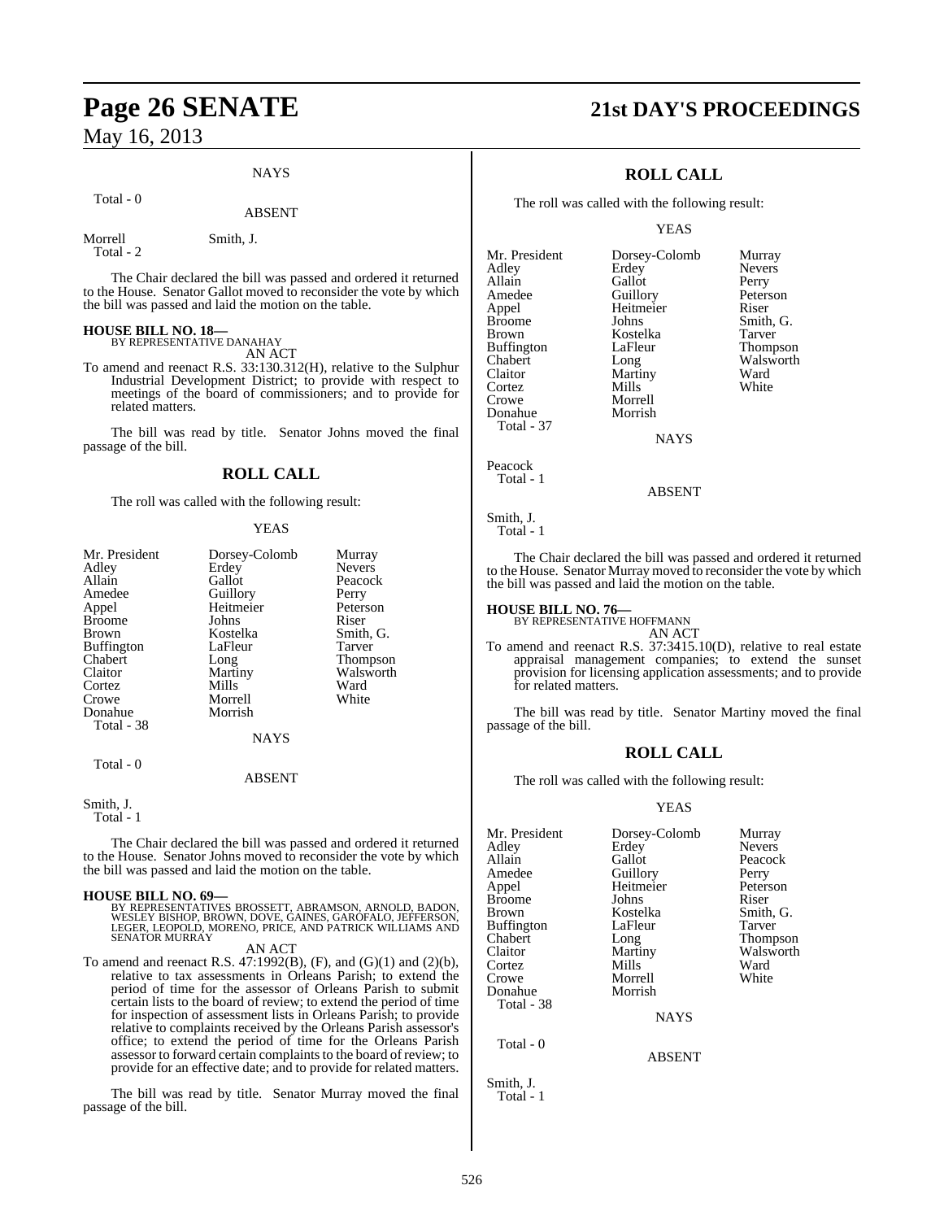NAYS

Total - 0

ABSENT

| | |
|---|---|
| Morrell | Smith, J. |
| Total - 2 | |

The Chair declared the bill was passed and ordered it returned to the House. Senator Gallot moved to reconsider the vote by which the bill was passed and laid the motion on the table.

**HOUSE BILL NO. 18—**
BY REPRESENTATIVE DANAHAY
AN ACT

To amend and reenact R.S. 33:130.312(H), relative to the Sulphur Industrial Development District; to provide with respect to meetings of the board of commissioners; and to provide for related matters.

The bill was read by title. Senator Johns moved the final passage of the bill.

## ROLL CALL

The roll was called with the following result:

YEAS

| | | |
|---|---|---|
| Mr. President | Dorsey-Colomb | Murray |
| Adley | Erdey | Nevers |
| Allain | Gallot | Peacock |
| Amedee | Guillory | Perry |
| Appel | Heitmeier | Peterson |
| Broome | Johns | Riser |
| Brown | Kostelka | Smith, G. |
| Buffington | LaFleur | Tarver |
| Chabert | Long | Thompson |
| Claitor | Martiny | Walsworth |
| Cortez | Mills | Ward |
| Crowe | Morrell | White |
| Donahue | Morrish | |
| Total - 38 | | |

NAYS

Total - 0

ABSENT

Smith, J.
Total - 1

The Chair declared the bill was passed and ordered it returned to the House. Senator Johns moved to reconsider the vote by which the bill was passed and laid the motion on the table.

**HOUSE BILL NO. 69—**
BY REPRESENTATIVES BROSSETT, ABRAMSON, ARNOLD, BADON, WESLEY BISHOP, BROWN, DOVE, GAINES, GAROFALO, JEFFERSON, LEGER, LEOPOLD, MORENO, PRICE, AND PATRICK WILLIAMS AND SENATOR MURRAY
AN ACT

To amend and reenact R.S. 47:1992(B), (F), and (G)(1) and (2)(b), relative to tax assessments in Orleans Parish; to extend the period of time for the assessor of Orleans Parish to submit certain lists to the board of review; to extend the period of time for inspection of assessment lists in Orleans Parish; to provide relative to complaints received by the Orleans Parish assessor's office; to extend the period of time for the Orleans Parish assessor to forward certain complaints to the board of review; to provide for an effective date; and to provide for related matters.

The bill was read by title. Senator Murray moved the final passage of the bill.

## ROLL CALL

The roll was called with the following result:

YEAS

| | | |
|---|---|---|
| Mr. President | Dorsey-Colomb | Murray |
| Adley | Erdey | Nevers |
| Allain | Gallot | Perry |
| Amedee | Guillory | Peterson |
| Appel | Heitmeier | Riser |
| Broome | Johns | Smith, G. |
| Brown | Kostelka | Tarver |
| Buffington | LaFleur | Thompson |
| Chabert | Long | Walsworth |
| Claitor | Martiny | Ward |
| Cortez | Mills | White |
| Crowe | Morrell | |
| Donahue | Morrish | |
| Total - 37 | | |

NAYS

Peacock
Total - 1

ABSENT

Smith, J.
Total - 1

The Chair declared the bill was passed and ordered it returned to the House. Senator Murray moved to reconsider the vote by which the bill was passed and laid the motion on the table.

**HOUSE BILL NO. 76—**
BY REPRESENTATIVE HOFFMANN
AN ACT

To amend and reenact R.S. 37:3415.10(D), relative to real estate appraisal management companies; to extend the sunset provision for licensing application assessments; and to provide for related matters.

The bill was read by title. Senator Martiny moved the final passage of the bill.

## ROLL CALL

The roll was called with the following result:

YEAS

| | | |
|---|---|---|
| Mr. President | Dorsey-Colomb | Murray |
| Adley | Erdey | Nevers |
| Allain | Gallot | Peacock |
| Amedee | Guillory | Perry |
| Appel | Heitmeier | Peterson |
| Broome | Johns | Riser |
| Brown | Kostelka | Smith, G. |
| Buffington | LaFleur | Tarver |
| Chabert | Long | Thompson |
| Claitor | Martiny | Walsworth |
| Cortez | Mills | Ward |
| Crowe | Morrell | White |
| Donahue | Morrish | |
| Total - 38 | | |

NAYS

Total - 0

ABSENT

Smith, J.
Total - 1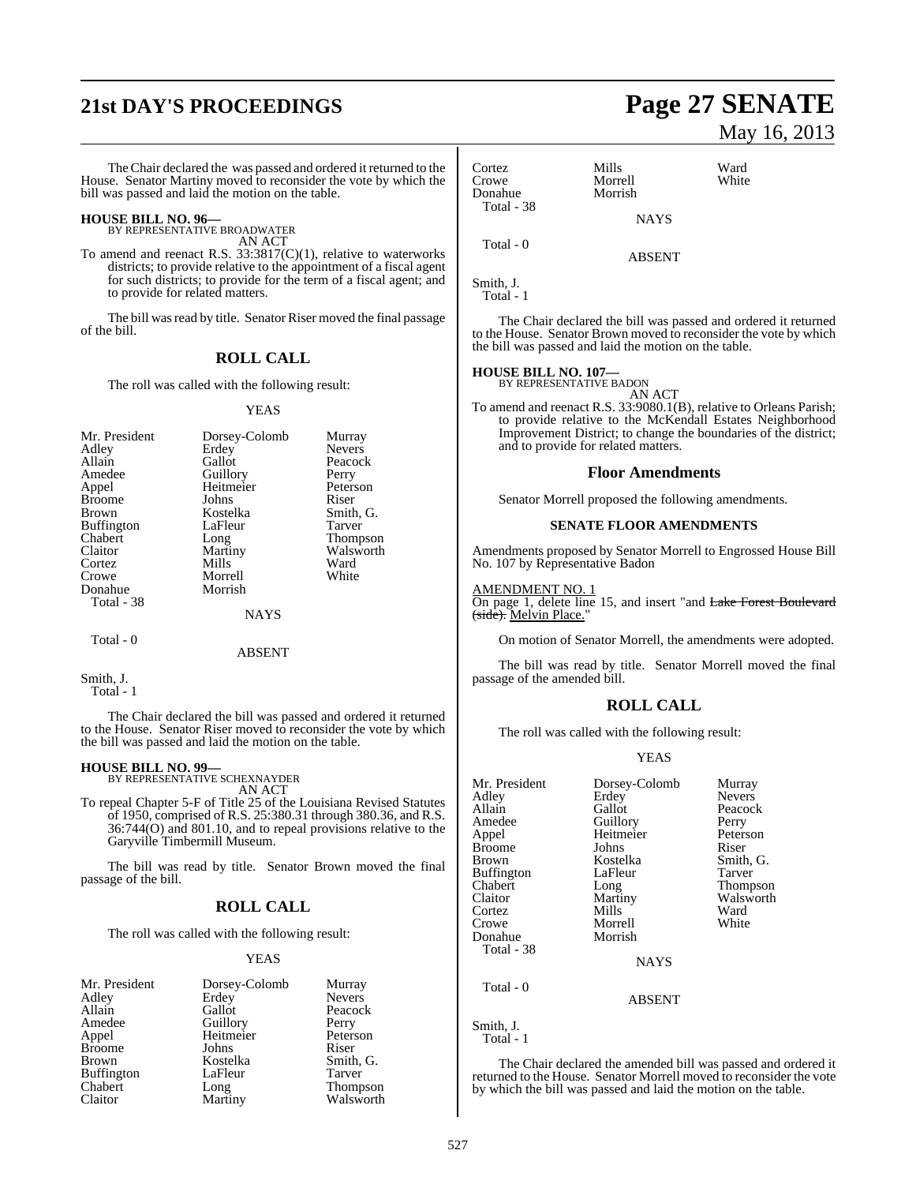The Chair declared the was passed and ordered it returned to the House. Senator Martiny moved to reconsider the vote by which the bill was passed and laid the motion on the table.

**HOUSE BILL NO. 96—**
BY REPRESENTATIVE BROADWATER
AN ACT

To amend and reenact R.S. 33:3817(C)(1), relative to waterworks districts; to provide relative to the appointment of a fiscal agent for such districts; to provide for the term of a fiscal agent; and to provide for related matters.

The bill was read by title. Senator Riser moved the final passage of the bill.

## ROLL CALL

The roll was called with the following result:

YEAS

| | | |
|---|---|---|
| Mr. President | Dorsey-Colomb | Murray |
| Adley | Erdey | Nevers |
| Allain | Gallot | Peacock |
| Amedee | Guillory | Perry |
| Appel | Heitmeier | Peterson |
| Broome | Johns | Riser |
| Brown | Kostelka | Smith, G. |
| Buffington | LaFleur | Tarver |
| Chabert | Long | Thompson |
| Claitor | Martiny | Walsworth |
| Cortez | Mills | Ward |
| Crowe | Morrell | White |
| Donahue | Morrish | |

Total - 38

NAYS

Total - 0

ABSENT

Smith, J.
Total - 1

The Chair declared the bill was passed and ordered it returned to the House. Senator Riser moved to reconsider the vote by which the bill was passed and laid the motion on the table.

**HOUSE BILL NO. 99—**
BY REPRESENTATIVE SCHEXNAYDER
AN ACT

To repeal Chapter 5-F of Title 25 of the Louisiana Revised Statutes of 1950, comprised of R.S. 25:380.31 through 380.36, and R.S. 36:744(O) and 801.10, and to repeal provisions relative to the Garyville Timbermill Museum.

The bill was read by title. Senator Brown moved the final passage of the bill.

## ROLL CALL

The roll was called with the following result:

YEAS

| | | |
|---|---|---|
| Mr. President | Dorsey-Colomb | Murray |
| Adley | Erdey | Nevers |
| Allain | Gallot | Peacock |
| Amedee | Guillory | Perry |
| Appel | Heitmeier | Peterson |
| Broome | Johns | Riser |
| Brown | Kostelka | Smith, G. |
| Buffington | LaFleur | Tarver |
| Chabert | Long | Thompson |
| Claitor | Martiny | Walsworth |
| Cortez | Mills | Ward |
| Crowe | Morrell | White |
| Donahue | Morrish | |

Total - 38

NAYS

Total - 0

ABSENT

Smith, J.
Total - 1

The Chair declared the bill was passed and ordered it returned to the House. Senator Brown moved to reconsider the vote by which the bill was passed and laid the motion on the table.

**HOUSE BILL NO. 107—**
BY REPRESENTATIVE BADON
AN ACT

To amend and reenact R.S. 33:9080.1(B), relative to Orleans Parish; to provide relative to the McKendall Estates Neighborhood Improvement District; to change the boundaries of the district; and to provide for related matters.

### Floor Amendments

Senator Morrell proposed the following amendments.

#### SENATE FLOOR AMENDMENTS

Amendments proposed by Senator Morrell to Engrossed House Bill No. 107 by Representative Badon

AMENDMENT NO. 1
On page 1, delete line 15, and insert "and ~~Lake Forest Boulevard (side).~~ Melvin Place."

On motion of Senator Morrell, the amendments were adopted.

The bill was read by title. Senator Morrell moved the final passage of the amended bill.

## ROLL CALL

The roll was called with the following result:

YEAS

| | | |
|---|---|---|
| Mr. President | Dorsey-Colomb | Murray |
| Adley | Erdey | Nevers |
| Allain | Gallot | Peacock |
| Amedee | Guillory | Perry |
| Appel | Heitmeier | Peterson |
| Broome | Johns | Riser |
| Brown | Kostelka | Smith, G. |
| Buffington | LaFleur | Tarver |
| Chabert | Long | Thompson |
| Claitor | Martiny | Walsworth |
| Cortez | Mills | Ward |
| Crowe | Morrell | White |
| Donahue | Morrish | |

Total - 38

NAYS

Total - 0

ABSENT

Smith, J.
Total - 1

The Chair declared the amended bill was passed and ordered it returned to the House. Senator Morrell moved to reconsider the vote by which the bill was passed and laid the motion on the table.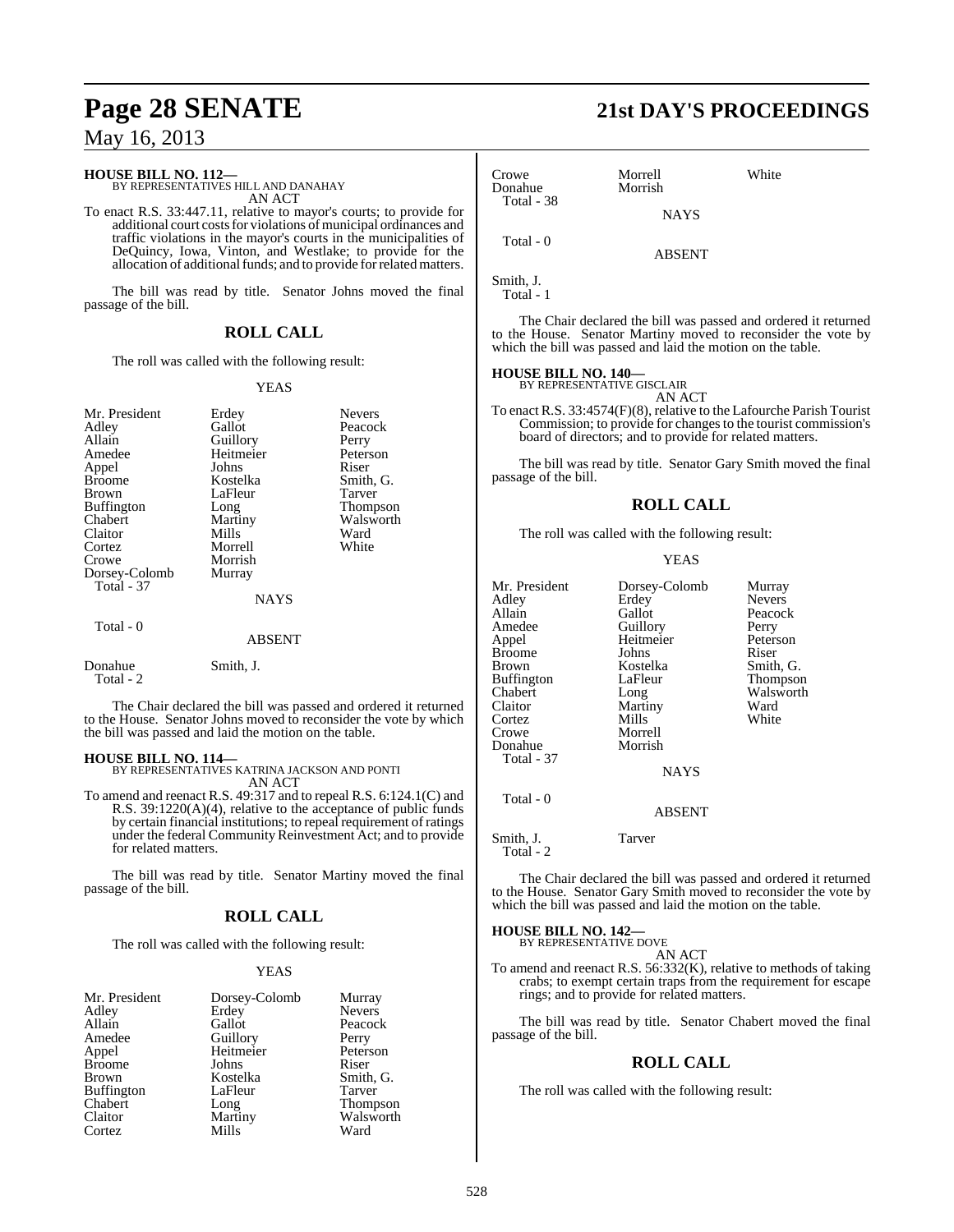**HOUSE BILL NO. 112—**
BY REPRESENTATIVES HILL AND DANAHAY
AN ACT

To enact R.S. 33:447.11, relative to mayor's courts; to provide for additional court costs for violations of municipal ordinances and traffic violations in the mayor's courts in the municipalities of DeQuincy, Iowa, Vinton, and Westlake; to provide for the allocation of additional funds; and to provide for related matters.

The bill was read by title. Senator Johns moved the final passage of the bill.

## ROLL CALL

The roll was called with the following result:

YEAS

| | | |
|---|---|---|
| Mr. President | Erdey | Nevers |
| Adley | Gallot | Peacock |
| Allain | Guillory | Perry |
| Amedee | Heitmeier | Peterson |
| Appel | Johns | Riser |
| Broome | Kostelka | Smith, G. |
| Brown | LaFleur | Tarver |
| Buffington | Long | Thompson |
| Chabert | Martiny | Walsworth |
| Claitor | Mills | Ward |
| Cortez | Morrell | White |
| Crowe | Morrish | |
| Dorsey-Colomb | Murray | |

Total - 37

NAYS

Total - 0

ABSENT

| | |
|---|---|
| Donahue | Smith, J. |

Total - 2

The Chair declared the bill was passed and ordered it returned to the House. Senator Johns moved to reconsider the vote by which the bill was passed and laid the motion on the table.

**HOUSE BILL NO. 114—**
BY REPRESENTATIVES KATRINA JACKSON AND PONTI
AN ACT

To amend and reenact R.S. 49:317 and to repeal R.S. 6:124.1(C) and R.S. 39:1220(A)(4), relative to the acceptance of public funds by certain financial institutions; to repeal requirement of ratings under the federal Community Reinvestment Act; and to provide for related matters.

The bill was read by title. Senator Martiny moved the final passage of the bill.

## ROLL CALL

The roll was called with the following result:

YEAS

| | | |
|---|---|---|
| Mr. President | Dorsey-Colomb | Murray |
| Adley | Erdey | Nevers |
| Allain | Gallot | Peacock |
| Amedee | Guillory | Perry |
| Appel | Heitmeier | Peterson |
| Broome | Johns | Riser |
| Brown | Kostelka | Smith, G. |
| Buffington | LaFleur | Tarver |
| Chabert | Long | Thompson |
| Claitor | Martiny | Walsworth |
| Cortez | Mills | Ward |
| Crowe | Morrell | White |
| Donahue | Morrish | |

Total - 38

NAYS

Total - 0

ABSENT

Smith, J.

Total - 1

The Chair declared the bill was passed and ordered it returned to the House. Senator Martiny moved to reconsider the vote by which the bill was passed and laid the motion on the table.

**HOUSE BILL NO. 140—**
BY REPRESENTATIVE GISCLAIR
AN ACT

To enact R.S. 33:4574(F)(8), relative to the Lafourche Parish Tourist Commission; to provide for changes to the tourist commission's board of directors; and to provide for related matters.

The bill was read by title. Senator Gary Smith moved the final passage of the bill.

## ROLL CALL

The roll was called with the following result:

YEAS

| | | |
|---|---|---|
| Mr. President | Dorsey-Colomb | Murray |
| Adley | Erdey | Nevers |
| Allain | Gallot | Peacock |
| Amedee | Guillory | Perry |
| Appel | Heitmeier | Peterson |
| Broome | Johns | Riser |
| Brown | Kostelka | Smith, G. |
| Buffington | LaFleur | Thompson |
| Chabert | Long | Walsworth |
| Claitor | Martiny | Ward |
| Cortez | Mills | White |
| Crowe | Morrell | |
| Donahue | Morrish | |

Total - 37

NAYS

Total - 0

ABSENT

| | |
|---|---|
| Smith, J. | Tarver |

Total - 2

The Chair declared the bill was passed and ordered it returned to the House. Senator Gary Smith moved to reconsider the vote by which the bill was passed and laid the motion on the table.

**HOUSE BILL NO. 142—**
BY REPRESENTATIVE DOVE
AN ACT

To amend and reenact R.S. 56:332(K), relative to methods of taking crabs; to exempt certain traps from the requirement for escape rings; and to provide for related matters.

The bill was read by title. Senator Chabert moved the final passage of the bill.

## ROLL CALL

The roll was called with the following result: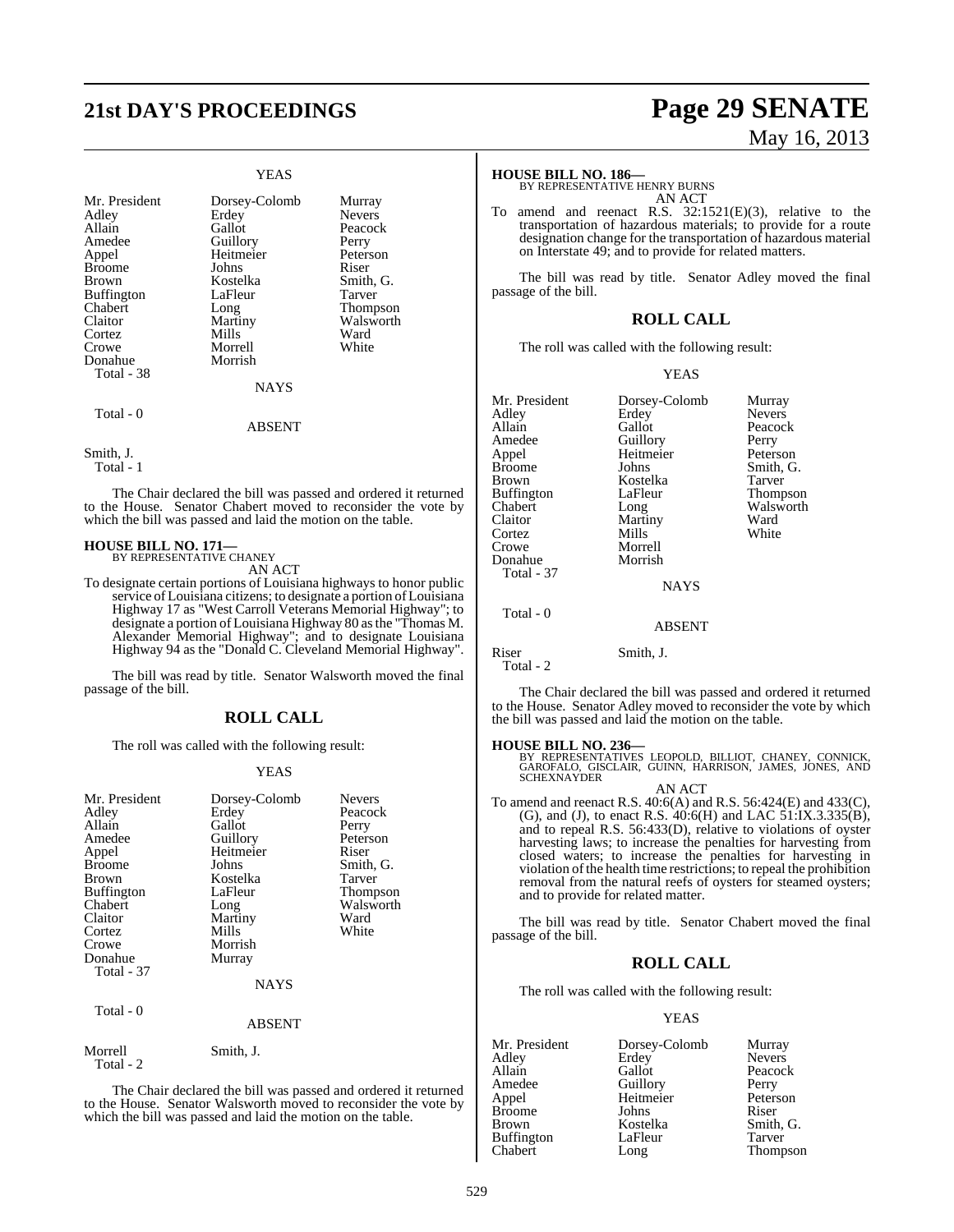YEAS

| | | |
|---|---|---|
| Mr. President | Dorsey-Colomb | Murray |
| Adley | Erdey | Nevers |
| Allain | Gallot | Peacock |
| Amedee | Guillory | Perry |
| Appel | Heitmeier | Peterson |
| Broome | Johns | Riser |
| Brown | Kostelka | Smith, G. |
| Buffington | LaFleur | Tarver |
| Chabert | Long | Thompson |
| Claitor | Martiny | Walsworth |
| Cortez | Mills | Ward |
| Crowe | Morrell | White |
| Donahue | Morrish | |
| Total - 38 | | |

NAYS

Total - 0

ABSENT

Smith, J.
Total - 1

The Chair declared the bill was passed and ordered it returned to the House. Senator Chabert moved to reconsider the vote by which the bill was passed and laid the motion on the table.

**HOUSE BILL NO. 171—**
BY REPRESENTATIVE CHANEY
AN ACT

To designate certain portions of Louisiana highways to honor public service of Louisiana citizens; to designate a portion of Louisiana Highway 17 as "West Carroll Veterans Memorial Highway"; to designate a portion of Louisiana Highway 80 as the "Thomas M. Alexander Memorial Highway"; and to designate Louisiana Highway 94 as the "Donald C. Cleveland Memorial Highway".

The bill was read by title. Senator Walsworth moved the final passage of the bill.

## ROLL CALL

The roll was called with the following result:

YEAS

| | | |
|---|---|---|
| Mr. President | Dorsey-Colomb | Nevers |
| Adley | Erdey | Peacock |
| Allain | Gallot | Perry |
| Amedee | Guillory | Peterson |
| Appel | Heitmeier | Riser |
| Broome | Johns | Smith, G. |
| Brown | Kostelka | Tarver |
| Buffington | LaFleur | Thompson |
| Chabert | Long | Walsworth |
| Claitor | Martiny | Ward |
| Cortez | Mills | White |
| Crowe | Morrish | |
| Donahue | Murray | |
| Total - 37 | | |

NAYS

Total - 0

ABSENT

Morrell Smith, J.
Total - 2

The Chair declared the bill was passed and ordered it returned to the House. Senator Walsworth moved to reconsider the vote by which the bill was passed and laid the motion on the table.

**HOUSE BILL NO. 186—**
BY REPRESENTATIVE HENRY BURNS
AN ACT

To amend and reenact R.S. 32:1521(E)(3), relative to the transportation of hazardous materials; to provide for a route designation change for the transportation of hazardous material on Interstate 49; and to provide for related matters.

The bill was read by title. Senator Adley moved the final passage of the bill.

## ROLL CALL

The roll was called with the following result:

YEAS

| | | |
|---|---|---|
| Mr. President | Dorsey-Colomb | Murray |
| Adley | Erdey | Nevers |
| Allain | Gallot | Peacock |
| Amedee | Guillory | Perry |
| Appel | Heitmeier | Peterson |
| Broome | Johns | Smith, G. |
| Brown | Kostelka | Tarver |
| Buffington | LaFleur | Thompson |
| Chabert | Long | Walsworth |
| Claitor | Martiny | Ward |
| Cortez | Mills | White |
| Crowe | Morrell | |
| Donahue | Morrish | |
| Total - 37 | | |

NAYS

Total - 0

ABSENT

Riser Smith, J.
Total - 2

The Chair declared the bill was passed and ordered it returned to the House. Senator Adley moved to reconsider the vote by which the bill was passed and laid the motion on the table.

**HOUSE BILL NO. 236—**
BY REPRESENTATIVES LEOPOLD, BILLIOT, CHANEY, CONNICK, GAROFALO, GISCLAIR, GUINN, HARRISON, JAMES, JONES, AND SCHEXNAYDER
AN ACT

To amend and reenact R.S. 40:6(A) and R.S. 56:424(E) and 433(C), (G), and (J), to enact R.S. 40:6(H) and LAC 51:IX.3.335(B), and to repeal R.S. 56:433(D), relative to violations of oyster harvesting laws; to increase the penalties for harvesting from closed waters; to increase the penalties for harvesting in violation of the health time restrictions; to repeal the prohibition removal from the natural reefs of oysters for steamed oysters; and to provide for related matter.

The bill was read by title. Senator Chabert moved the final passage of the bill.

## ROLL CALL

The roll was called with the following result:

YEAS

| | | |
|---|---|---|
| Mr. President | Dorsey-Colomb | Murray |
| Adley | Erdey | Nevers |
| Allain | Gallot | Peacock |
| Amedee | Guillory | Perry |
| Appel | Heitmeier | Peterson |
| Broome | Johns | Riser |
| Brown | Kostelka | Smith, G. |
| Buffington | LaFleur | Tarver |
| Chabert | Long | Thompson |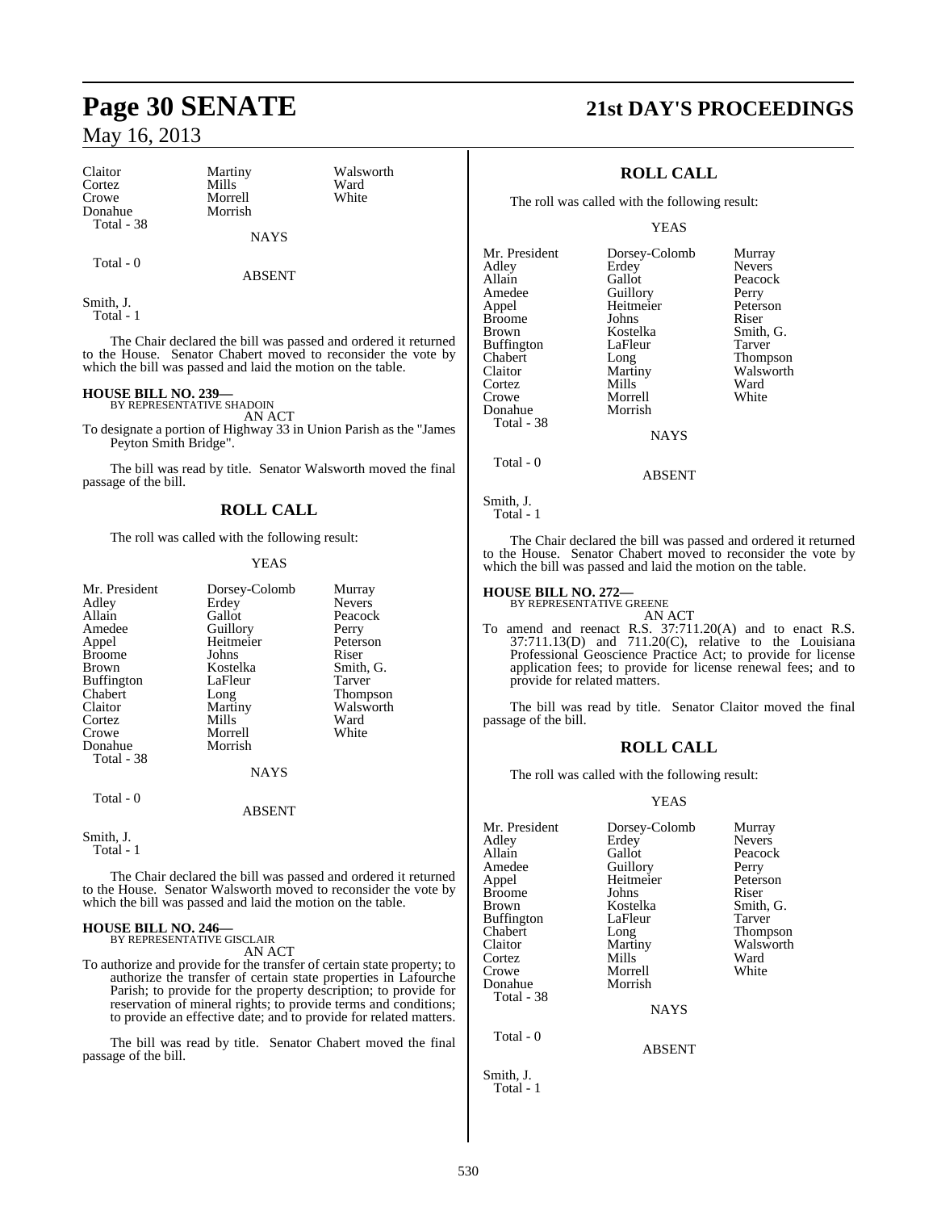| Claitor | Martiny | Walsworth |
|---|---|---|
| Cortez | Mills | Ward |
| Crowe | Morrell | White |
| Donahue | Morrish | |
| Total - 38 | | |

NAYS

Total - 0

ABSENT

Smith, J.
Total - 1

The Chair declared the bill was passed and ordered it returned to the House. Senator Chabert moved to reconsider the vote by which the bill was passed and laid the motion on the table.

**HOUSE BILL NO. 239—**
BY REPRESENTATIVE SHADOIN
AN ACT

To designate a portion of Highway 33 in Union Parish as the "James Peyton Smith Bridge".

The bill was read by title. Senator Walsworth moved the final passage of the bill.

## ROLL CALL

The roll was called with the following result:

YEAS

| Mr. President | Dorsey-Colomb | Murray |
|---|---|---|
| Adley | Erdey | Nevers |
| Allain | Gallot | Peacock |
| Amedee | Guillory | Perry |
| Appel | Heitmeier | Peterson |
| Broome | Johns | Riser |
| Brown | Kostelka | Smith, G. |
| Buffington | LaFleur | Tarver |
| Chabert | Long | Thompson |
| Claitor | Martiny | Walsworth |
| Cortez | Mills | Ward |
| Crowe | Morrell | White |
| Donahue | Morrish | |
| Total - 38 | | |

NAYS

Total - 0

ABSENT

Smith, J.
Total - 1

The Chair declared the bill was passed and ordered it returned to the House. Senator Walsworth moved to reconsider the vote by which the bill was passed and laid the motion on the table.

**HOUSE BILL NO. 246—**
BY REPRESENTATIVE GISCLAIR
AN ACT

To authorize and provide for the transfer of certain state property; to authorize the transfer of certain state properties in Lafourche Parish; to provide for the property description; to provide for reservation of mineral rights; to provide terms and conditions; to provide an effective date; and to provide for related matters.

The bill was read by title. Senator Chabert moved the final passage of the bill.

## ROLL CALL

The roll was called with the following result:

YEAS

| Mr. President | Dorsey-Colomb | Murray |
|---|---|---|
| Adley | Erdey | Nevers |
| Allain | Gallot | Peacock |
| Amedee | Guillory | Perry |
| Appel | Heitmeier | Peterson |
| Broome | Johns | Riser |
| Brown | Kostelka | Smith, G. |
| Buffington | LaFleur | Tarver |
| Chabert | Long | Thompson |
| Claitor | Martiny | Walsworth |
| Cortez | Mills | Ward |
| Crowe | Morrell | White |
| Donahue | Morrish | |
| Total - 38 | | |

NAYS

Total - 0

ABSENT

Smith, J.
Total - 1

The Chair declared the bill was passed and ordered it returned to the House. Senator Chabert moved to reconsider the vote by which the bill was passed and laid the motion on the table.

**HOUSE BILL NO. 272—**
BY REPRESENTATIVE GREENE
AN ACT

To amend and reenact R.S. 37:711.20(A) and to enact R.S. 37:711.13(D) and 711.20(C), relative to the Louisiana Professional Geoscience Practice Act; to provide for license application fees; to provide for license renewal fees; and to provide for related matters.

The bill was read by title. Senator Claitor moved the final passage of the bill.

## ROLL CALL

The roll was called with the following result:

YEAS

| Mr. President | Dorsey-Colomb | Murray |
|---|---|---|
| Adley | Erdey | Nevers |
| Allain | Gallot | Peacock |
| Amedee | Guillory | Perry |
| Appel | Heitmeier | Peterson |
| Broome | Johns | Riser |
| Brown | Kostelka | Smith, G. |
| Buffington | LaFleur | Tarver |
| Chabert | Long | Thompson |
| Claitor | Martiny | Walsworth |
| Cortez | Mills | Ward |
| Crowe | Morrell | White |
| Donahue | Morrish | |
| Total - 38 | | |

NAYS

Total - 0

ABSENT

Smith, J.
Total - 1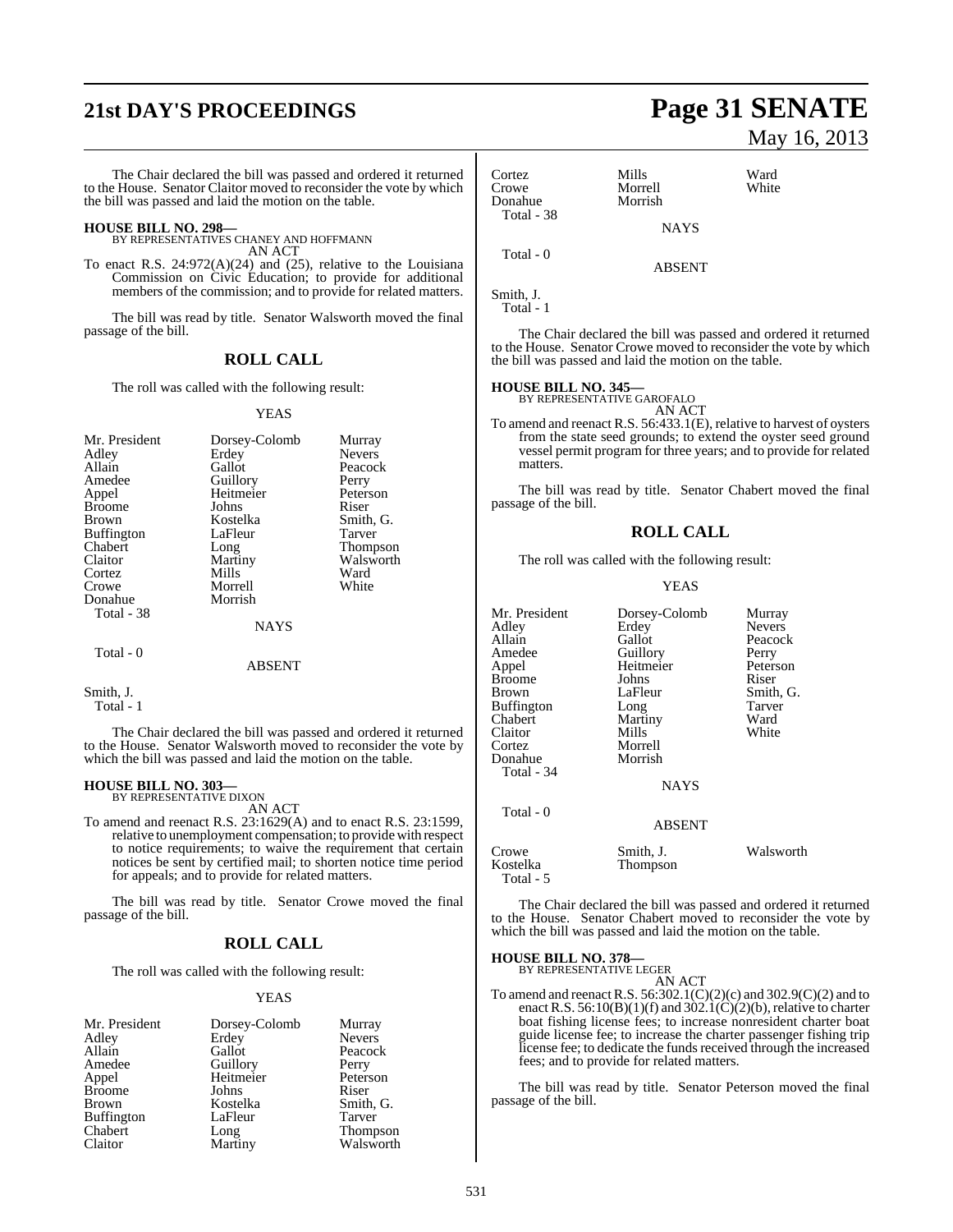The Chair declared the bill was passed and ordered it returned to the House. Senator Claitor moved to reconsider the vote by which the bill was passed and laid the motion on the table.

**HOUSE BILL NO. 298—**
BY REPRESENTATIVES CHANEY AND HOFFMANN
AN ACT

To enact R.S. 24:972(A)(24) and (25), relative to the Louisiana Commission on Civic Education; to provide for additional members of the commission; and to provide for related matters.

The bill was read by title. Senator Walsworth moved the final passage of the bill.

## ROLL CALL

The roll was called with the following result:

YEAS

| | | |
|---|---|---|
| Mr. President | Dorsey-Colomb | Murray |
| Adley | Erdey | Nevers |
| Allain | Gallot | Peacock |
| Amedee | Guillory | Perry |
| Appel | Heitmeier | Peterson |
| Broome | Johns | Riser |
| Brown | Kostelka | Smith, G. |
| Buffington | LaFleur | Tarver |
| Chabert | Long | Thompson |
| Claitor | Martiny | Walsworth |
| Cortez | Mills | Ward |
| Crowe | Morrell | White |
| Donahue | Morrish | |

Total - 38

NAYS

Total - 0

ABSENT

Smith, J.

Total - 1

The Chair declared the bill was passed and ordered it returned to the House. Senator Walsworth moved to reconsider the vote by which the bill was passed and laid the motion on the table.

**HOUSE BILL NO. 303—**
BY REPRESENTATIVE DIXON
AN ACT

To amend and reenact R.S. 23:1629(A) and to enact R.S. 23:1599, relative to unemployment compensation; to provide with respect to notice requirements; to waive the requirement that certain notices be sent by certified mail; to shorten notice time period for appeals; and to provide for related matters.

The bill was read by title. Senator Crowe moved the final passage of the bill.

## ROLL CALL

The roll was called with the following result:

YEAS

| | | |
|---|---|---|
| Mr. President | Dorsey-Colomb | Murray |
| Adley | Erdey | Nevers |
| Allain | Gallot | Peacock |
| Amedee | Guillory | Perry |
| Appel | Heitmeier | Peterson |
| Broome | Johns | Riser |
| Brown | Kostelka | Smith, G. |
| Buffington | LaFleur | Tarver |
| Chabert | Long | Thompson |
| Claitor | Martiny | Walsworth |
| Cortez | Mills | Ward |
| Crowe | Morrell | White |
| Donahue | Morrish | |

Total - 38

NAYS

Total - 0

ABSENT

Smith, J.

Total - 1

The Chair declared the bill was passed and ordered it returned to the House. Senator Crowe moved to reconsider the vote by which the bill was passed and laid the motion on the table.

**HOUSE BILL NO. 345—**
BY REPRESENTATIVE GAROFALO
AN ACT

To amend and reenact R.S. 56:433.1(E), relative to harvest of oysters from the state seed grounds; to extend the oyster seed ground vessel permit program for three years; and to provide for related matters.

The bill was read by title. Senator Chabert moved the final passage of the bill.

## ROLL CALL

The roll was called with the following result:

YEAS

| | | |
|---|---|---|
| Mr. President | Dorsey-Colomb | Murray |
| Adley | Erdey | Nevers |
| Allain | Gallot | Peacock |
| Amedee | Guillory | Perry |
| Appel | Heitmeier | Peterson |
| Broome | Johns | Riser |
| Brown | LaFleur | Smith, G. |
| Buffington | Long | Tarver |
| Chabert | Martiny | Ward |
| Claitor | Mills | White |
| Cortez | Morrell | |
| Donahue | Morrish | |

Total - 34

NAYS

Total - 0

ABSENT

| | | |
|---|---|---|
| Crowe | Smith, J. | Walsworth |
| Kostelka | Thompson | |

Total - 5

The Chair declared the bill was passed and ordered it returned to the House. Senator Chabert moved to reconsider the vote by which the bill was passed and laid the motion on the table.

**HOUSE BILL NO. 378—**
BY REPRESENTATIVE LEGER
AN ACT

To amend and reenact R.S. 56:302.1(C)(2)(c) and 302.9(C)(2) and to enact R.S. 56:10(B)(1)(f) and 302.1(C)(2)(b), relative to charter boat fishing license fees; to increase nonresident charter boat guide license fee; to increase the charter passenger fishing trip license fee; to dedicate the funds received through the increased fees; and to provide for related matters.

The bill was read by title. Senator Peterson moved the final passage of the bill.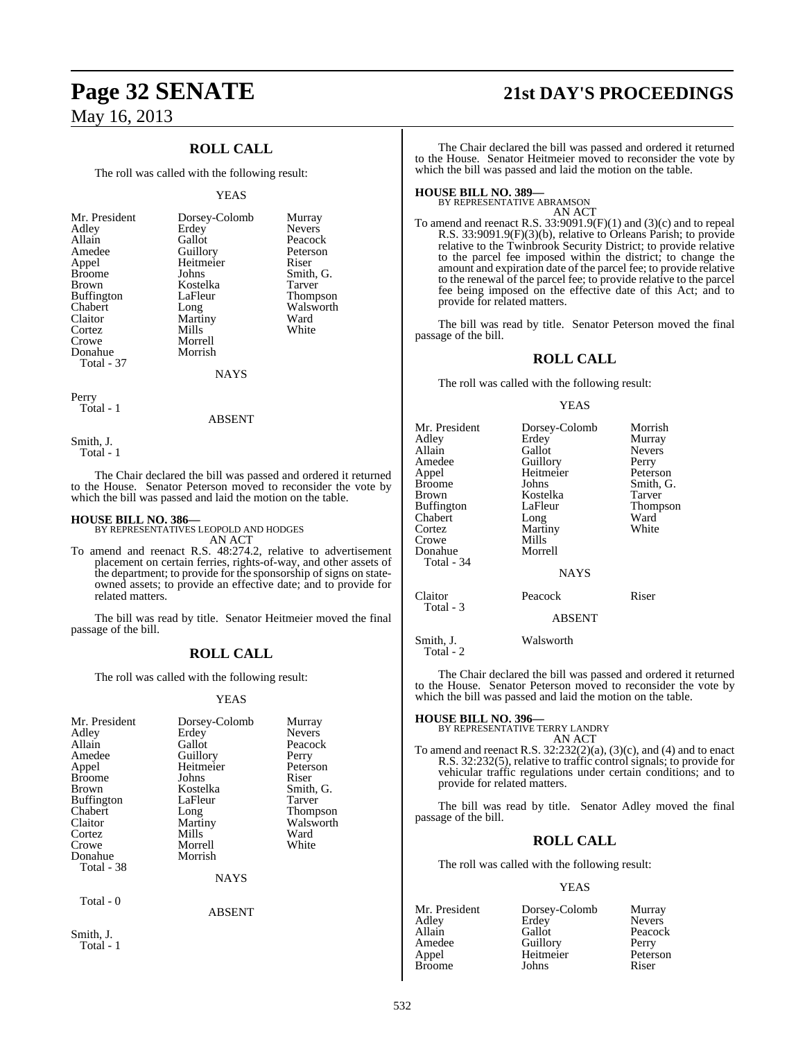## ROLL CALL

The roll was called with the following result:

YEAS

| | | |
|---|---|---|
| Mr. President | Dorsey-Colomb | Murray |
| Adley | Erdey | Nevers |
| Allain | Gallot | Peacock |
| Amedee | Guillory | Peterson |
| Appel | Heitmeier | Riser |
| Broome | Johns | Smith, G. |
| Brown | Kostelka | Tarver |
| Buffington | LaFleur | Thompson |
| Chabert | Long | Walsworth |
| Claitor | Martiny | Ward |
| Cortez | Mills | White |
| Crowe | Morrell | |
| Donahue | Morrish | |
| Total - 37 | | |

NAYS

Perry
Total - 1

ABSENT

Smith, J.
Total - 1

The Chair declared the bill was passed and ordered it returned to the House. Senator Peterson moved to reconsider the vote by which the bill was passed and laid the motion on the table.

**HOUSE BILL NO. 386—**
BY REPRESENTATIVES LEOPOLD AND HODGES
AN ACT

To amend and reenact R.S. 48:274.2, relative to advertisement placement on certain ferries, rights-of-way, and other assets of the department; to provide for the sponsorship of signs on state-owned assets; to provide an effective date; and to provide for related matters.

The bill was read by title. Senator Heitmeier moved the final passage of the bill.

## ROLL CALL

The roll was called with the following result:

YEAS

| | | |
|---|---|---|
| Mr. President | Dorsey-Colomb | Murray |
| Adley | Erdey | Nevers |
| Allain | Gallot | Peacock |
| Amedee | Guillory | Perry |
| Appel | Heitmeier | Peterson |
| Broome | Johns | Riser |
| Brown | Kostelka | Smith, G. |
| Buffington | LaFleur | Tarver |
| Chabert | Long | Thompson |
| Claitor | Martiny | Walsworth |
| Cortez | Mills | Ward |
| Crowe | Morrell | White |
| Donahue | Morrish | |
| Total - 38 | | |

NAYS

Total - 0

ABSENT

Smith, J.
Total - 1

The Chair declared the bill was passed and ordered it returned to the House. Senator Heitmeier moved to reconsider the vote by which the bill was passed and laid the motion on the table.

**HOUSE BILL NO. 389—**
BY REPRESENTATIVE ABRAMSON
AN ACT

To amend and reenact R.S. 33:9091.9(F)(1) and (3)(c) and to repeal R.S. 33:9091.9(F)(3)(b), relative to Orleans Parish; to provide relative to the Twinbrook Security District; to provide relative to the parcel fee imposed within the district; to change the amount and expiration date of the parcel fee; to provide relative to the renewal of the parcel fee; to provide relative to the parcel fee being imposed on the effective date of this Act; and to provide for related matters.

The bill was read by title. Senator Peterson moved the final passage of the bill.

## ROLL CALL

The roll was called with the following result:

YEAS

| | | |
|---|---|---|
| Mr. President | Dorsey-Colomb | Morrish |
| Adley | Erdey | Murray |
| Allain | Gallot | Nevers |
| Amedee | Guillory | Perry |
| Appel | Heitmeier | Peterson |
| Broome | Johns | Smith, G. |
| Brown | Kostelka | Tarver |
| Buffington | LaFleur | Thompson |
| Chabert | Long | Ward |
| Cortez | Martiny | White |
| Crowe | Mills | |
| Donahue | Morrell | |
| Total - 34 | | |

NAYS

| | | |
|---|---|---|
| Claitor | Peacock | Riser |
| Total - 3 | | |

ABSENT

| | |
|---|---|
| Smith, J. | Walsworth |
| Total - 2 | |

The Chair declared the bill was passed and ordered it returned to the House. Senator Peterson moved to reconsider the vote by which the bill was passed and laid the motion on the table.

**HOUSE BILL NO. 396—**
BY REPRESENTATIVE TERRY LANDRY
AN ACT

To amend and reenact R.S. 32:232(2)(a), (3)(c), and (4) and to enact R.S. 32:232(5), relative to traffic control signals; to provide for vehicular traffic regulations under certain conditions; and to provide for related matters.

The bill was read by title. Senator Adley moved the final passage of the bill.

## ROLL CALL

The roll was called with the following result:

YEAS

| | | |
|---|---|---|
| Mr. President | Dorsey-Colomb | Murray |
| Adley | Erdey | Nevers |
| Allain | Gallot | Peacock |
| Amedee | Guillory | Perry |
| Appel | Heitmeier | Peterson |
| Broome | Johns | Riser |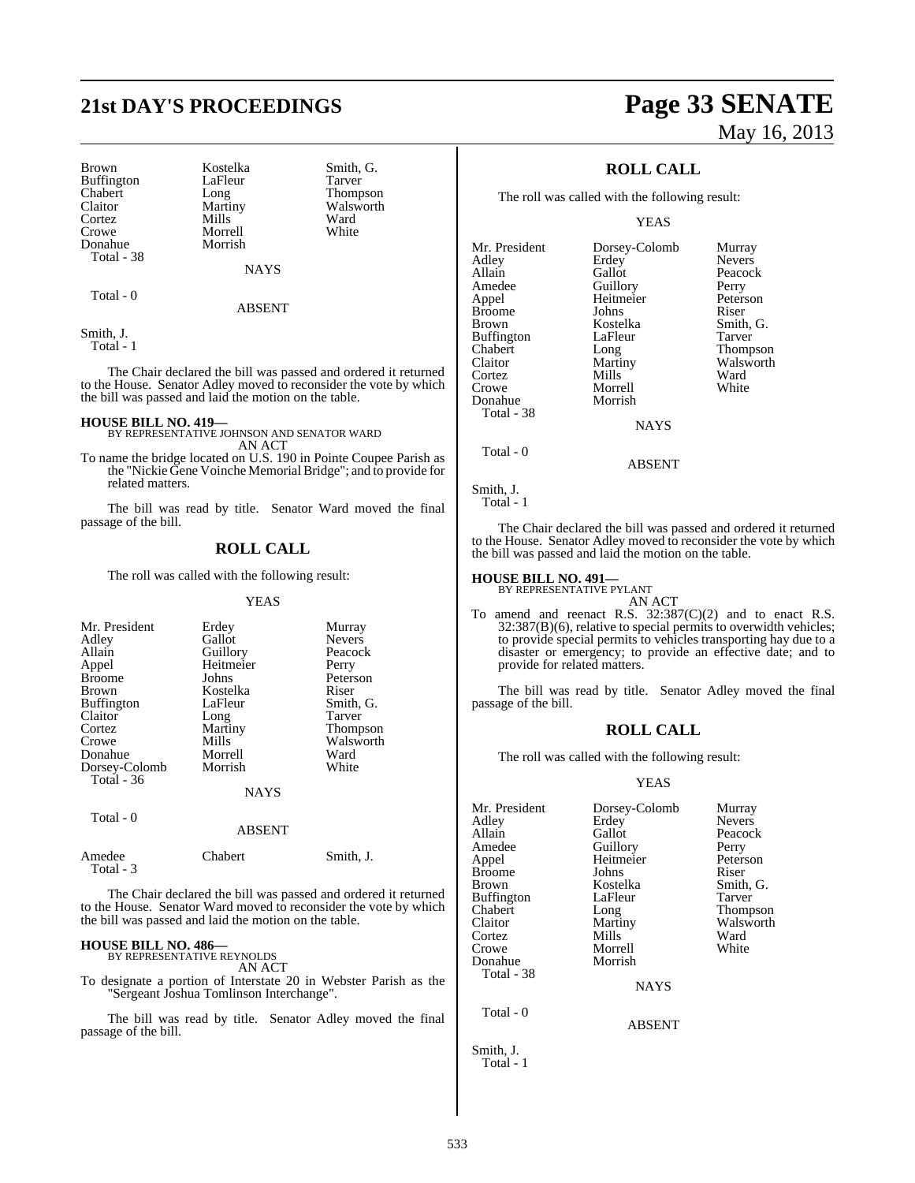| Brown | Kostelka | Smith, G. |
|---|---|---|
| Buffington | LaFleur | Tarver |
| Chabert | Long | Thompson |
| Claitor | Martiny | Walsworth |
| Cortez | Mills | Ward |
| Crowe | Morrell | White |
| Donahue | Morrish | |
| Total - 38 | | |

NAYS

Total - 0

ABSENT

Smith, J.
Total - 1

The Chair declared the bill was passed and ordered it returned to the House. Senator Adley moved to reconsider the vote by which the bill was passed and laid the motion on the table.

**HOUSE BILL NO. 419—**
BY REPRESENTATIVE JOHNSON AND SENATOR WARD
AN ACT

To name the bridge located on U.S. 190 in Pointe Coupee Parish as the "Nickie Gene Voinche Memorial Bridge"; and to provide for related matters.

The bill was read by title. Senator Ward moved the final passage of the bill.

## ROLL CALL

The roll was called with the following result:

YEAS

| Mr. President | Erdey | Murray |
|---|---|---|
| Adley | Gallot | Nevers |
| Allain | Guillory | Peacock |
| Appel | Heitmeier | Perry |
| Broome | Johns | Peterson |
| Brown | Kostelka | Riser |
| Buffington | LaFleur | Smith, G. |
| Claitor | Long | Tarver |
| Cortez | Martiny | Thompson |
| Crowe | Mills | Walsworth |
| Donahue | Morrell | Ward |
| Dorsey-Colomb | Morrish | White |
| Total - 36 | | |

NAYS

Total - 0

ABSENT

| Amedee | Chabert | Smith, J. |
|---|---|---|
| Total - 3 | | |

The Chair declared the bill was passed and ordered it returned to the House. Senator Ward moved to reconsider the vote by which the bill was passed and laid the motion on the table.

**HOUSE BILL NO. 486—**
BY REPRESENTATIVE REYNOLDS
AN ACT

To designate a portion of Interstate 20 in Webster Parish as the "Sergeant Joshua Tomlinson Interchange".

The bill was read by title. Senator Adley moved the final passage of the bill.

## ROLL CALL

The roll was called with the following result:

YEAS

| Mr. President | Dorsey-Colomb | Murray |
|---|---|---|
| Adley | Erdey | Nevers |
| Allain | Gallot | Peacock |
| Amedee | Guillory | Perry |
| Appel | Heitmeier | Peterson |
| Broome | Johns | Riser |
| Brown | Kostelka | Smith, G. |
| Buffington | LaFleur | Tarver |
| Chabert | Long | Thompson |
| Claitor | Martiny | Walsworth |
| Cortez | Mills | Ward |
| Crowe | Morrell | White |
| Donahue | Morrish | |
| Total - 38 | | |

NAYS

Total - 0

ABSENT

Smith, J.
Total - 1

The Chair declared the bill was passed and ordered it returned to the House. Senator Adley moved to reconsider the vote by which the bill was passed and laid the motion on the table.

**HOUSE BILL NO. 491—**
BY REPRESENTATIVE PYLANT
AN ACT

To amend and reenact R.S. 32:387(C)(2) and to enact R.S. 32:387(B)(6), relative to special permits to overwidth vehicles; to provide special permits to vehicles transporting hay due to a disaster or emergency; to provide an effective date; and to provide for related matters.

The bill was read by title. Senator Adley moved the final passage of the bill.

## ROLL CALL

The roll was called with the following result:

YEAS

| Mr. President | Dorsey-Colomb | Murray |
|---|---|---|
| Adley | Erdey | Nevers |
| Allain | Gallot | Peacock |
| Amedee | Guillory | Perry |
| Appel | Heitmeier | Peterson |
| Broome | Johns | Riser |
| Brown | Kostelka | Smith, G. |
| Buffington | LaFleur | Tarver |
| Chabert | Long | Thompson |
| Claitor | Martiny | Walsworth |
| Cortez | Mills | Ward |
| Crowe | Morrell | White |
| Donahue | Morrish | |
| Total - 38 | | |

NAYS

Total - 0

ABSENT

Smith, J.
Total - 1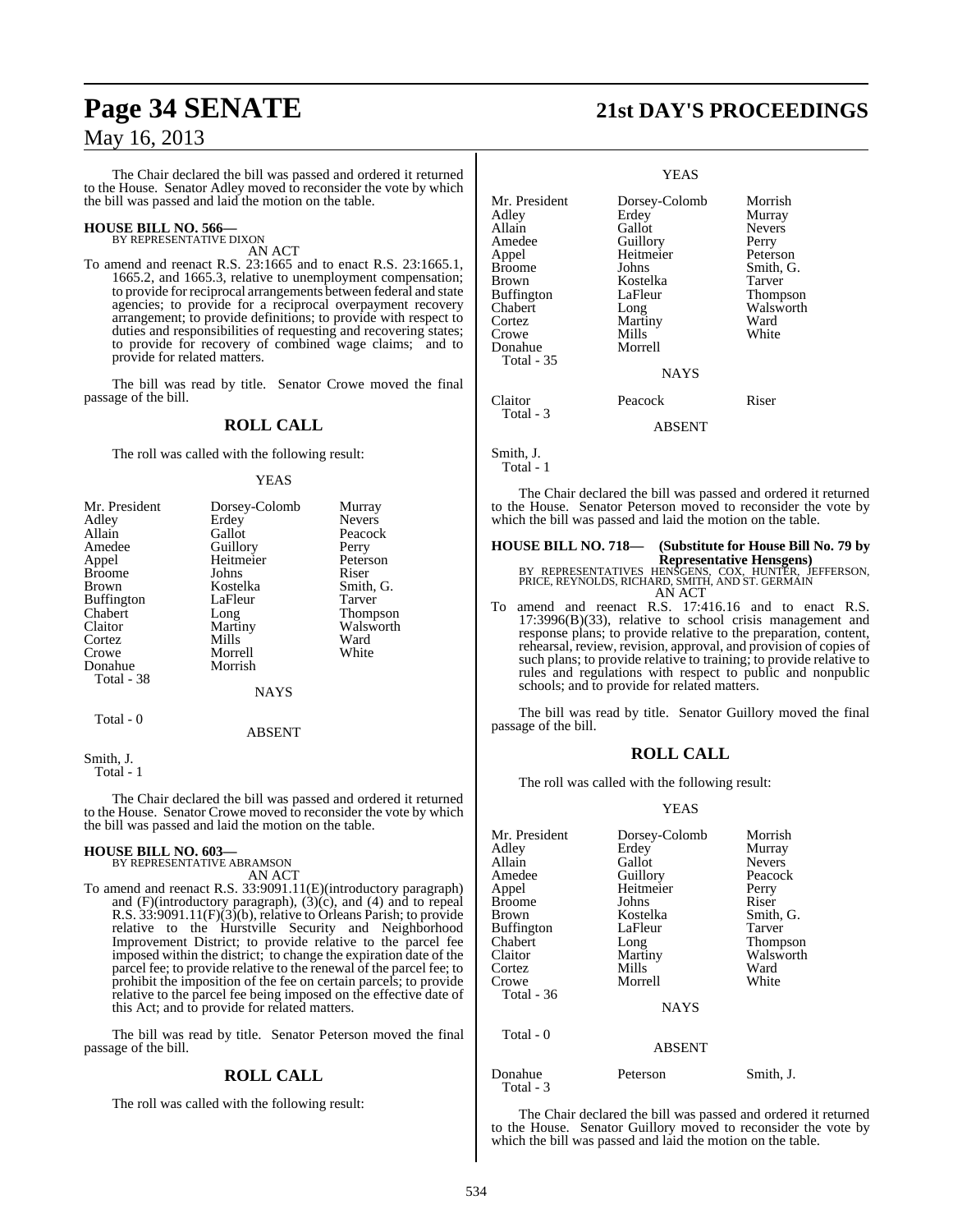The Chair declared the bill was passed and ordered it returned to the House. Senator Adley moved to reconsider the vote by which the bill was passed and laid the motion on the table.

**HOUSE BILL NO. 566—**
BY REPRESENTATIVE DIXON
AN ACT

To amend and reenact R.S. 23:1665 and to enact R.S. 23:1665.1, 1665.2, and 1665.3, relative to unemployment compensation; to provide for reciprocal arrangements between federal and state agencies; to provide for a reciprocal overpayment recovery arrangement; to provide definitions; to provide with respect to duties and responsibilities of requesting and recovering states; to provide for recovery of combined wage claims; and to provide for related matters.

The bill was read by title. Senator Crowe moved the final passage of the bill.

## ROLL CALL

The roll was called with the following result:

YEAS

| | | |
|---|---|---|
| Mr. President | Dorsey-Colomb | Murray |
| Adley | Erdey | Nevers |
| Allain | Gallot | Peacock |
| Amedee | Guillory | Perry |
| Appel | Heitmeier | Peterson |
| Broome | Johns | Riser |
| Brown | Kostelka | Smith, G. |
| Buffington | LaFleur | Tarver |
| Chabert | Long | Thompson |
| Claitor | Martiny | Walsworth |
| Cortez | Mills | Ward |
| Crowe | Morrell | White |
| Donahue | Morrish | |

Total - 38

NAYS

Total - 0

ABSENT

Smith, J.

Total - 1

The Chair declared the bill was passed and ordered it returned to the House. Senator Crowe moved to reconsider the vote by which the bill was passed and laid the motion on the table.

**HOUSE BILL NO. 603—**
BY REPRESENTATIVE ABRAMSON
AN ACT

To amend and reenact R.S. 33:9091.11(E)(introductory paragraph) and (F)(introductory paragraph), (3)(c), and (4) and to repeal R.S. 33:9091.11(F)(3)(b), relative to Orleans Parish; to provide relative to the Hurstville Security and Neighborhood Improvement District; to provide relative to the parcel fee imposed within the district; to change the expiration date of the parcel fee; to provide relative to the renewal of the parcel fee; to prohibit the imposition of the fee on certain parcels; to provide relative to the parcel fee being imposed on the effective date of this Act; and to provide for related matters.

The bill was read by title. Senator Peterson moved the final passage of the bill.

## ROLL CALL

The roll was called with the following result:

YEAS

| | | |
|---|---|---|
| Mr. President | Dorsey-Colomb | Morrish |
| Adley | Erdey | Murray |
| Allain | Gallot | Nevers |
| Amedee | Guillory | Perry |
| Appel | Heitmeier | Peterson |
| Broome | Johns | Smith, G. |
| Brown | Kostelka | Tarver |
| Buffington | LaFleur | Thompson |
| Chabert | Long | Walsworth |
| Cortez | Martiny | Ward |
| Crowe | Mills | White |
| Donahue | Morrell | |

Total - 35

NAYS

| | | |
|---|---|---|
| Claitor | Peacock | Riser |

Total - 3

ABSENT

Smith, J.

Total - 1

The Chair declared the bill was passed and ordered it returned to the House. Senator Peterson moved to reconsider the vote by which the bill was passed and laid the motion on the table.

**HOUSE BILL NO. 718— (Substitute for House Bill No. 79 by Representative Hensgens)**
BY REPRESENTATIVES HENSGENS, COX, HUNTER, JEFFERSON, PRICE, REYNOLDS, RICHARD, SMITH, AND ST. GERMAIN
AN ACT

To amend and reenact R.S. 17:416.16 and to enact R.S. 17:3996(B)(33), relative to school crisis management and response plans; to provide relative to the preparation, content, rehearsal, review, revision, approval, and provision of copies of such plans; to provide relative to training; to provide relative to rules and regulations with respect to public and nonpublic schools; and to provide for related matters.

The bill was read by title. Senator Guillory moved the final passage of the bill.

## ROLL CALL

The roll was called with the following result:

YEAS

| | | |
|---|---|---|
| Mr. President | Dorsey-Colomb | Morrish |
| Adley | Erdey | Murray |
| Allain | Gallot | Nevers |
| Amedee | Guillory | Peacock |
| Appel | Heitmeier | Perry |
| Broome | Johns | Riser |
| Brown | Kostelka | Smith, G. |
| Buffington | LaFleur | Tarver |
| Chabert | Long | Thompson |
| Claitor | Martiny | Walsworth |
| Cortez | Mills | Ward |
| Crowe | Morrell | White |

Total - 36

NAYS

Total - 0

ABSENT

| | | |
|---|---|---|
| Donahue | Peterson | Smith, J. |

Total - 3

The Chair declared the bill was passed and ordered it returned to the House. Senator Guillory moved to reconsider the vote by which the bill was passed and laid the motion on the table.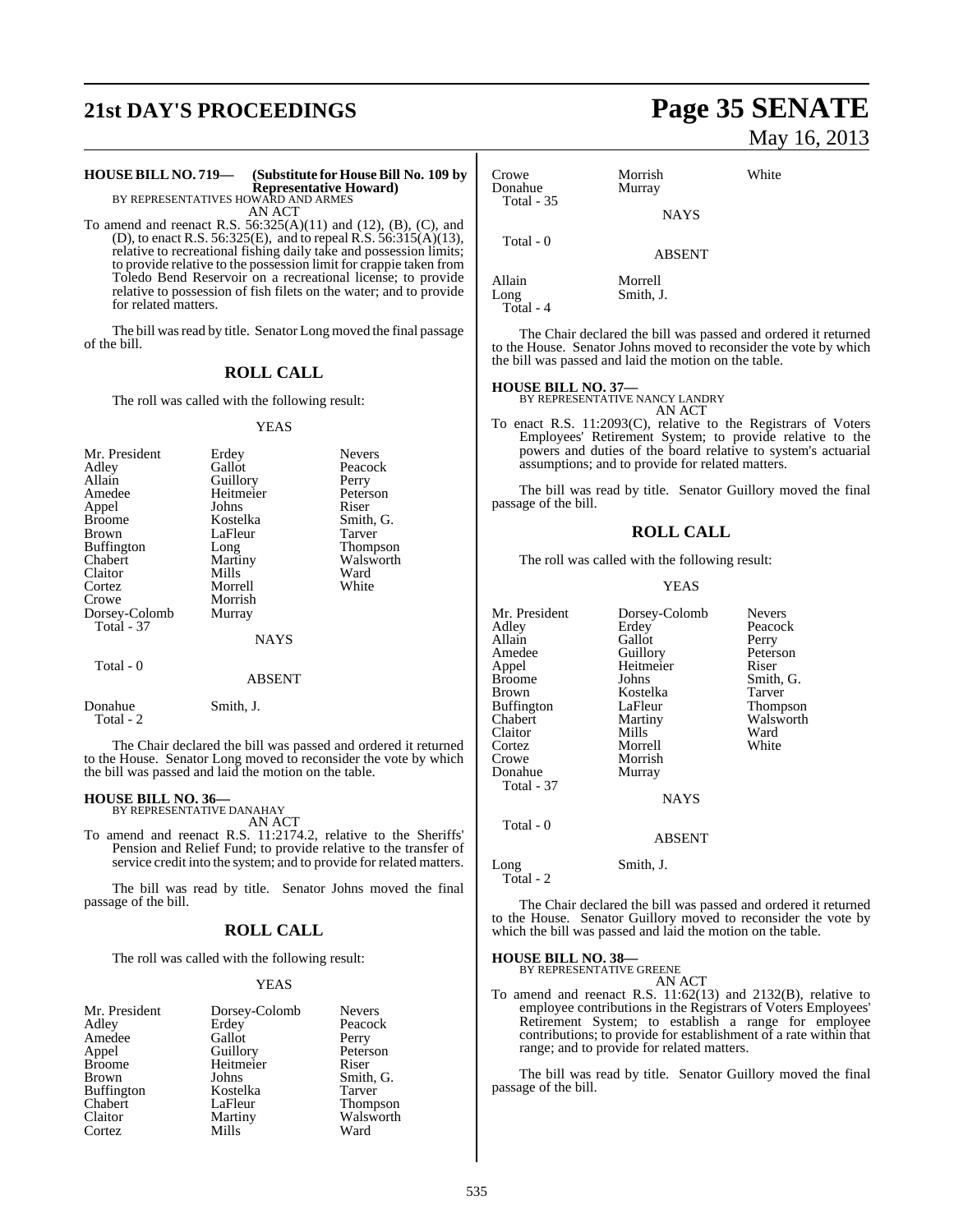**HOUSE BILL NO. 719— (Substitute for House Bill No. 109 by Representative Howard)**
BY REPRESENTATIVES HOWARD AND ARMES

AN ACT

To amend and reenact R.S. 56:325(A)(11) and (12), (B), (C), and (D), to enact R.S. 56:325(E), and to repeal R.S. 56:315(A)(13), relative to recreational fishing daily take and possession limits; to provide relative to the possession limit for crappie taken from Toledo Bend Reservoir on a recreational license; to provide relative to possession of fish filets on the water; and to provide for related matters.

The bill was read by title. Senator Long moved the final passage of the bill.

## ROLL CALL

The roll was called with the following result:

YEAS

| | | |
|---|---|---|
| Mr. President | Erdey | Nevers |
| Adley | Gallot | Peacock |
| Allain | Guillory | Perry |
| Amedee | Heitmeier | Peterson |
| Appel | Johns | Riser |
| Broome | Kostelka | Smith, G. |
| Brown | LaFleur | Tarver |
| Buffington | Long | Thompson |
| Chabert | Martiny | Walsworth |
| Claitor | Mills | Ward |
| Cortez | Morrell | White |
| Crowe | Morrish | |
| Dorsey-Colomb | Murray | |
| Total - 37 | | |

NAYS

Total - 0

ABSENT

| | |
|---|---|
| Donahue | Smith, J. |
| Total - 2 | |

The Chair declared the bill was passed and ordered it returned to the House. Senator Long moved to reconsider the vote by which the bill was passed and laid the motion on the table.

**HOUSE BILL NO. 36—**
BY REPRESENTATIVE DANAHAY

AN ACT

To amend and reenact R.S. 11:2174.2, relative to the Sheriffs' Pension and Relief Fund; to provide relative to the transfer of service credit into the system; and to provide for related matters.

The bill was read by title. Senator Johns moved the final passage of the bill.

## ROLL CALL

The roll was called with the following result:

YEAS

| | | |
|---|---|---|
| Mr. President | Dorsey-Colomb | Nevers |
| Adley | Erdey | Peacock |
| Amedee | Gallot | Perry |
| Appel | Guillory | Peterson |
| Broome | Heitmeier | Riser |
| Brown | Johns | Smith, G. |
| Buffington | Kostelka | Tarver |
| Chabert | LaFleur | Thompson |
| Claitor | Martiny | Walsworth |
| Cortez | Mills | Ward |
| Crowe | Morrish | White |
| Donahue | Murray | |
| Total - 35 | | |

NAYS

Total - 0

ABSENT

| | |
|---|---|
| Allain | Morrell |
| Long | Smith, J. |
| Total - 4 | |

The Chair declared the bill was passed and ordered it returned to the House. Senator Johns moved to reconsider the vote by which the bill was passed and laid the motion on the table.

**HOUSE BILL NO. 37—**
BY REPRESENTATIVE NANCY LANDRY

AN ACT

To enact R.S. 11:2093(C), relative to the Registrars of Voters Employees' Retirement System; to provide relative to the powers and duties of the board relative to system's actuarial assumptions; and to provide for related matters.

The bill was read by title. Senator Guillory moved the final passage of the bill.

## ROLL CALL

The roll was called with the following result:

YEAS

| | | |
|---|---|---|
| Mr. President | Dorsey-Colomb | Nevers |
| Adley | Erdey | Peacock |
| Allain | Gallot | Perry |
| Amedee | Guillory | Peterson |
| Appel | Heitmeier | Riser |
| Broome | Johns | Smith, G. |
| Brown | Kostelka | Tarver |
| Buffington | LaFleur | Thompson |
| Chabert | Martiny | Walsworth |
| Claitor | Mills | Ward |
| Cortez | Morrell | White |
| Crowe | Morrish | |
| Donahue | Murray | |
| Total - 37 | | |

NAYS

Total - 0

ABSENT

| | |
|---|---|
| Long | Smith, J. |
| Total - 2 | |

The Chair declared the bill was passed and ordered it returned to the House. Senator Guillory moved to reconsider the vote by which the bill was passed and laid the motion on the table.

**HOUSE BILL NO. 38—**
BY REPRESENTATIVE GREENE

AN ACT

To amend and reenact R.S. 11:62(13) and 2132(B), relative to employee contributions in the Registrars of Voters Employees' Retirement System; to establish a range for employee contributions; to provide for establishment of a rate within that range; and to provide for related matters.

The bill was read by title. Senator Guillory moved the final passage of the bill.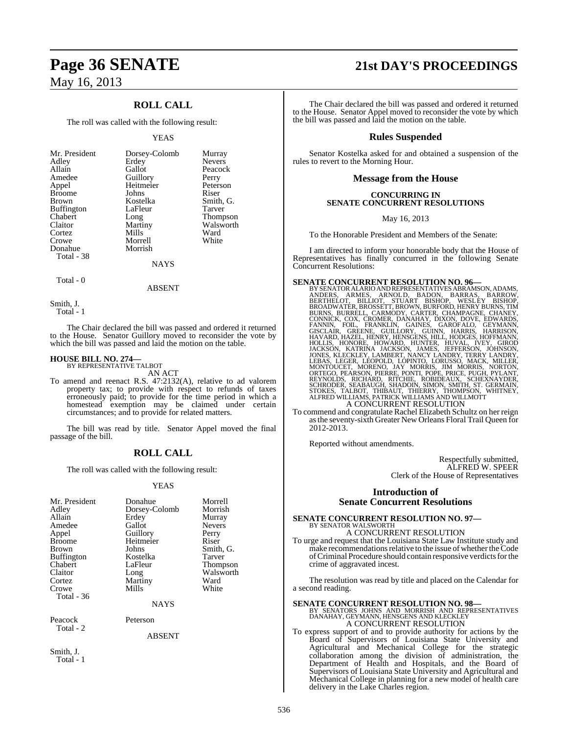## ROLL CALL

The roll was called with the following result:

YEAS

| | | |
|---|---|---|
| Mr. President | Dorsey-Colomb | Murray |
| Adley | Erdey | Nevers |
| Allain | Gallot | Peacock |
| Amedee | Guillory | Perry |
| Appel | Heitmeier | Peterson |
| Broome | Johns | Riser |
| Brown | Kostelka | Smith, G. |
| Buffington | LaFleur | Tarver |
| Chabert | Long | Thompson |
| Claitor | Martiny | Walsworth |
| Cortez | Mills | Ward |
| Crowe | Morrell | White |
| Donahue | Morrish | |

Total - 38

NAYS

Total - 0

ABSENT

Smith, J.

Total - 1

The Chair declared the bill was passed and ordered it returned to the House. Senator Guillory moved to reconsider the vote by which the bill was passed and laid the motion on the table.

**HOUSE BILL NO. 274—**
BY REPRESENTATIVE TALBOT
AN ACT

To amend and reenact R.S. 47:2132(A), relative to ad valorem property tax; to provide with respect to refunds of taxes erroneously paid; to provide for the time period in which a homestead exemption may be claimed under certain circumstances; and to provide for related matters.

The bill was read by title. Senator Appel moved the final passage of the bill.

## ROLL CALL

The roll was called with the following result:

YEAS

| | | |
|---|---|---|
| Mr. President | Donahue | Morrell |
| Adley | Dorsey-Colomb | Morrish |
| Allain | Erdey | Murray |
| Amedee | Gallot | Nevers |
| Appel | Guillory | Perry |
| Broome | Heitmeier | Riser |
| Brown | Johns | Smith, G. |
| Buffington | Kostelka | Tarver |
| Chabert | LaFleur | Thompson |
| Claitor | Long | Walsworth |
| Cortez | Martiny | Ward |
| Crowe | Mills | White |

Total - 36

NAYS

Peacock Peterson

Total - 2

ABSENT

Smith, J.

Total - 1

The Chair declared the bill was passed and ordered it returned to the House. Senator Appel moved to reconsider the vote by which the bill was passed and laid the motion on the table.

## Rules Suspended

Senator Kostelka asked for and obtained a suspension of the rules to revert to the Morning Hour.

## Message from the House

**CONCURRING IN SENATE CONCURRENT RESOLUTIONS**

May 16, 2013

To the Honorable President and Members of the Senate:

I am directed to inform your honorable body that the House of Representatives has finally concurred in the following Senate Concurrent Resolutions:

**SENATE CONCURRENT RESOLUTION NO. 96—**
BY SENATOR ALARIO AND REPRESENTATIVES ABRAMSON, ADAMS, ANDERS, ARMES, ARNOLD, BADON, BARRAS, BARROW, BERTHELOT, BILLIOT, STUART BISHOP, WESLEY BISHOP, BROADWATER, BROSSETT, BROWN, BURFORD, HENRY BURNS, TIM BURNS, BURRELL, CARMODY, CARTER, CHAMPAGNE, CHANEY, CONNICK, COX, CROMER, DANAHAY, DIXON, DOVE, EDWARDS, FANNIN, FOIL, FRANKLIN, GAINES, GAROFALO, GEYMANN, GISCLAIR, GREENE, GUILLORY, GUINN, HARRIS, HARRISON, HAVARD, HAZEL, HENRY, HENSGENS, HILL, HODGES, HOFFMANN, HOLLIS, HONORE, HOWARD, HUNTER, HUVAL, IVEY, GIROD JACKSON, KATRINA JACKSON, JAMES, JEFFERSON, JOHNSON, JONES, KLECKLEY, LAMBERT, NANCY LANDRY, TERRY LANDRY, LEBAS, LEGER, LEOPOLD, LOPINTO, LORUSSO, MACK, MILLER, MONTOUCET, MORENO, JAY MORRIS, JIM MORRIS, NORTON, ORTEGO, PEARSON, PIERRE, PONTI, POPE, PRICE, PUGH, PYLANT, REYNOLDS, RICHARD, RITCHIE, ROBIDEAUX, SCHEXNAYDER, SCHRODER, SEABAUGH, SHADOIN, SIMON, SMITH, ST. GERMAIN, STOKES, TALBOT, THIBAUT, THIERRY, THOMPSON, WHITNEY, ALFRED WILLIAMS, PATRICK WILLIAMS AND WILLMOTT
A CONCURRENT RESOLUTION

To commend and congratulate Rachel Elizabeth Schultz on her reign as the seventy-sixth Greater New Orleans Floral Trail Queen for 2012-2013.

Reported without amendments.

Respectfully submitted,
ALFRED W. SPEER
Clerk of the House of Representatives

## Introduction of Senate Concurrent Resolutions

**SENATE CONCURRENT RESOLUTION NO. 97—**
BY SENATOR WALSWORTH
A CONCURRENT RESOLUTION

To urge and request that the Louisiana State Law Institute study and make recommendations relative to the issue of whether the Code of Criminal Procedure should contain responsive verdicts for the crime of aggravated incest.

The resolution was read by title and placed on the Calendar for a second reading.

**SENATE CONCURRENT RESOLUTION NO. 98—**
BY SENATORS JOHNS AND MORRISH AND REPRESENTATIVES DANAHAY, GEYMANN, HENSGENS AND KLECKLEY
A CONCURRENT RESOLUTION

To express support of and to provide authority for actions by the Board of Supervisors of Louisiana State University and Agricultural and Mechanical College for the strategic collaboration among the division of administration, the Department of Health and Hospitals, and the Board of Supervisors of Louisiana State University and Agricultural and Mechanical College in planning for a new model of health care delivery in the Lake Charles region.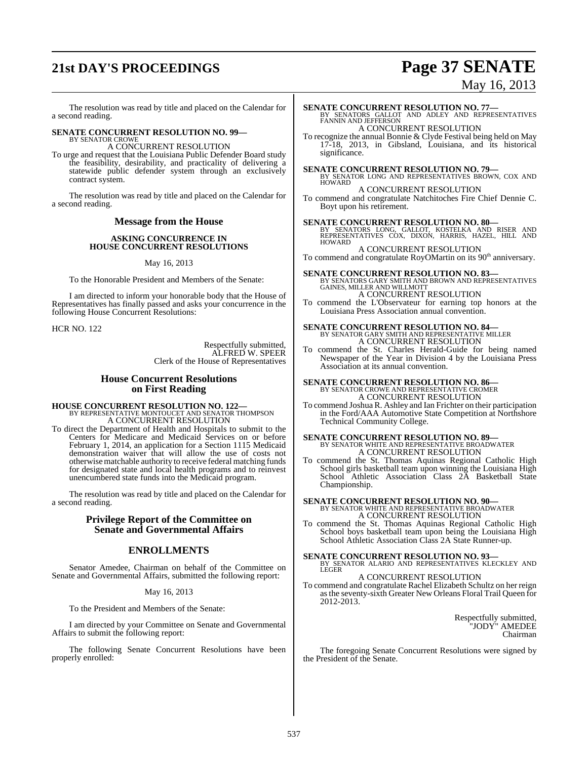The resolution was read by title and placed on the Calendar for a second reading.

**SENATE CONCURRENT RESOLUTION NO. 99—**
BY SENATOR CROWE
A CONCURRENT RESOLUTION

To urge and request that the Louisiana Public Defender Board study the feasibility, desirability, and practicality of delivering a statewide public defender system through an exclusively contract system.

The resolution was read by title and placed on the Calendar for a second reading.

## Message from the House

### ASKING CONCURRENCE IN HOUSE CONCURRENT RESOLUTIONS

May 16, 2013

To the Honorable President and Members of the Senate:

I am directed to inform your honorable body that the House of Representatives has finally passed and asks your concurrence in the following House Concurrent Resolutions:

HCR NO. 122

Respectfully submitted,
ALFRED W. SPEER
Clerk of the House of Representatives

## House Concurrent Resolutions on First Reading

**HOUSE CONCURRENT RESOLUTION NO. 122—**
BY REPRESENTATIVE MONTOUCET AND SENATOR THOMPSON
A CONCURRENT RESOLUTION

To direct the Department of Health and Hospitals to submit to the Centers for Medicare and Medicaid Services on or before February 1, 2014, an application for a Section 1115 Medicaid demonstration waiver that will allow the use of costs not otherwise matchable authority to receive federal matching funds for designated state and local health programs and to reinvest unencumbered state funds into the Medicaid program.

The resolution was read by title and placed on the Calendar for a second reading.

## Privilege Report of the Committee on Senate and Governmental Affairs

## ENROLLMENTS

Senator Amedee, Chairman on behalf of the Committee on Senate and Governmental Affairs, submitted the following report:

May 16, 2013

To the President and Members of the Senate:

I am directed by your Committee on Senate and Governmental Affairs to submit the following report:

The following Senate Concurrent Resolutions have been properly enrolled:

**SENATE CONCURRENT RESOLUTION NO. 77—**
BY SENATORS GALLOT AND ADLEY AND REPRESENTATIVES FANNIN AND JEFFERSON
A CONCURRENT RESOLUTION

To recognize the annual Bonnie & Clyde Festival being held on May 17-18, 2013, in Gibsland, Louisiana, and its historical significance.

**SENATE CONCURRENT RESOLUTION NO. 79—**
BY SENATOR LONG AND REPRESENTATIVES BROWN, COX AND HOWARD
A CONCURRENT RESOLUTION

To commend and congratulate Natchitoches Fire Chief Dennie C. Boyt upon his retirement.

**SENATE CONCURRENT RESOLUTION NO. 80—**
BY SENATORS LONG, GALLOT, KOSTELKA AND RISER AND REPRESENTATIVES COX, DIXON, HARRIS, HAZEL, HILL AND HOWARD
A CONCURRENT RESOLUTION

To commend and congratulate RoyOMartin on its 90th anniversary.

**SENATE CONCURRENT RESOLUTION NO. 83—**
BY SENATORS GARY SMITH AND BROWN AND REPRESENTATIVES GAINES, MILLER AND WILLMOTT
A CONCURRENT RESOLUTION

To commend the L'Observateur for earning top honors at the Louisiana Press Association annual convention.

**SENATE CONCURRENT RESOLUTION NO. 84—**
BY SENATOR GARY SMITH AND REPRESENTATIVE MILLER
A CONCURRENT RESOLUTION

To commend the St. Charles Herald-Guide for being named Newspaper of the Year in Division 4 by the Louisiana Press Association at its annual convention.

**SENATE CONCURRENT RESOLUTION NO. 86—**
BY SENATOR CROWE AND REPRESENTATIVE CROMER
A CONCURRENT RESOLUTION

To commend Joshua R. Ashley and Ian Frichter on their participation in the Ford/AAA Automotive State Competition at Northshore Technical Community College.

**SENATE CONCURRENT RESOLUTION NO. 89—**
BY SENATOR WHITE AND REPRESENTATIVE BROADWATER
A CONCURRENT RESOLUTION

To commend the St. Thomas Aquinas Regional Catholic High School girls basketball team upon winning the Louisiana High School Athletic Association Class 2A Basketball State Championship.

**SENATE CONCURRENT RESOLUTION NO. 90—**
BY SENATOR WHITE AND REPRESENTATIVE BROADWATER
A CONCURRENT RESOLUTION

To commend the St. Thomas Aquinas Regional Catholic High School boys basketball team upon being the Louisiana High School Athletic Association Class 2A State Runner-up.

**SENATE CONCURRENT RESOLUTION NO. 93—**
BY SENATOR ALARIO AND REPRESENTATIVES KLECKLEY AND LEGER
A CONCURRENT RESOLUTION

To commend and congratulate Rachel Elizabeth Schultz on her reign as the seventy-sixth Greater New Orleans Floral Trail Queen for 2012-2013.

Respectfully submitted,
"JODY" AMEDEE
Chairman

The foregoing Senate Concurrent Resolutions were signed by the President of the Senate.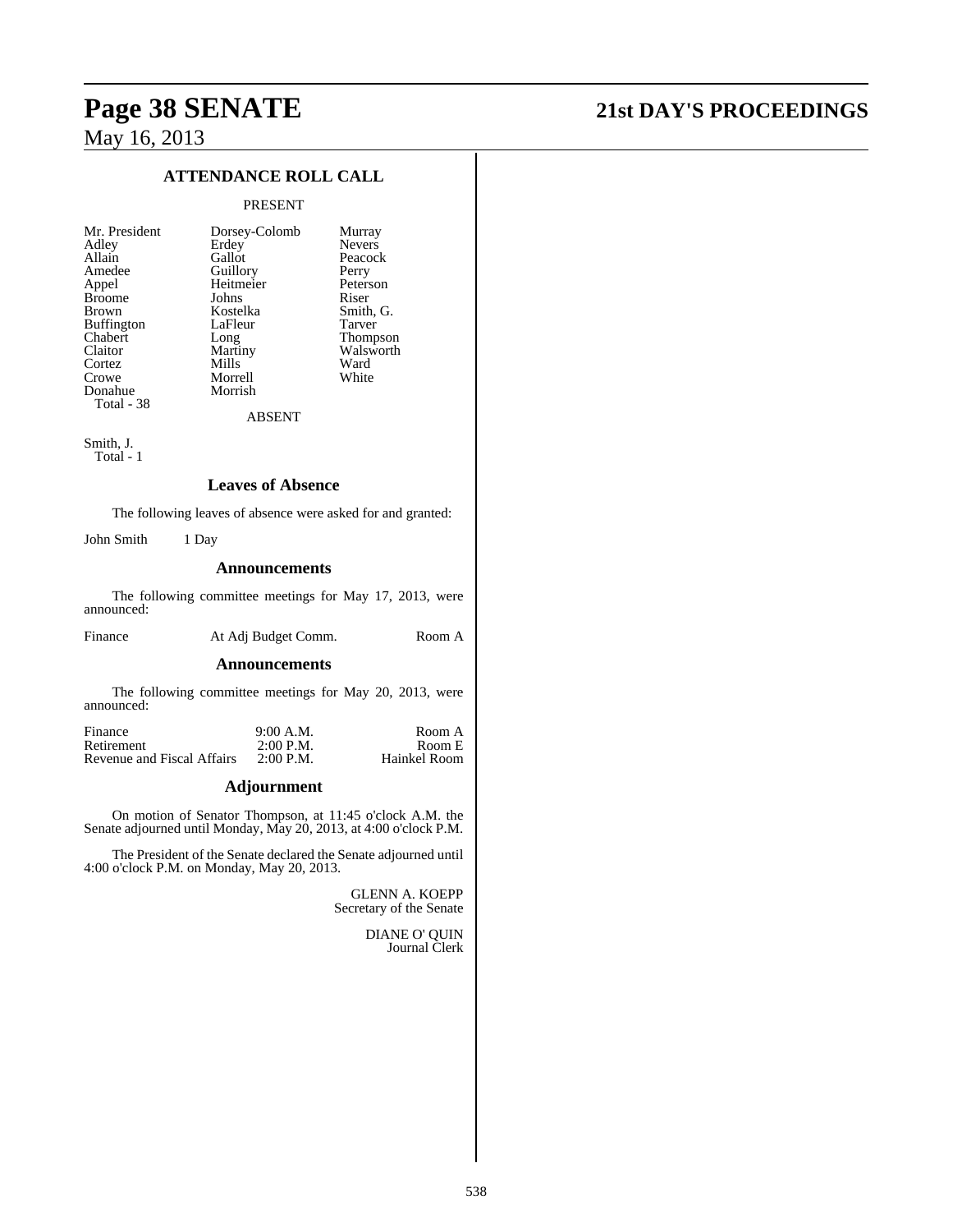## ATTENDANCE ROLL CALL

PRESENT

| | | |
|---|---|---|
| Mr. President | Dorsey-Colomb | Murray |
| Adley | Erdey | Nevers |
| Allain | Gallot | Peacock |
| Amedee | Guillory | Perry |
| Appel | Heitmeier | Peterson |
| Broome | Johns | Riser |
| Brown | Kostelka | Smith, G. |
| Buffington | LaFleur | Tarver |
| Chabert | Long | Thompson |
| Claitor | Martiny | Walsworth |
| Cortez | Mills | Ward |
| Crowe | Morrell | White |
| Donahue | Morrish | |

Total - 38

ABSENT

Smith, J.

Total - 1

### Leaves of Absence

The following leaves of absence were asked for and granted:

John Smith 1 Day

### Announcements

The following committee meetings for May 17, 2013, were announced:

| | | |
|---|---|---|
| Finance | At Adj Budget Comm. | Room A |

### Announcements

The following committee meetings for May 20, 2013, were announced:

| | | |
|---|---|---|
| Finance | 9:00 A.M. | Room A |
| Retirement | 2:00 P.M. | Room E |
| Revenue and Fiscal Affairs | 2:00 P.M. | Hainkel Room |

### Adjournment

On motion of Senator Thompson, at 11:45 o'clock A.M. the Senate adjourned until Monday, May 20, 2013, at 4:00 o'clock P.M.

The President of the Senate declared the Senate adjourned until 4:00 o'clock P.M. on Monday, May 20, 2013.

GLENN A. KOEPP
Secretary of the Senate

DIANE O' QUIN
Journal Clerk